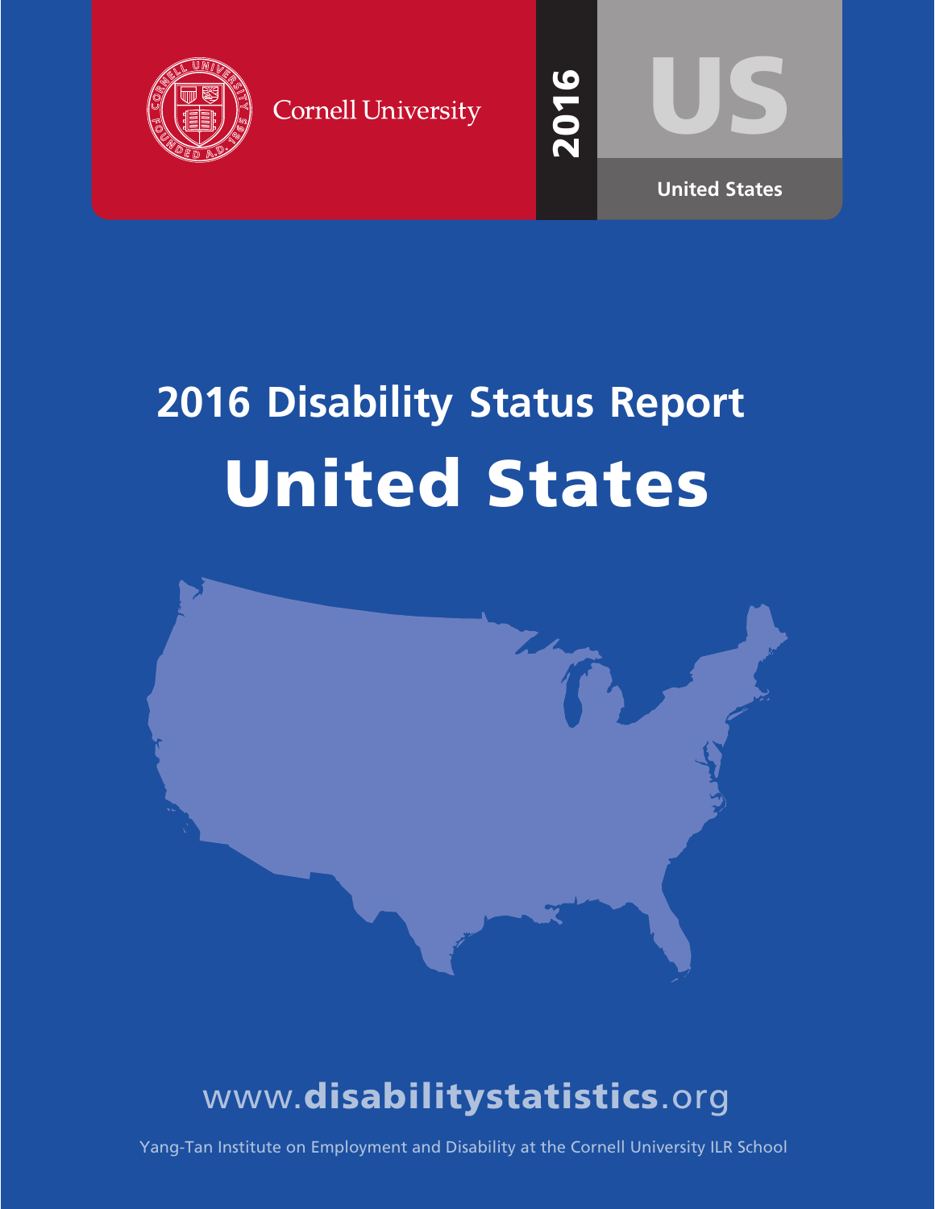Cornell University

2016

US

United States

# 2016 Disability Status Report

# United States

www.disabilitystatistics.org

Yang-Tan Institute on Employment and Disability at the Cornell University ILR School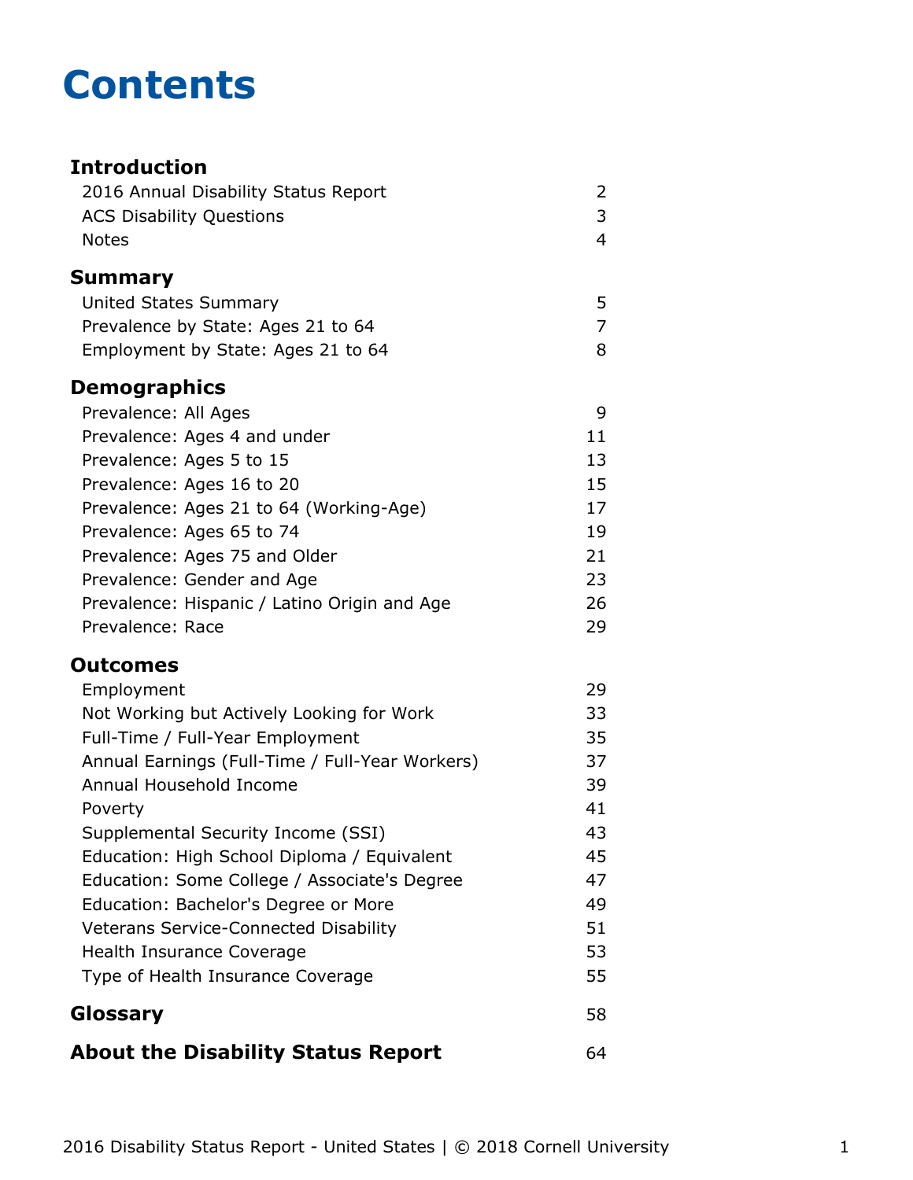# Contents

| | |
|---|---|
| **Introduction** | |
| 2016 Annual Disability Status Report | 2 |
| ACS Disability Questions | 3 |
| Notes | 4 |
| **Summary** | |
| United States Summary | 5 |
| Prevalence by State: Ages 21 to 64 | 7 |
| Employment by State: Ages 21 to 64 | 8 |
| **Demographics** | |
| Prevalence: All Ages | 9 |
| Prevalence: Ages 4 and under | 11 |
| Prevalence: Ages 5 to 15 | 13 |
| Prevalence: Ages 16 to 20 | 15 |
| Prevalence: Ages 21 to 64 (Working-Age) | 17 |
| Prevalence: Ages 65 to 74 | 19 |
| Prevalence: Ages 75 and Older | 21 |
| Prevalence: Gender and Age | 23 |
| Prevalence: Hispanic / Latino Origin and Age | 26 |
| Prevalence: Race | 29 |
| **Outcomes** | |
| Employment | 29 |
| Not Working but Actively Looking for Work | 33 |
| Full-Time / Full-Year Employment | 35 |
| Annual Earnings (Full-Time / Full-Year Workers) | 37 |
| Annual Household Income | 39 |
| Poverty | 41 |
| Supplemental Security Income (SSI) | 43 |
| Education: High School Diploma / Equivalent | 45 |
| Education: Some College / Associate's Degree | 47 |
| Education: Bachelor's Degree or More | 49 |
| Veterans Service-Connected Disability | 51 |
| Health Insurance Coverage | 53 |
| Type of Health Insurance Coverage | 55 |
| **Glossary** | 58 |
| **About the Disability Status Report** | 64 |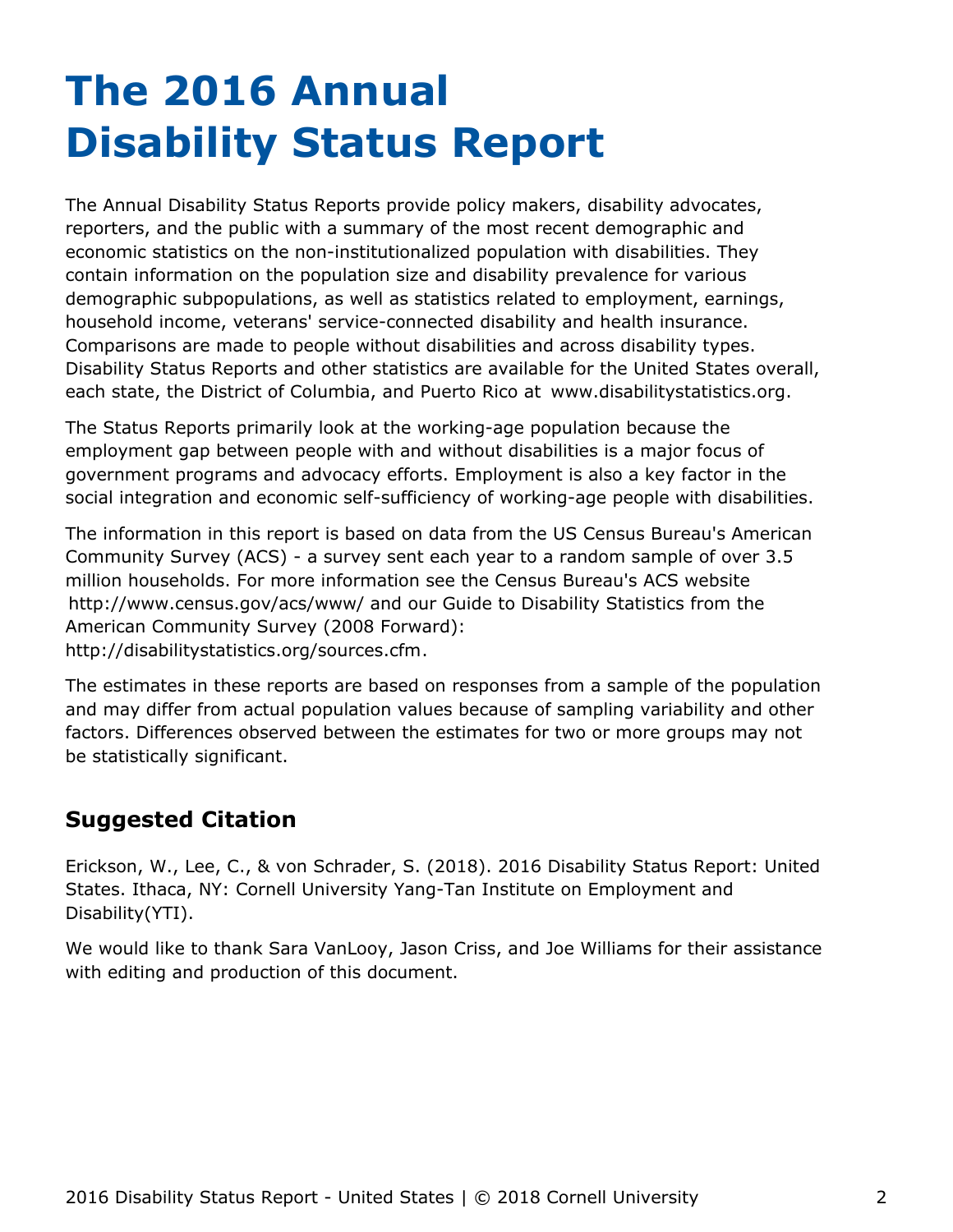# The 2016 Annual Disability Status Report

The Annual Disability Status Reports provide policy makers, disability advocates, reporters, and the public with a summary of the most recent demographic and economic statistics on the non-institutionalized population with disabilities. They contain information on the population size and disability prevalence for various demographic subpopulations, as well as statistics related to employment, earnings, household income, veterans' service-connected disability and health insurance. Comparisons are made to people without disabilities and across disability types. Disability Status Reports and other statistics are available for the United States overall, each state, the District of Columbia, and Puerto Rico at www.disabilitystatistics.org.

The Status Reports primarily look at the working-age population because the employment gap between people with and without disabilities is a major focus of government programs and advocacy efforts. Employment is also a key factor in the social integration and economic self-sufficiency of working-age people with disabilities.

The information in this report is based on data from the US Census Bureau's American Community Survey (ACS) - a survey sent each year to a random sample of over 3.5 million households. For more information see the Census Bureau's ACS website http://www.census.gov/acs/www/ and our Guide to Disability Statistics from the American Community Survey (2008 Forward): http://disabilitystatistics.org/sources.cfm.

The estimates in these reports are based on responses from a sample of the population and may differ from actual population values because of sampling variability and other factors. Differences observed between the estimates for two or more groups may not be statistically significant.

## Suggested Citation

Erickson, W., Lee, C., & von Schrader, S. (2018). 2016 Disability Status Report: United States. Ithaca, NY: Cornell University Yang-Tan Institute on Employment and Disability(YTI).

We would like to thank Sara VanLooy, Jason Criss, and Joe Williams for their assistance with editing and production of this document.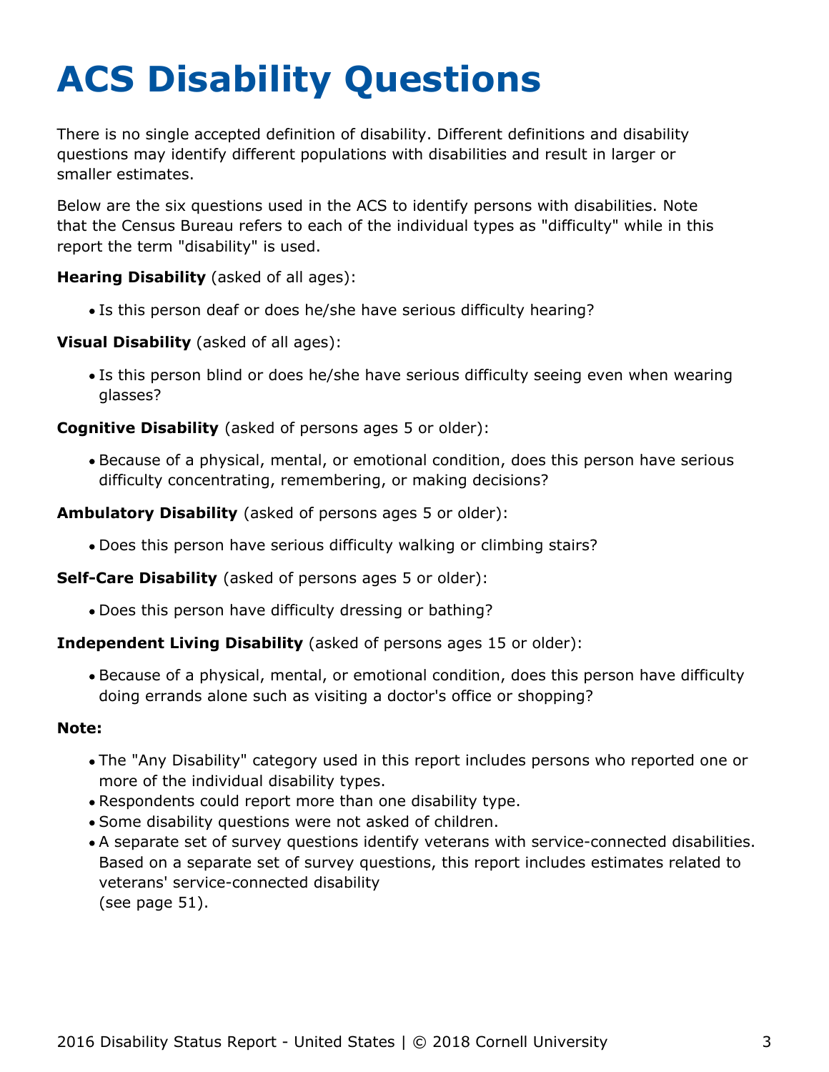# ACS Disability Questions

There is no single accepted definition of disability. Different definitions and disability questions may identify different populations with disabilities and result in larger or smaller estimates.

Below are the six questions used in the ACS to identify persons with disabilities. Note that the Census Bureau refers to each of the individual types as "difficulty" while in this report the term "disability" is used.

**Hearing Disability** (asked of all ages):

- Is this person deaf or does he/she have serious difficulty hearing?

**Visual Disability** (asked of all ages):

- Is this person blind or does he/she have serious difficulty seeing even when wearing glasses?

**Cognitive Disability** (asked of persons ages 5 or older):

- Because of a physical, mental, or emotional condition, does this person have serious difficulty concentrating, remembering, or making decisions?

**Ambulatory Disability** (asked of persons ages 5 or older):

- Does this person have serious difficulty walking or climbing stairs?

**Self-Care Disability** (asked of persons ages 5 or older):

- Does this person have difficulty dressing or bathing?

**Independent Living Disability** (asked of persons ages 15 or older):

- Because of a physical, mental, or emotional condition, does this person have difficulty doing errands alone such as visiting a doctor's office or shopping?

**Note:**

- The "Any Disability" category used in this report includes persons who reported one or more of the individual disability types.
- Respondents could report more than one disability type.
- Some disability questions were not asked of children.
- A separate set of survey questions identify veterans with service-connected disabilities. Based on a separate set of survey questions, this report includes estimates related to veterans' service-connected disability (see page 51).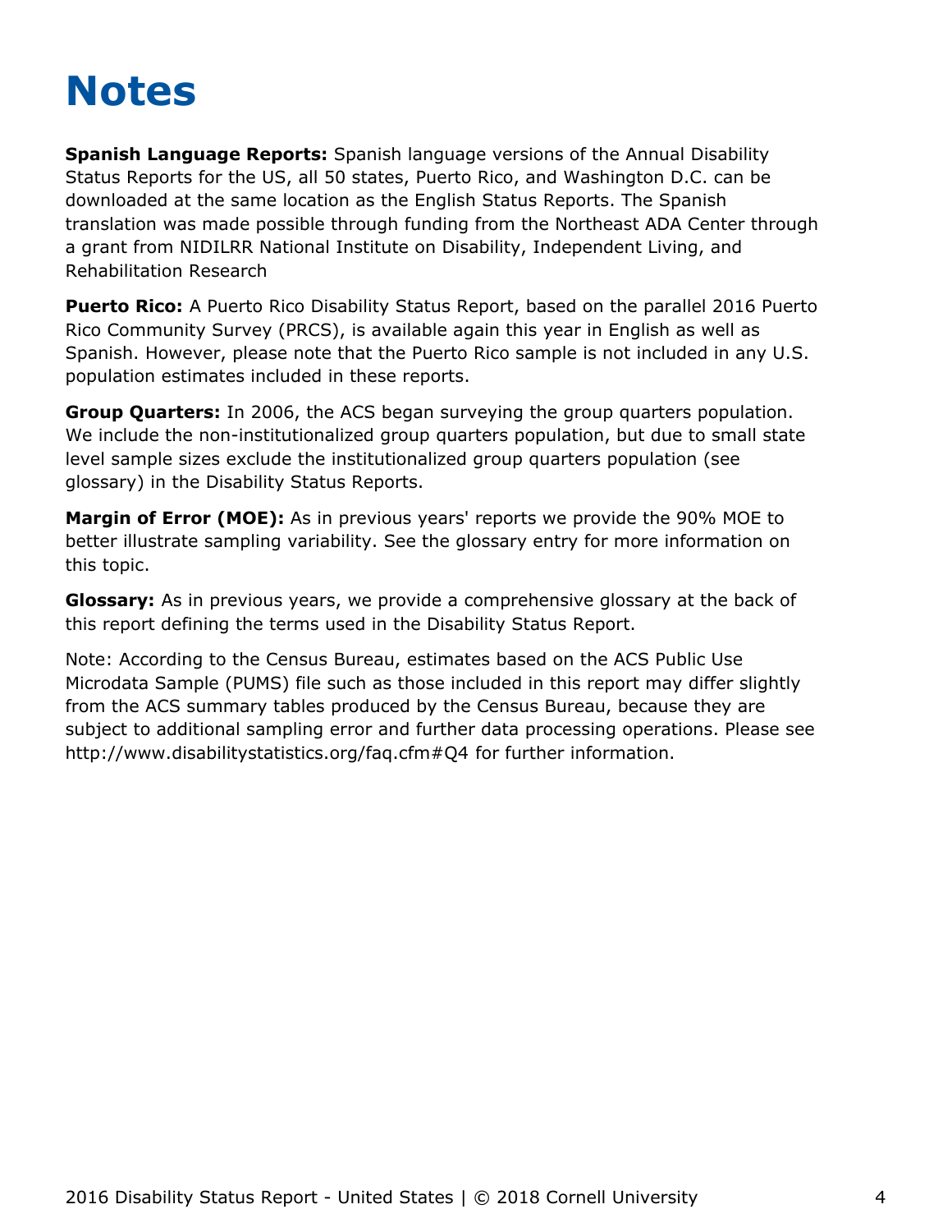# Notes

**Spanish Language Reports:** Spanish language versions of the Annual Disability Status Reports for the US, all 50 states, Puerto Rico, and Washington D.C. can be downloaded at the same location as the English Status Reports. The Spanish translation was made possible through funding from the Northeast ADA Center through a grant from NIDILRR National Institute on Disability, Independent Living, and Rehabilitation Research

**Puerto Rico:** A Puerto Rico Disability Status Report, based on the parallel 2016 Puerto Rico Community Survey (PRCS), is available again this year in English as well as Spanish. However, please note that the Puerto Rico sample is not included in any U.S. population estimates included in these reports.

**Group Quarters:** In 2006, the ACS began surveying the group quarters population. We include the non-institutionalized group quarters population, but due to small state level sample sizes exclude the institutionalized group quarters population (see glossary) in the Disability Status Reports.

**Margin of Error (MOE):** As in previous years' reports we provide the 90% MOE to better illustrate sampling variability. See the glossary entry for more information on this topic.

**Glossary:** As in previous years, we provide a comprehensive glossary at the back of this report defining the terms used in the Disability Status Report.

Note: According to the Census Bureau, estimates based on the ACS Public Use Microdata Sample (PUMS) file such as those included in this report may differ slightly from the ACS summary tables produced by the Census Bureau, because they are subject to additional sampling error and further data processing operations. Please see http://www.disabilitystatistics.org/faq.cfm#Q4 for further information.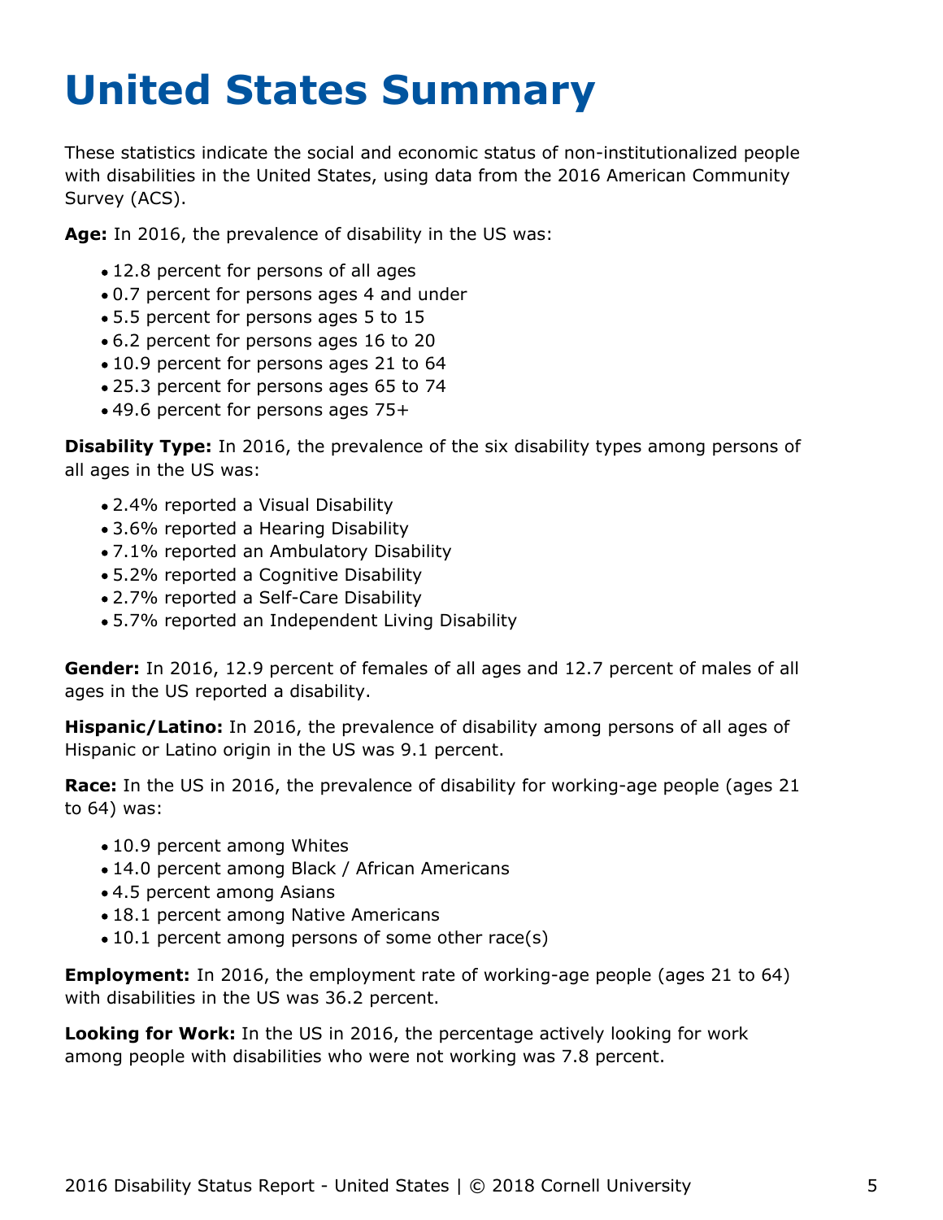# United States Summary

These statistics indicate the social and economic status of non-institutionalized people with disabilities in the United States, using data from the 2016 American Community Survey (ACS).

**Age:** In 2016, the prevalence of disability in the US was:

- 12.8 percent for persons of all ages
- 0.7 percent for persons ages 4 and under
- 5.5 percent for persons ages 5 to 15
- 6.2 percent for persons ages 16 to 20
- 10.9 percent for persons ages 21 to 64
- 25.3 percent for persons ages 65 to 74
- 49.6 percent for persons ages 75+

**Disability Type:** In 2016, the prevalence of the six disability types among persons of all ages in the US was:

- 2.4% reported a Visual Disability
- 3.6% reported a Hearing Disability
- 7.1% reported an Ambulatory Disability
- 5.2% reported a Cognitive Disability
- 2.7% reported a Self-Care Disability
- 5.7% reported an Independent Living Disability

**Gender:** In 2016, 12.9 percent of females of all ages and 12.7 percent of males of all ages in the US reported a disability.

**Hispanic/Latino:** In 2016, the prevalence of disability among persons of all ages of Hispanic or Latino origin in the US was 9.1 percent.

**Race:** In the US in 2016, the prevalence of disability for working-age people (ages 21 to 64) was:

- 10.9 percent among Whites
- 14.0 percent among Black / African Americans
- 4.5 percent among Asians
- 18.1 percent among Native Americans
- 10.1 percent among persons of some other race(s)

**Employment:** In 2016, the employment rate of working-age people (ages 21 to 64) with disabilities in the US was 36.2 percent.

**Looking for Work:** In the US in 2016, the percentage actively looking for work among people with disabilities who were not working was 7.8 percent.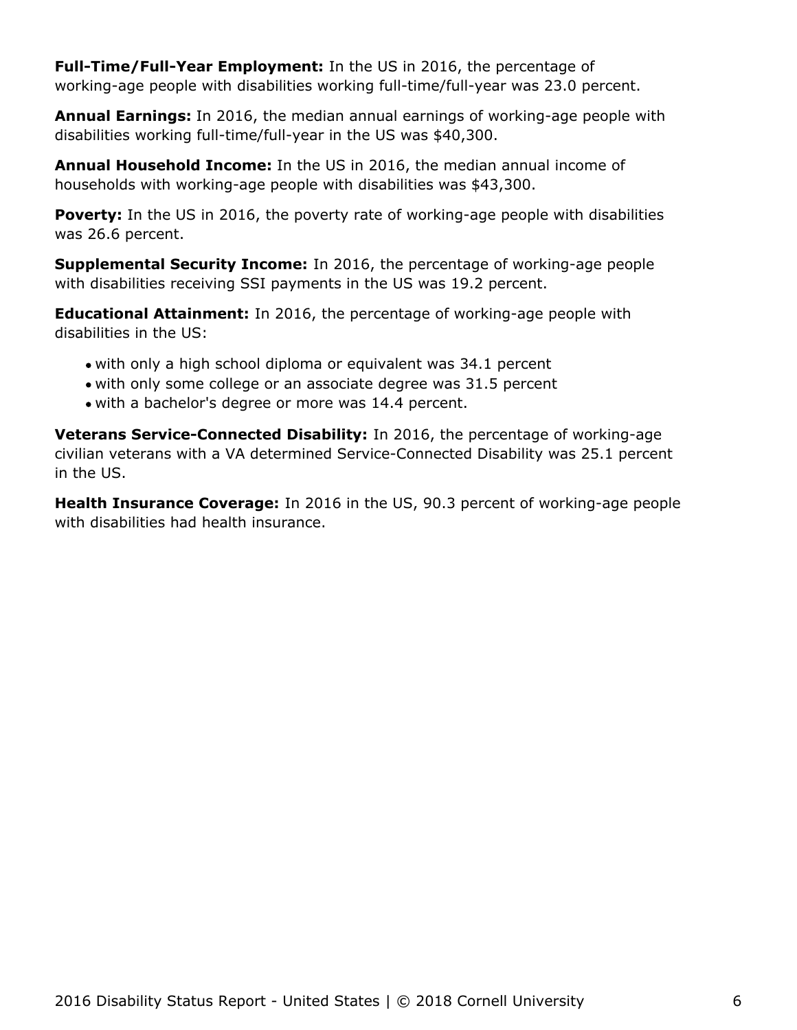**Full-Time/Full-Year Employment:** In the US in 2016, the percentage of working-age people with disabilities working full-time/full-year was 23.0 percent.

**Annual Earnings:** In 2016, the median annual earnings of working-age people with disabilities working full-time/full-year in the US was $40,300.

**Annual Household Income:** In the US in 2016, the median annual income of households with working-age people with disabilities was $43,300.

**Poverty:** In the US in 2016, the poverty rate of working-age people with disabilities was 26.6 percent.

**Supplemental Security Income:** In 2016, the percentage of working-age people with disabilities receiving SSI payments in the US was 19.2 percent.

**Educational Attainment:** In 2016, the percentage of working-age people with disabilities in the US:

- with only a high school diploma or equivalent was 34.1 percent
- with only some college or an associate degree was 31.5 percent
- with a bachelor's degree or more was 14.4 percent.

**Veterans Service-Connected Disability:** In 2016, the percentage of working-age civilian veterans with a VA determined Service-Connected Disability was 25.1 percent in the US.

**Health Insurance Coverage:** In 2016 in the US, 90.3 percent of working-age people with disabilities had health insurance.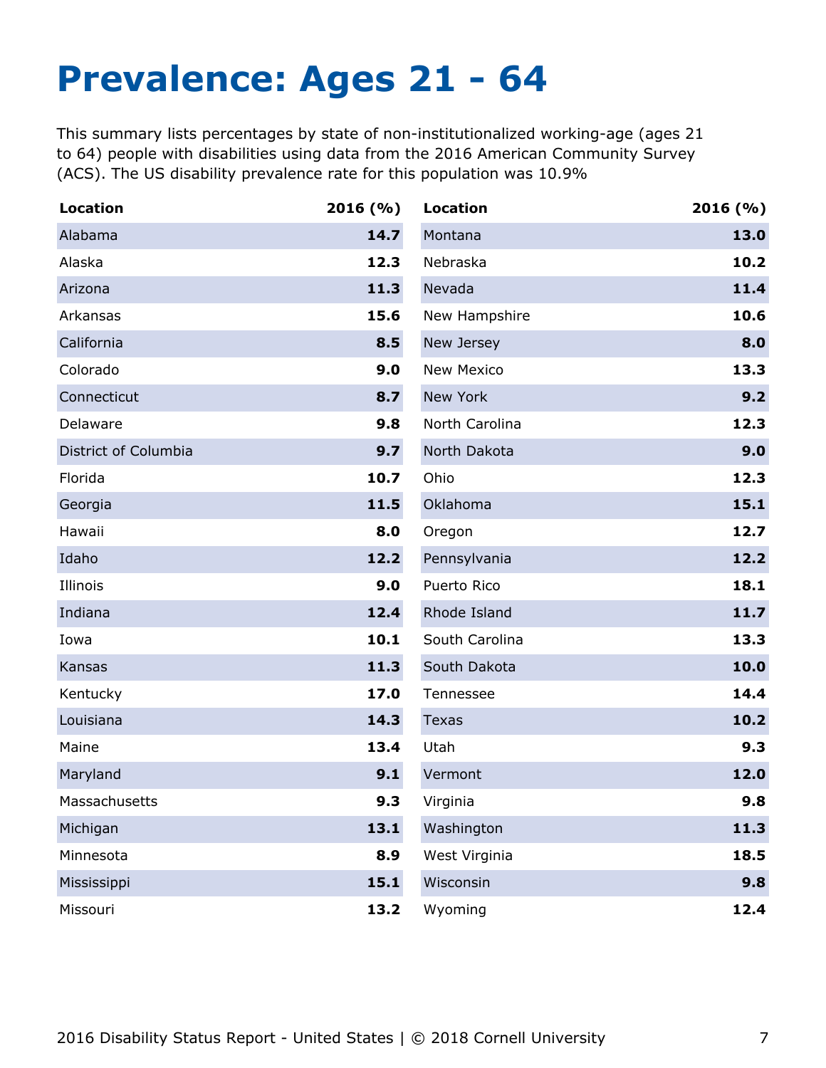# Prevalence: Ages 21 - 64

This summary lists percentages by state of non-institutionalized working-age (ages 21 to 64) people with disabilities using data from the 2016 American Community Survey (ACS). The US disability prevalence rate for this population was 10.9%

| Location | 2016 (%) |
|---|---|
| Alabama | **14.7** |
| Alaska | **12.3** |
| Arizona | **11.3** |
| Arkansas | **15.6** |
| California | **8.5** |
| Colorado | **9.0** |
| Connecticut | **8.7** |
| Delaware | **9.8** |
| District of Columbia | **9.7** |
| Florida | **10.7** |
| Georgia | **11.5** |
| Hawaii | **8.0** |
| Idaho | **12.2** |
| Illinois | **9.0** |
| Indiana | **12.4** |
| Iowa | **10.1** |
| Kansas | **11.3** |
| Kentucky | **17.0** |
| Louisiana | **14.3** |
| Maine | **13.4** |
| Maryland | **9.1** |
| Massachusetts | **9.3** |
| Michigan | **13.1** |
| Minnesota | **8.9** |
| Mississippi | **15.1** |
| Missouri | **13.2** |
| Montana | **13.0** |
| Nebraska | **10.2** |
| Nevada | **11.4** |
| New Hampshire | **10.6** |
| New Jersey | **8.0** |
| New Mexico | **13.3** |
| New York | **9.2** |
| North Carolina | **12.3** |
| North Dakota | **9.0** |
| Ohio | **12.3** |
| Oklahoma | **15.1** |
| Oregon | **12.7** |
| Pennsylvania | **12.2** |
| Puerto Rico | **18.1** |
| Rhode Island | **11.7** |
| South Carolina | **13.3** |
| South Dakota | **10.0** |
| Tennessee | **14.4** |
| Texas | **10.2** |
| Utah | **9.3** |
| Vermont | **12.0** |
| Virginia | **9.8** |
| Washington | **11.3** |
| West Virginia | **18.5** |
| Wisconsin | **9.8** |
| Wyoming | **12.4** |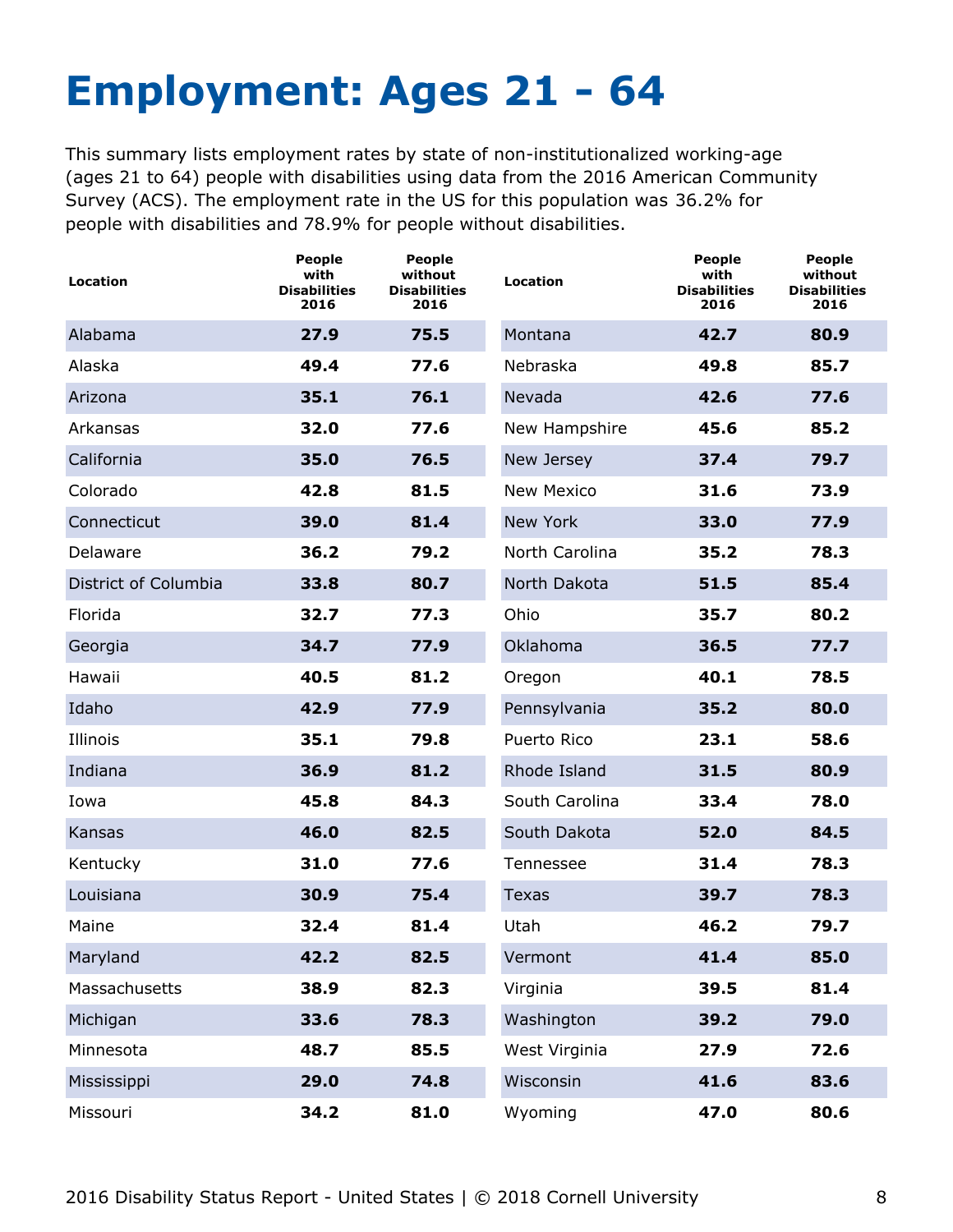# Employment: Ages 21 - 64

This summary lists employment rates by state of non-institutionalized working-age (ages 21 to 64) people with disabilities using data from the 2016 American Community Survey (ACS). The employment rate in the US for this population was 36.2% for people with disabilities and 78.9% for people without disabilities.

| Location | People with Disabilities 2016 | People without Disabilities 2016 |
|---|---|---|
| Alabama | **27.9** | **75.5** |
| Alaska | **49.4** | **77.6** |
| Arizona | **35.1** | **76.1** |
| Arkansas | **32.0** | **77.6** |
| California | **35.0** | **76.5** |
| Colorado | **42.8** | **81.5** |
| Connecticut | **39.0** | **81.4** |
| Delaware | **36.2** | **79.2** |
| District of Columbia | **33.8** | **80.7** |
| Florida | **32.7** | **77.3** |
| Georgia | **34.7** | **77.9** |
| Hawaii | **40.5** | **81.2** |
| Idaho | **42.9** | **77.9** |
| Illinois | **35.1** | **79.8** |
| Indiana | **36.9** | **81.2** |
| Iowa | **45.8** | **84.3** |
| Kansas | **46.0** | **82.5** |
| Kentucky | **31.0** | **77.6** |
| Louisiana | **30.9** | **75.4** |
| Maine | **32.4** | **81.4** |
| Maryland | **42.2** | **82.5** |
| Massachusetts | **38.9** | **82.3** |
| Michigan | **33.6** | **78.3** |
| Minnesota | **48.7** | **85.5** |
| Mississippi | **29.0** | **74.8** |
| Missouri | **34.2** | **81.0** |
| Montana | **42.7** | **80.9** |
| Nebraska | **49.8** | **85.7** |
| Nevada | **42.6** | **77.6** |
| New Hampshire | **45.6** | **85.2** |
| New Jersey | **37.4** | **79.7** |
| New Mexico | **31.6** | **73.9** |
| New York | **33.0** | **77.9** |
| North Carolina | **35.2** | **78.3** |
| North Dakota | **51.5** | **85.4** |
| Ohio | **35.7** | **80.2** |
| Oklahoma | **36.5** | **77.7** |
| Oregon | **40.1** | **78.5** |
| Pennsylvania | **35.2** | **80.0** |
| Puerto Rico | **23.1** | **58.6** |
| Rhode Island | **31.5** | **80.9** |
| South Carolina | **33.4** | **78.0** |
| South Dakota | **52.0** | **84.5** |
| Tennessee | **31.4** | **78.3** |
| Texas | **39.7** | **78.3** |
| Utah | **46.2** | **79.7** |
| Vermont | **41.4** | **85.0** |
| Virginia | **39.5** | **81.4** |
| Washington | **39.2** | **79.0** |
| West Virginia | **27.9** | **72.6** |
| Wisconsin | **41.6** | **83.6** |
| Wyoming | **47.0** | **80.6** |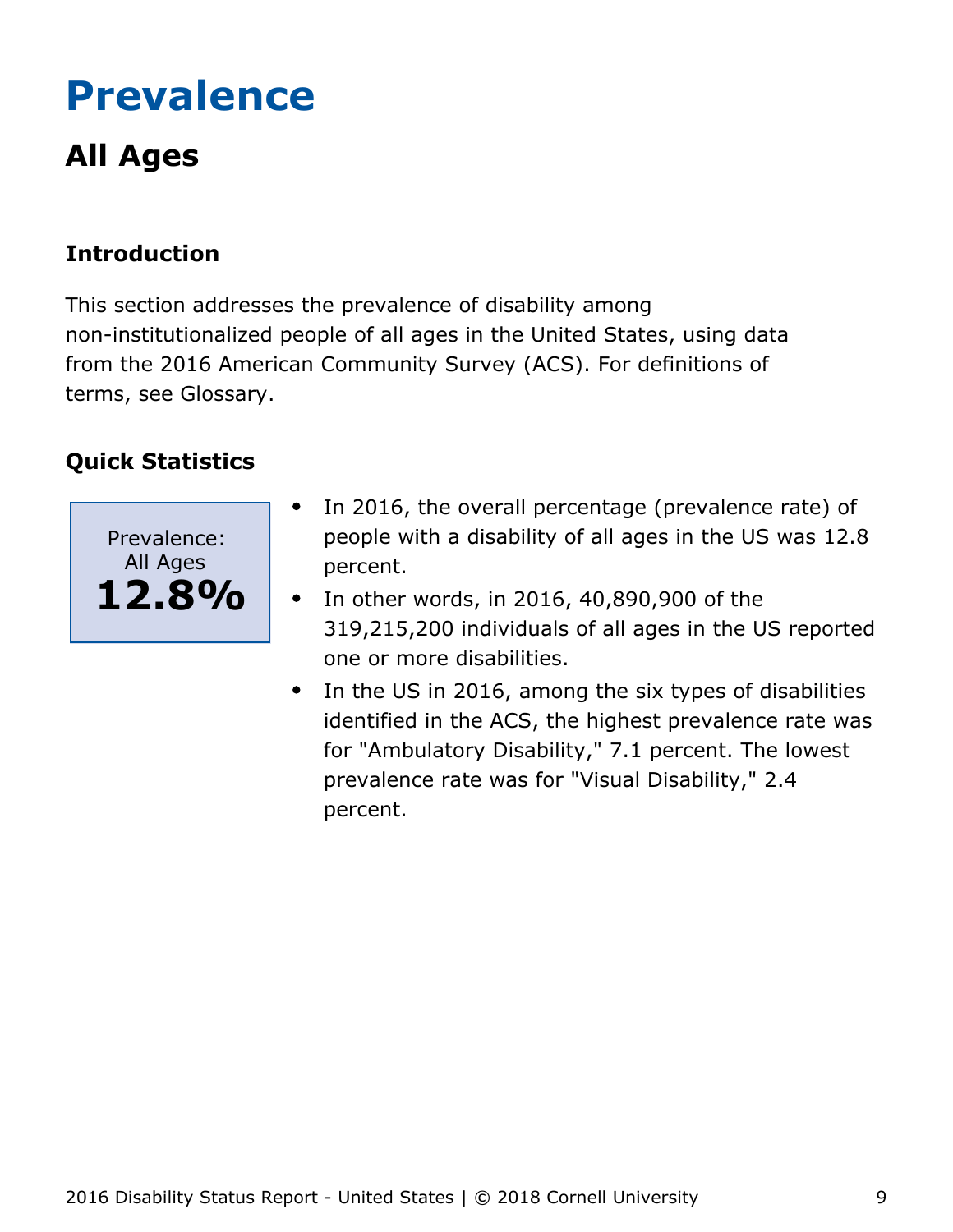# Prevalence

## All Ages

### Introduction

This section addresses the prevalence of disability among non-institutionalized people of all ages in the United States, using data from the 2016 American Community Survey (ACS). For definitions of terms, see Glossary.

### Quick Statistics

Prevalence: All Ages
**12.8%**

- In 2016, the overall percentage (prevalence rate) of people with a disability of all ages in the US was 12.8 percent.
- In other words, in 2016, 40,890,900 of the 319,215,200 individuals of all ages in the US reported one or more disabilities.
- In the US in 2016, among the six types of disabilities identified in the ACS, the highest prevalence rate was for "Ambulatory Disability," 7.1 percent. The lowest prevalence rate was for "Visual Disability," 2.4 percent.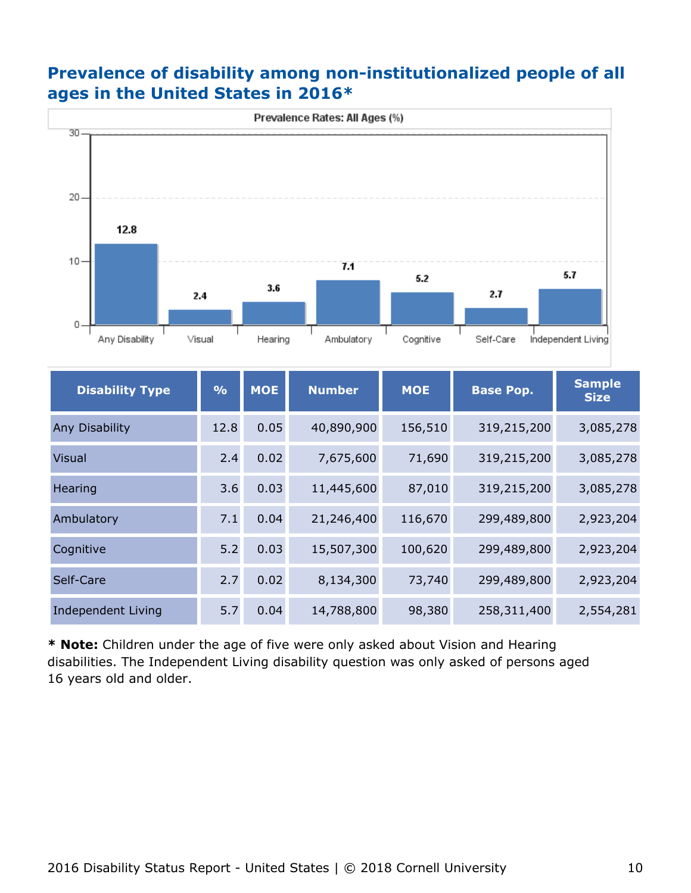## Prevalence of disability among non-institutionalized people of all ages in the United States in 2016*

| Disability Type | % | MOE | Number | MOE | Base Pop. | Sample Size |
|---|---|---|---|---|---|---|
| Any Disability | 12.8 | 0.05 | 40,890,900 | 156,510 | 319,215,200 | 3,085,278 |
| Visual | 2.4 | 0.02 | 7,675,600 | 71,690 | 319,215,200 | 3,085,278 |
| Hearing | 3.6 | 0.03 | 11,445,600 | 87,010 | 319,215,200 | 3,085,278 |
| Ambulatory | 7.1 | 0.04 | 21,246,400 | 116,670 | 299,489,800 | 2,923,204 |
| Cognitive | 5.2 | 0.03 | 15,507,300 | 100,620 | 299,489,800 | 2,923,204 |
| Self-Care | 2.7 | 0.02 | 8,134,300 | 73,740 | 299,489,800 | 2,923,204 |
| Independent Living | 5.7 | 0.04 | 14,788,800 | 98,380 | 258,311,400 | 2,554,281 |

**\* Note:** Children under the age of five were only asked about Vision and Hearing disabilities. The Independent Living disability question was only asked of persons aged 16 years old and older.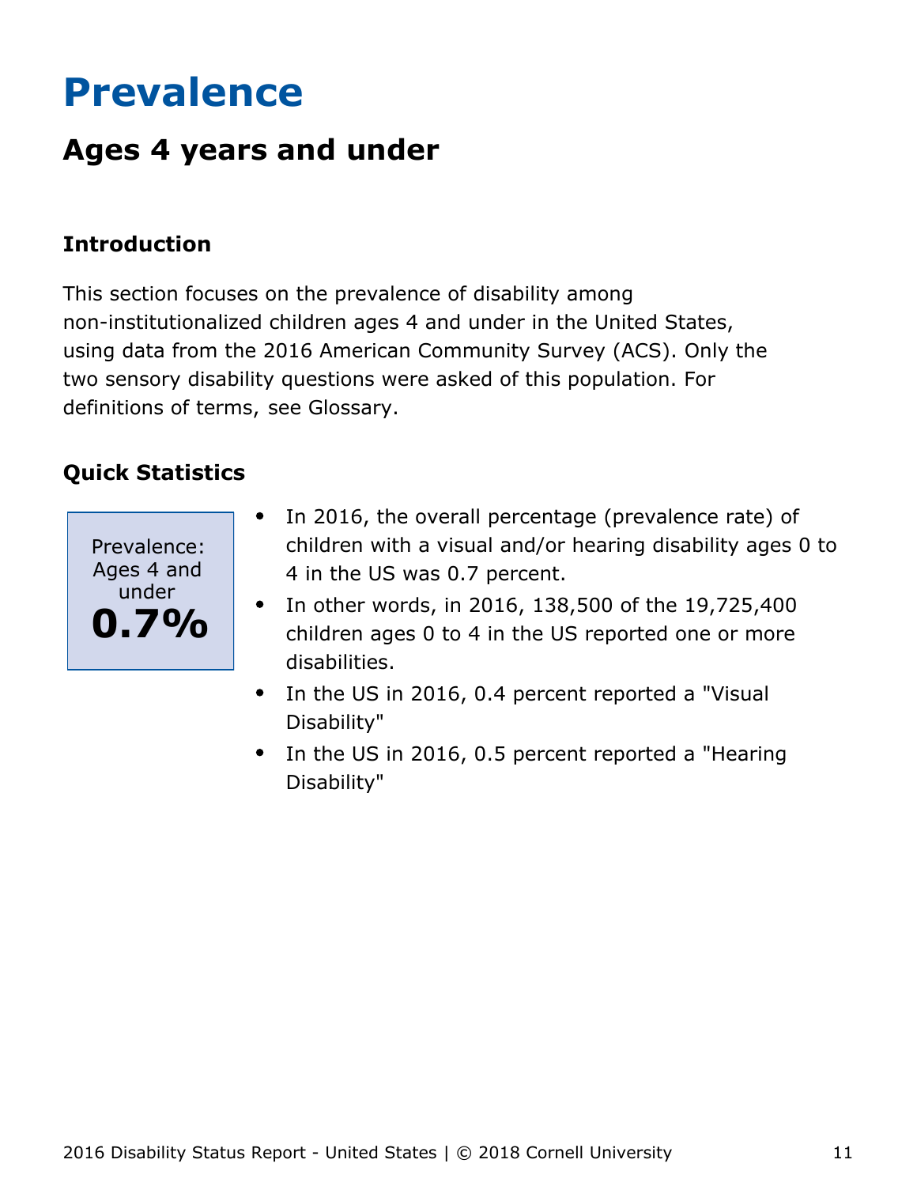# Prevalence

## Ages 4 years and under

### Introduction

This section focuses on the prevalence of disability among non-institutionalized children ages 4 and under in the United States, using data from the 2016 American Community Survey (ACS). Only the two sensory disability questions were asked of this population. For definitions of terms, see Glossary.

### Quick Statistics

Prevalence: Ages 4 and under
**0.7%**

- In 2016, the overall percentage (prevalence rate) of children with a visual and/or hearing disability ages 0 to 4 in the US was 0.7 percent.
- In other words, in 2016, 138,500 of the 19,725,400 children ages 0 to 4 in the US reported one or more disabilities.
- In the US in 2016, 0.4 percent reported a "Visual Disability"
- In the US in 2016, 0.5 percent reported a "Hearing Disability"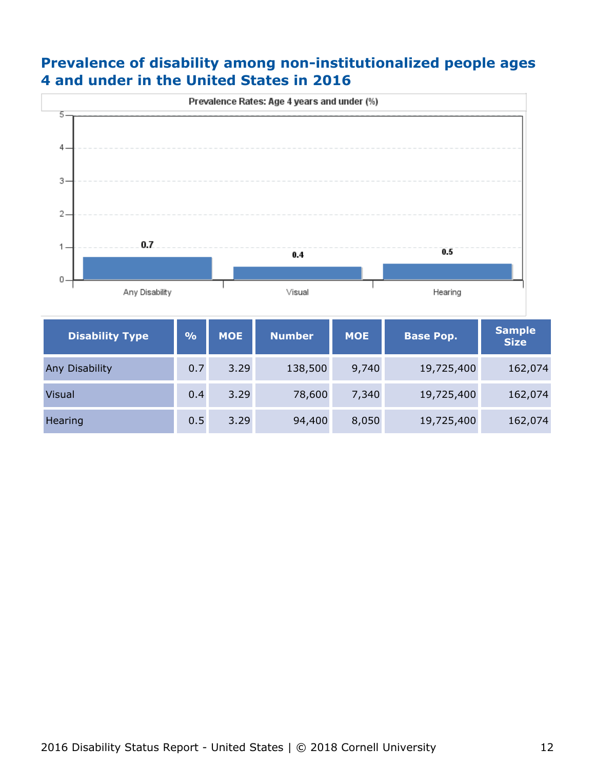## Prevalence of disability among non-institutionalized people ages 4 and under in the United States in 2016

| Disability Type | % | MOE | Number | MOE | Base Pop. | Sample Size |
|---|---|---|---|---|---|---|
| Any Disability | 0.7 | 3.29 | 138,500 | 9,740 | 19,725,400 | 162,074 |
| Visual | 0.4 | 3.29 | 78,600 | 7,340 | 19,725,400 | 162,074 |
| Hearing | 0.5 | 3.29 | 94,400 | 8,050 | 19,725,400 | 162,074 |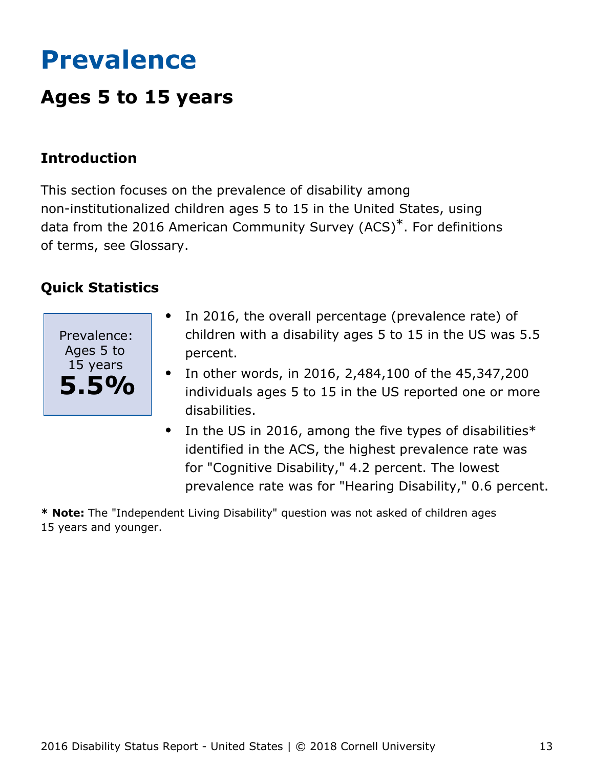# Prevalence

## Ages 5 to 15 years

### Introduction

This section focuses on the prevalence of disability among non-institutionalized children ages 5 to 15 in the United States, using data from the 2016 American Community Survey (ACS)*. For definitions of terms, see Glossary.

### Quick Statistics

Prevalence: Ages 5 to 15 years

**5.5%**

- In 2016, the overall percentage (prevalence rate) of children with a disability ages 5 to 15 in the US was 5.5 percent.
- In other words, in 2016, 2,484,100 of the 45,347,200 individuals ages 5 to 15 in the US reported one or more disabilities.
- In the US in 2016, among the five types of disabilities* identified in the ACS, the highest prevalence rate was for "Cognitive Disability," 4.2 percent. The lowest prevalence rate was for "Hearing Disability," 0.6 percent.

**\* Note:** The "Independent Living Disability" question was not asked of children ages 15 years and younger.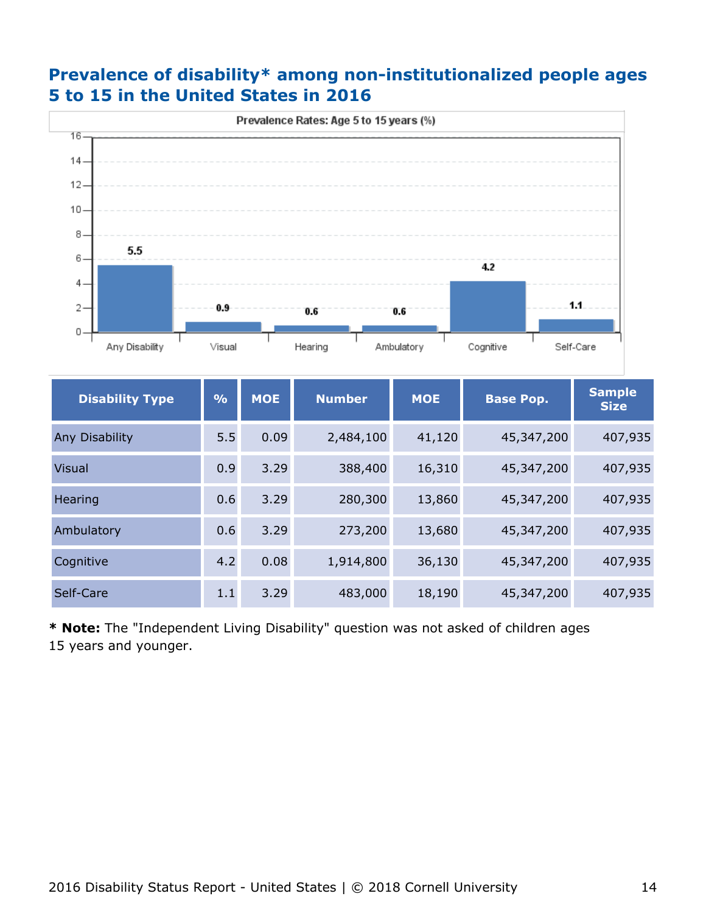## Prevalence of disability* among non-institutionalized people ages 5 to 15 in the United States in 2016

| Disability Type | % | MOE | Number | MOE | Base Pop. | Sample Size |
|---|---|---|---|---|---|---|
| Any Disability | 5.5 | 0.09 | 2,484,100 | 41,120 | 45,347,200 | 407,935 |
| Visual | 0.9 | 3.29 | 388,400 | 16,310 | 45,347,200 | 407,935 |
| Hearing | 0.6 | 3.29 | 280,300 | 13,860 | 45,347,200 | 407,935 |
| Ambulatory | 0.6 | 3.29 | 273,200 | 13,680 | 45,347,200 | 407,935 |
| Cognitive | 4.2 | 0.08 | 1,914,800 | 36,130 | 45,347,200 | 407,935 |
| Self-Care | 1.1 | 3.29 | 483,000 | 18,190 | 45,347,200 | 407,935 |

**\* Note:** The "Independent Living Disability" question was not asked of children ages 15 years and younger.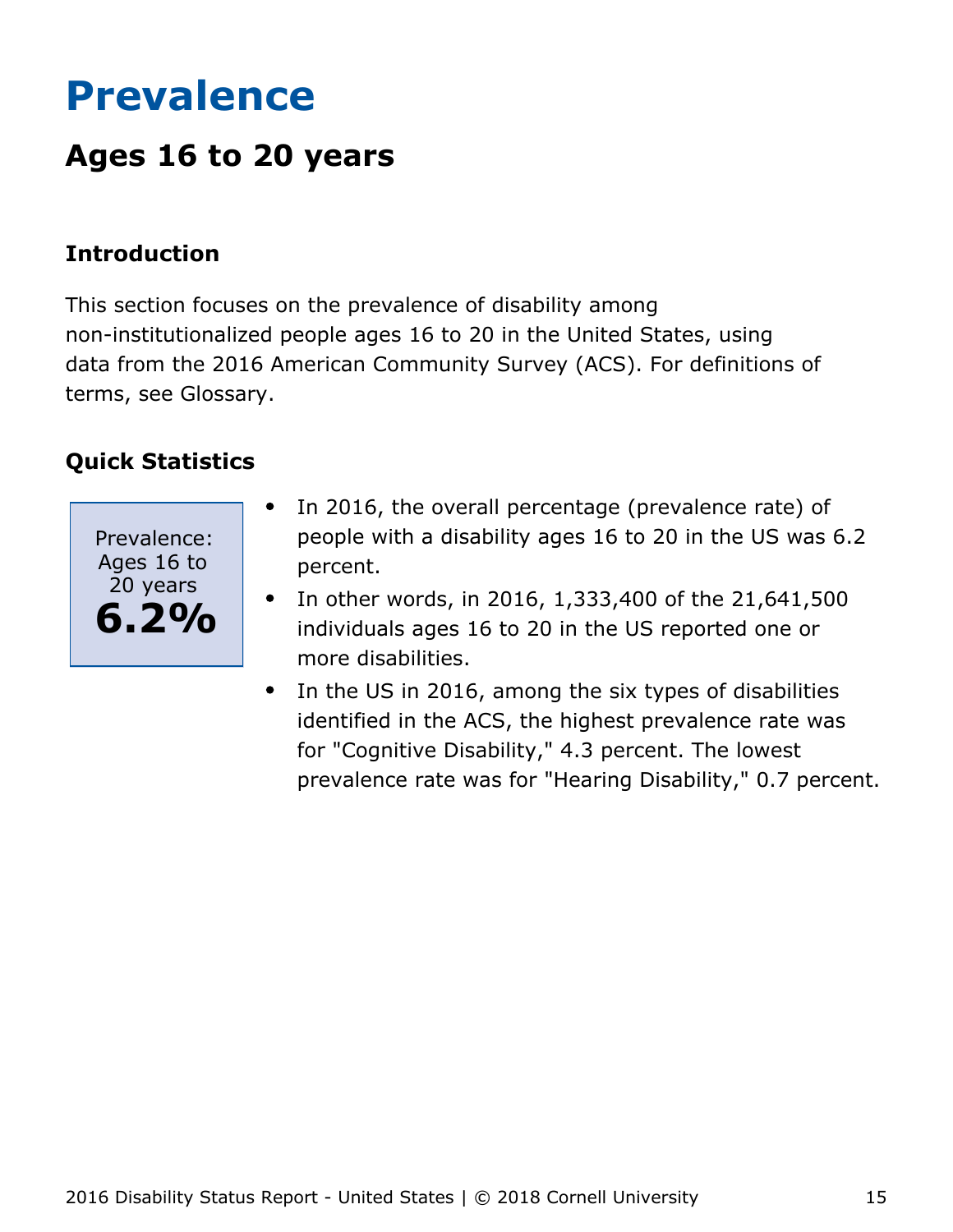# Prevalence

## Ages 16 to 20 years

### Introduction

This section focuses on the prevalence of disability among non-institutionalized people ages 16 to 20 in the United States, using data from the 2016 American Community Survey (ACS). For definitions of terms, see Glossary.

### Quick Statistics

Prevalence: Ages 16 to 20 years

**6.2%**

- In 2016, the overall percentage (prevalence rate) of people with a disability ages 16 to 20 in the US was 6.2 percent.
- In other words, in 2016, 1,333,400 of the 21,641,500 individuals ages 16 to 20 in the US reported one or more disabilities.
- In the US in 2016, among the six types of disabilities identified in the ACS, the highest prevalence rate was for "Cognitive Disability," 4.3 percent. The lowest prevalence rate was for "Hearing Disability," 0.7 percent.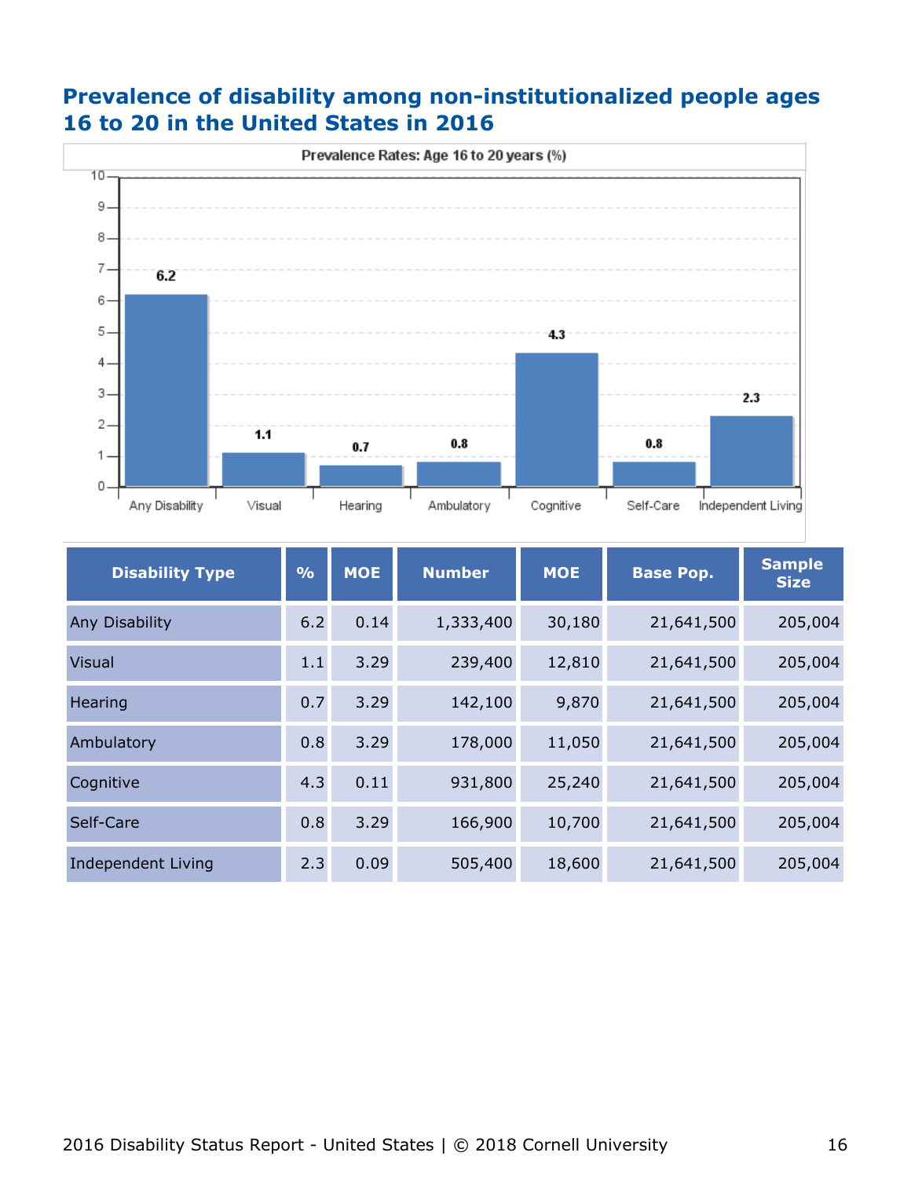## Prevalence of disability among non-institutionalized people ages 16 to 20 in the United States in 2016

| Disability Type | % | MOE | Number | MOE | Base Pop. | Sample Size |
|---|---|---|---|---|---|---|
| Any Disability | 6.2 | 0.14 | 1,333,400 | 30,180 | 21,641,500 | 205,004 |
| Visual | 1.1 | 3.29 | 239,400 | 12,810 | 21,641,500 | 205,004 |
| Hearing | 0.7 | 3.29 | 142,100 | 9,870 | 21,641,500 | 205,004 |
| Ambulatory | 0.8 | 3.29 | 178,000 | 11,050 | 21,641,500 | 205,004 |
| Cognitive | 4.3 | 0.11 | 931,800 | 25,240 | 21,641,500 | 205,004 |
| Self-Care | 0.8 | 3.29 | 166,900 | 10,700 | 21,641,500 | 205,004 |
| Independent Living | 2.3 | 0.09 | 505,400 | 18,600 | 21,641,500 | 205,004 |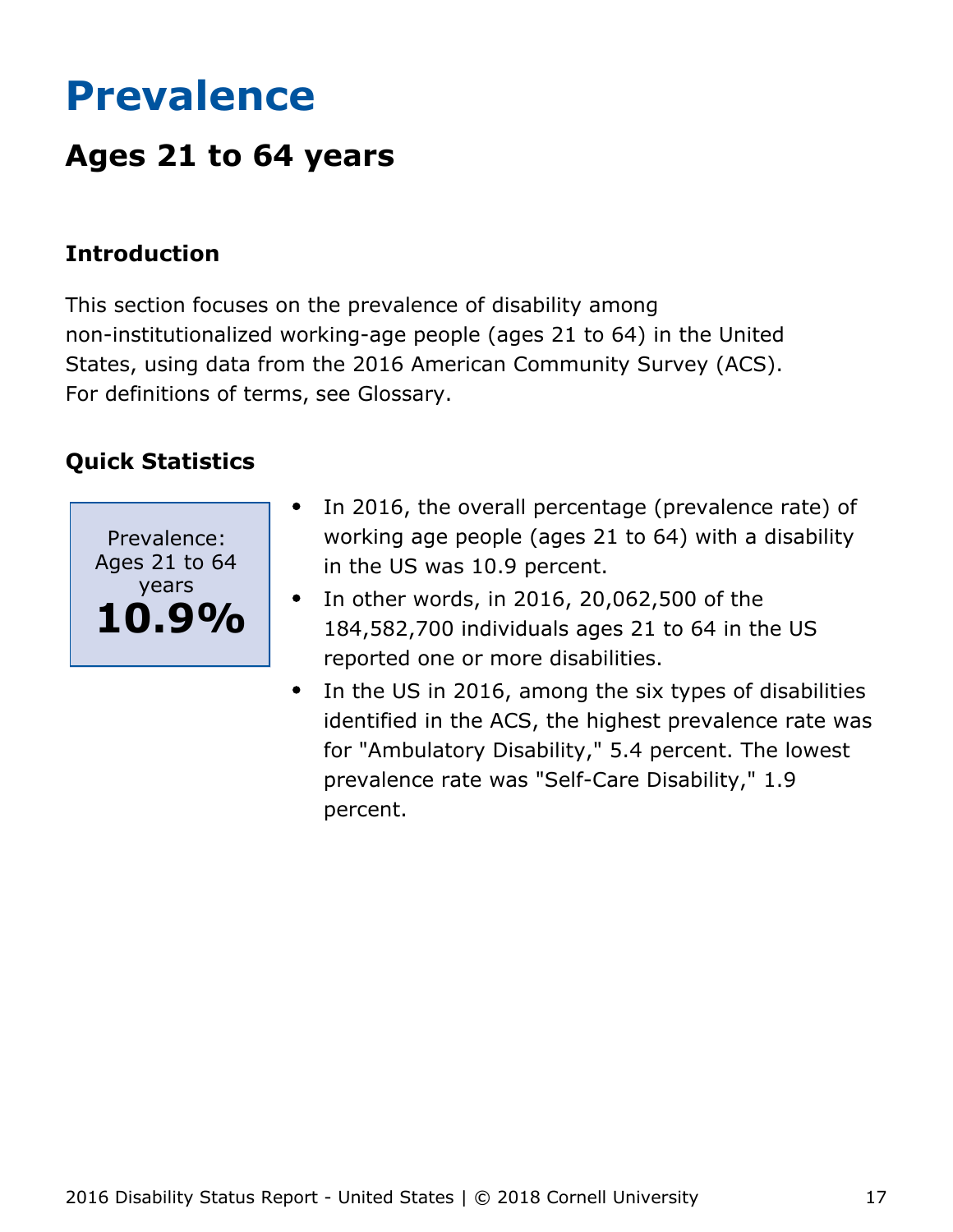# Prevalence

## Ages 21 to 64 years

### Introduction

This section focuses on the prevalence of disability among non-institutionalized working-age people (ages 21 to 64) in the United States, using data from the 2016 American Community Survey (ACS). For definitions of terms, see Glossary.

### Quick Statistics

Prevalence: Ages 21 to 64 years
**10.9%**

- In 2016, the overall percentage (prevalence rate) of working age people (ages 21 to 64) with a disability in the US was 10.9 percent.
- In other words, in 2016, 20,062,500 of the 184,582,700 individuals ages 21 to 64 in the US reported one or more disabilities.
- In the US in 2016, among the six types of disabilities identified in the ACS, the highest prevalence rate was for "Ambulatory Disability," 5.4 percent. The lowest prevalence rate was "Self-Care Disability," 1.9 percent.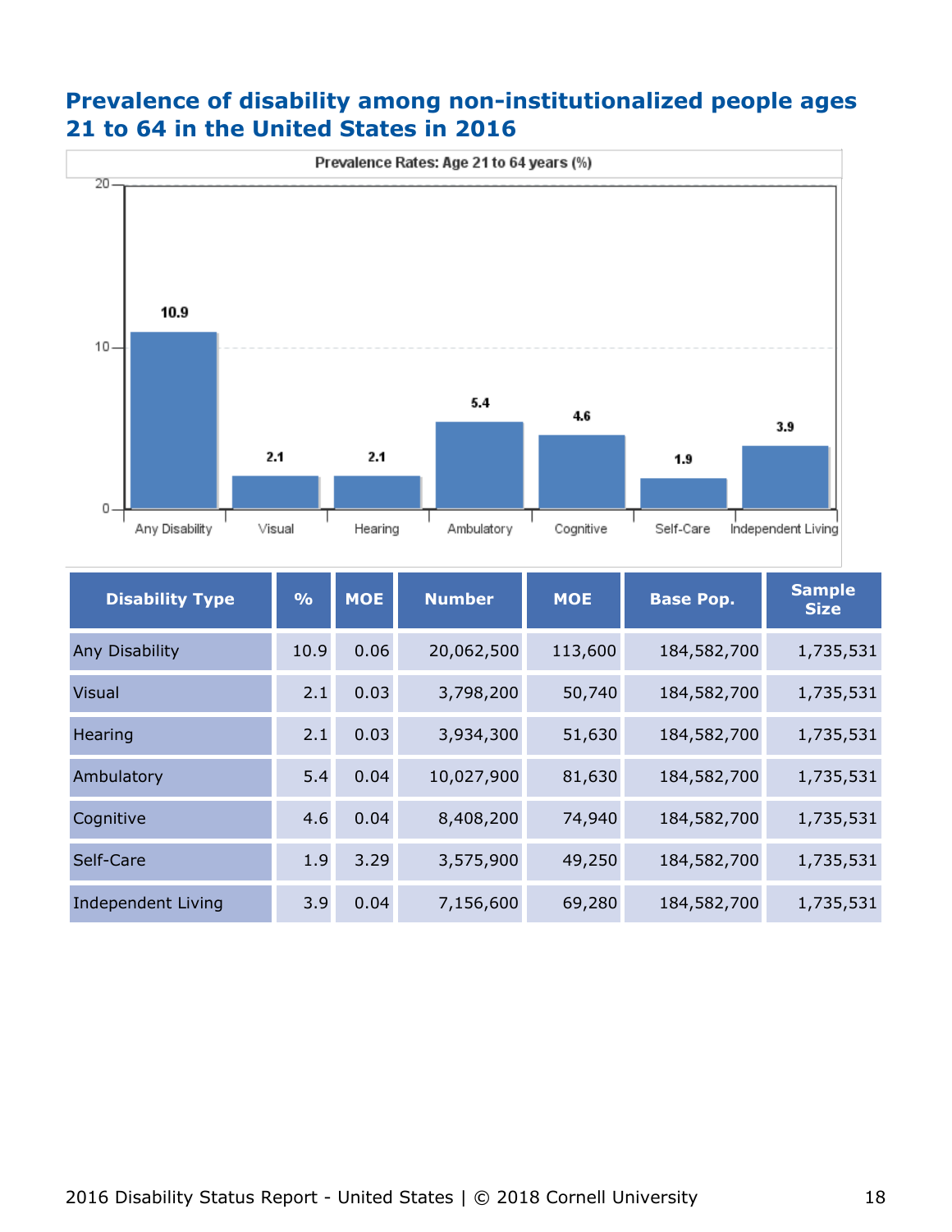## Prevalence of disability among non-institutionalized people ages 21 to 64 in the United States in 2016

| Disability Type | % | MOE | Number | MOE | Base Pop. | Sample Size |
|---|---|---|---|---|---|---|
| Any Disability | 10.9 | 0.06 | 20,062,500 | 113,600 | 184,582,700 | 1,735,531 |
| Visual | 2.1 | 0.03 | 3,798,200 | 50,740 | 184,582,700 | 1,735,531 |
| Hearing | 2.1 | 0.03 | 3,934,300 | 51,630 | 184,582,700 | 1,735,531 |
| Ambulatory | 5.4 | 0.04 | 10,027,900 | 81,630 | 184,582,700 | 1,735,531 |
| Cognitive | 4.6 | 0.04 | 8,408,200 | 74,940 | 184,582,700 | 1,735,531 |
| Self-Care | 1.9 | 3.29 | 3,575,900 | 49,250 | 184,582,700 | 1,735,531 |
| Independent Living | 3.9 | 0.04 | 7,156,600 | 69,280 | 184,582,700 | 1,735,531 |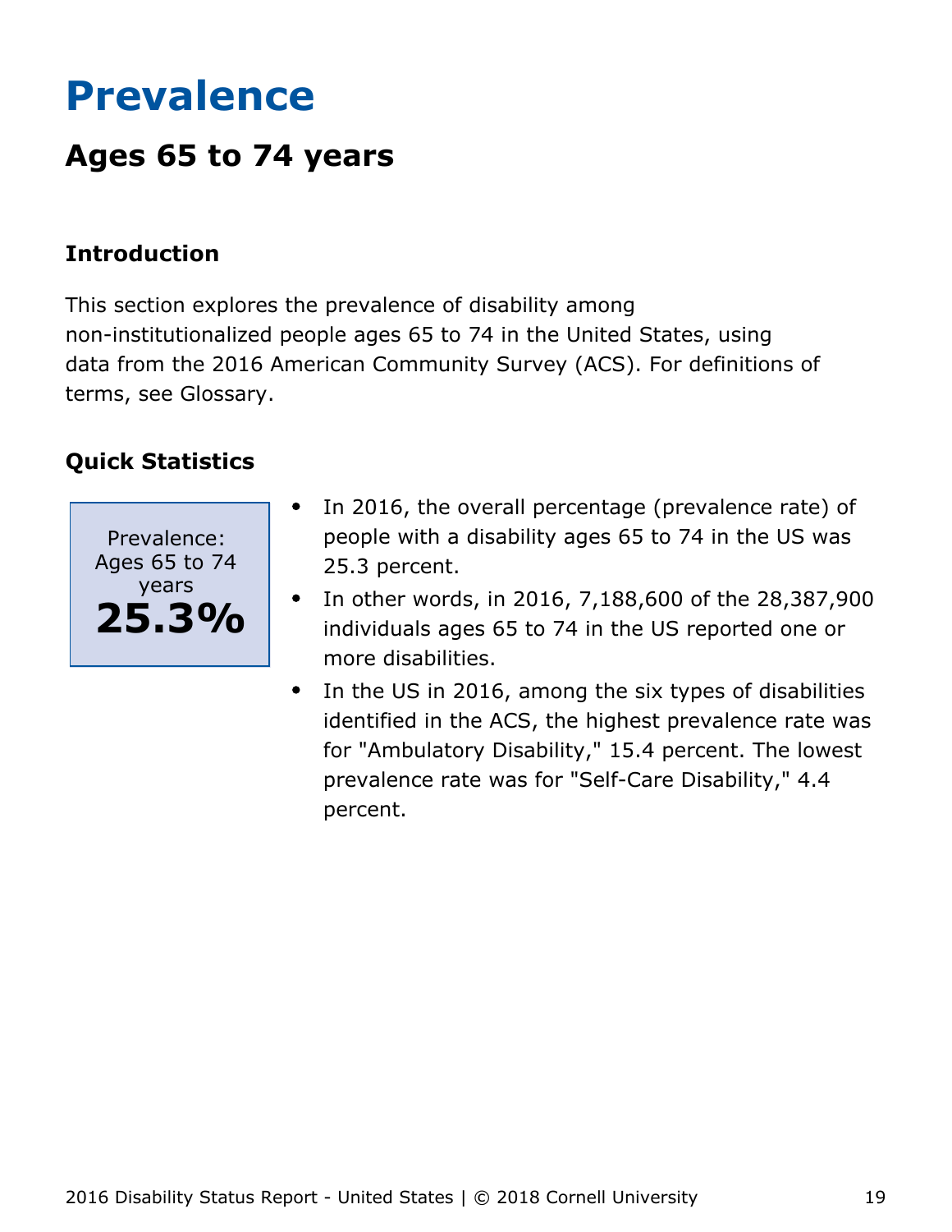# Prevalence

## Ages 65 to 74 years

### Introduction

This section explores the prevalence of disability among non-institutionalized people ages 65 to 74 in the United States, using data from the 2016 American Community Survey (ACS). For definitions of terms, see Glossary.

### Quick Statistics

Prevalence: Ages 65 to 74 years

**25.3%**

- In 2016, the overall percentage (prevalence rate) of people with a disability ages 65 to 74 in the US was 25.3 percent.
- In other words, in 2016, 7,188,600 of the 28,387,900 individuals ages 65 to 74 in the US reported one or more disabilities.
- In the US in 2016, among the six types of disabilities identified in the ACS, the highest prevalence rate was for "Ambulatory Disability," 15.4 percent. The lowest prevalence rate was for "Self-Care Disability," 4.4 percent.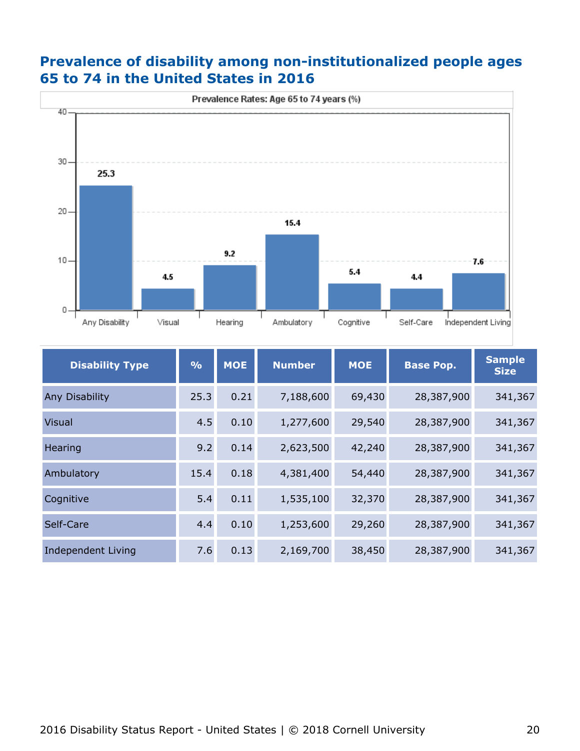## Prevalence of disability among non-institutionalized people ages 65 to 74 in the United States in 2016

| Disability Type | % | MOE | Number | MOE | Base Pop. | Sample Size |
|---|---|---|---|---|---|---|
| Any Disability | 25.3 | 0.21 | 7,188,600 | 69,430 | 28,387,900 | 341,367 |
| Visual | 4.5 | 0.10 | 1,277,600 | 29,540 | 28,387,900 | 341,367 |
| Hearing | 9.2 | 0.14 | 2,623,500 | 42,240 | 28,387,900 | 341,367 |
| Ambulatory | 15.4 | 0.18 | 4,381,400 | 54,440 | 28,387,900 | 341,367 |
| Cognitive | 5.4 | 0.11 | 1,535,100 | 32,370 | 28,387,900 | 341,367 |
| Self-Care | 4.4 | 0.10 | 1,253,600 | 29,260 | 28,387,900 | 341,367 |
| Independent Living | 7.6 | 0.13 | 2,169,700 | 38,450 | 28,387,900 | 341,367 |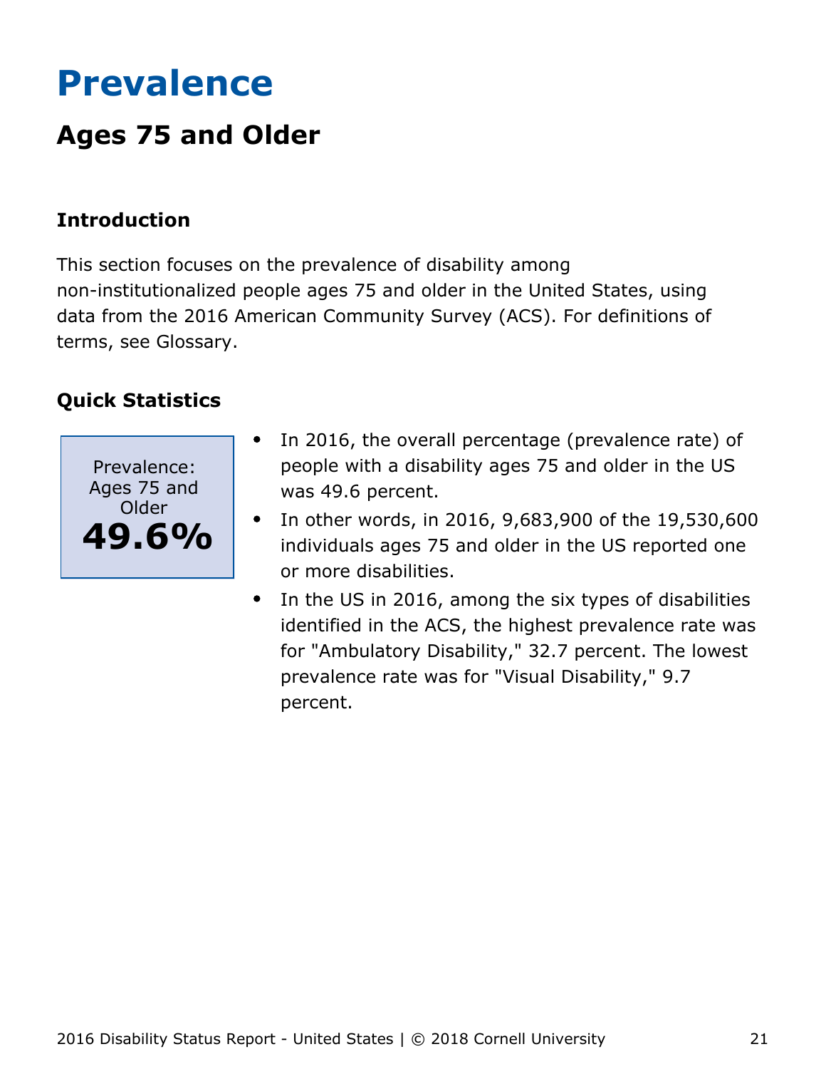# Prevalence

## Ages 75 and Older

### Introduction

This section focuses on the prevalence of disability among non-institutionalized people ages 75 and older in the United States, using data from the 2016 American Community Survey (ACS). For definitions of terms, see Glossary.

### Quick Statistics

Prevalence: Ages 75 and Older

**49.6%**

- In 2016, the overall percentage (prevalence rate) of people with a disability ages 75 and older in the US was 49.6 percent.
- In other words, in 2016, 9,683,900 of the 19,530,600 individuals ages 75 and older in the US reported one or more disabilities.
- In the US in 2016, among the six types of disabilities identified in the ACS, the highest prevalence rate was for "Ambulatory Disability," 32.7 percent. The lowest prevalence rate was for "Visual Disability," 9.7 percent.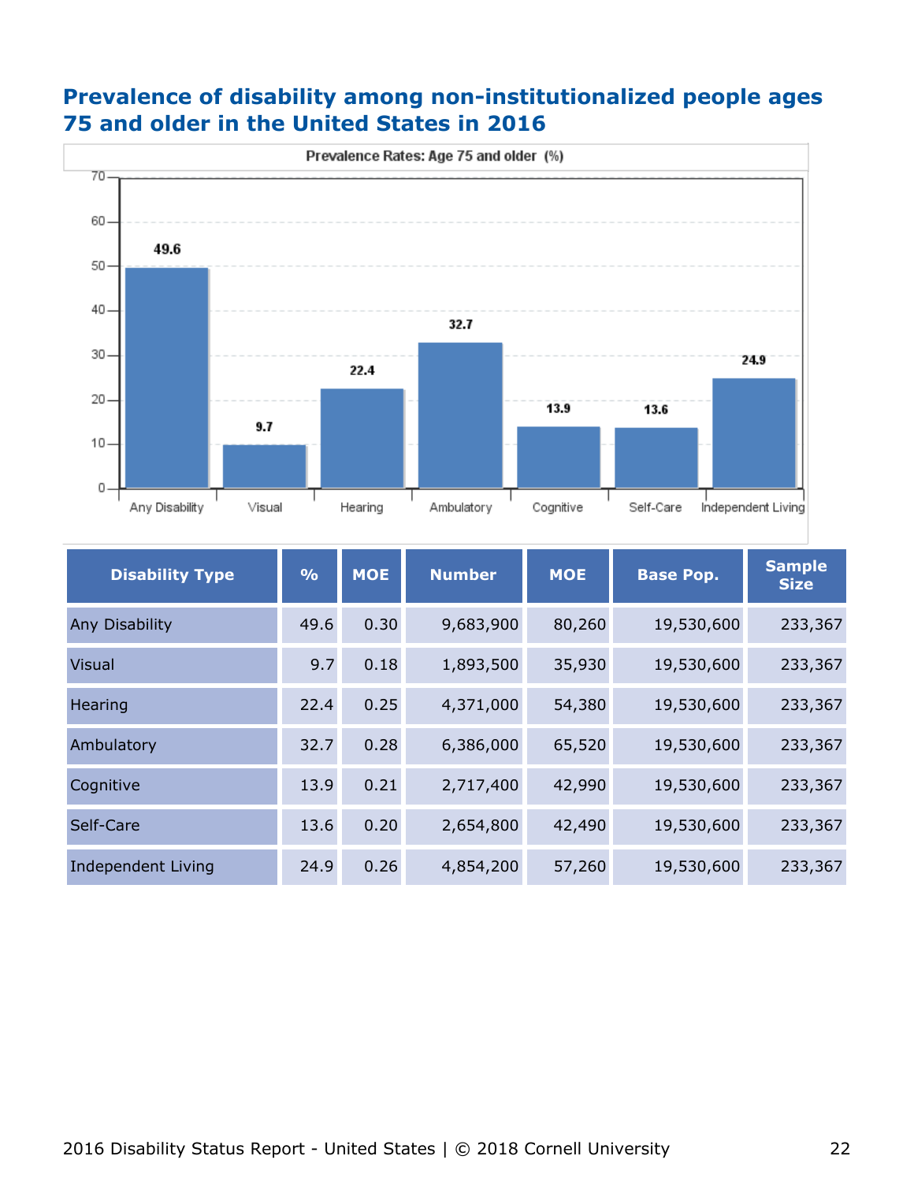## Prevalence of disability among non-institutionalized people ages 75 and older in the United States in 2016

Prevalence Rates: Age 75 and older (%)

| Disability Type | % | MOE | Number | MOE | Base Pop. | Sample Size |
|---|---|---|---|---|---|---|
| Any Disability | 49.6 | 0.30 | 9,683,900 | 80,260 | 19,530,600 | 233,367 |
| Visual | 9.7 | 0.18 | 1,893,500 | 35,930 | 19,530,600 | 233,367 |
| Hearing | 22.4 | 0.25 | 4,371,000 | 54,380 | 19,530,600 | 233,367 |
| Ambulatory | 32.7 | 0.28 | 6,386,000 | 65,520 | 19,530,600 | 233,367 |
| Cognitive | 13.9 | 0.21 | 2,717,400 | 42,990 | 19,530,600 | 233,367 |
| Self-Care | 13.6 | 0.20 | 2,654,800 | 42,490 | 19,530,600 | 233,367 |
| Independent Living | 24.9 | 0.26 | 4,854,200 | 57,260 | 19,530,600 | 233,367 |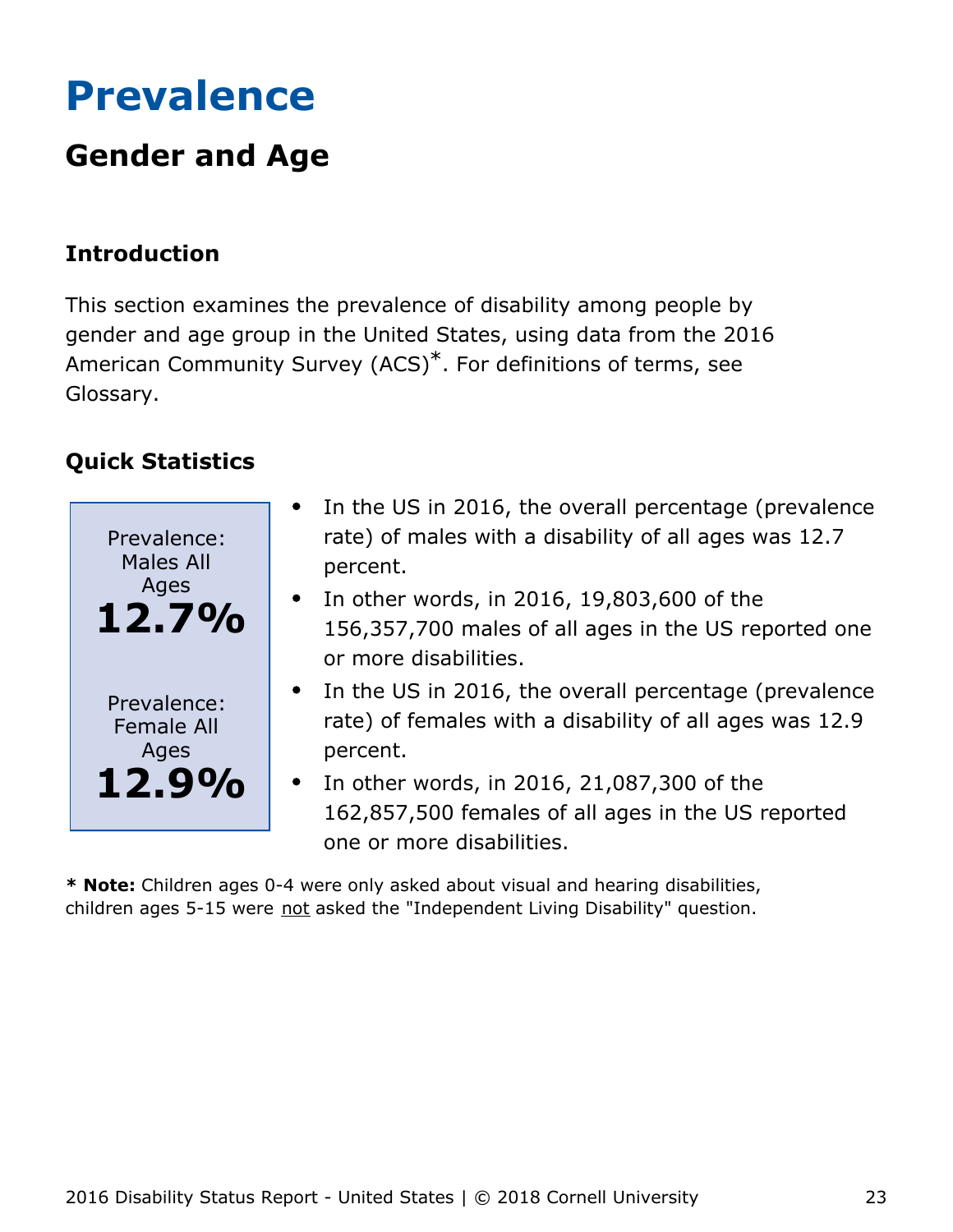# Prevalence

## Gender and Age

### Introduction

This section examines the prevalence of disability among people by gender and age group in the United States, using data from the 2016 American Community Survey (ACS)*. For definitions of terms, see Glossary.

### Quick Statistics

Prevalence: Males All Ages
**12.7%**

Prevalence: Female All Ages
**12.9%**

- In the US in 2016, the overall percentage (prevalence rate) of males with a disability of all ages was 12.7 percent.
- In other words, in 2016, 19,803,600 of the 156,357,700 males of all ages in the US reported one or more disabilities.
- In the US in 2016, the overall percentage (prevalence rate) of females with a disability of all ages was 12.9 percent.
- In other words, in 2016, 21,087,300 of the 162,857,500 females of all ages in the US reported one or more disabilities.

**\* Note:** Children ages 0-4 were only asked about visual and hearing disabilities, children ages 5-15 were <u>not</u> asked the "Independent Living Disability" question.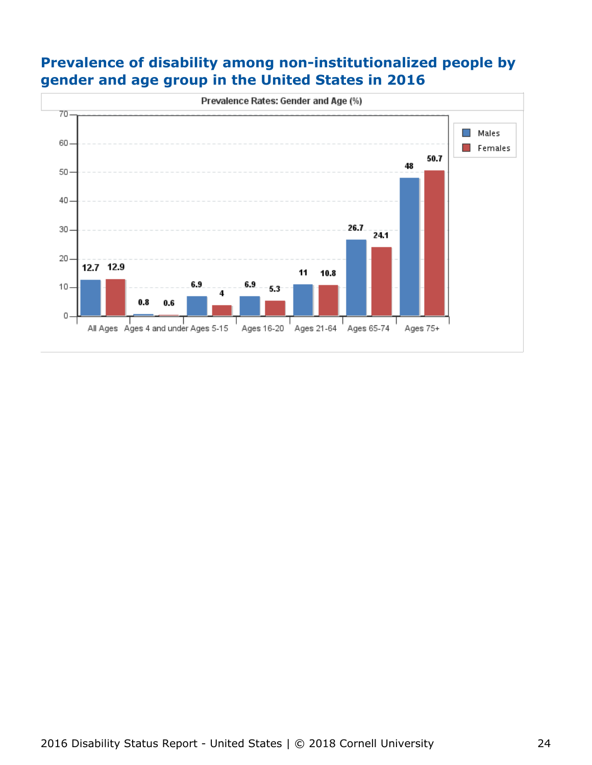## Prevalence of disability among non-institutionalized people by gender and age group in the United States in 2016

**Prevalence Rates: Gender and Age (%)**

| Age Group | Males | Females |
|---|---|---|
| All Ages | 12.7 | 12.9 |
| Ages 4 and under | 0.8 | 0.6 |
| Ages 5-15 | 6.9 | 4 |
| Ages 16-20 | 6.9 | 5.3 |
| Ages 21-64 | 11 | 10.8 |
| Ages 65-74 | 26.7 | 24.1 |
| Ages 75+ | 48 | 50.7 |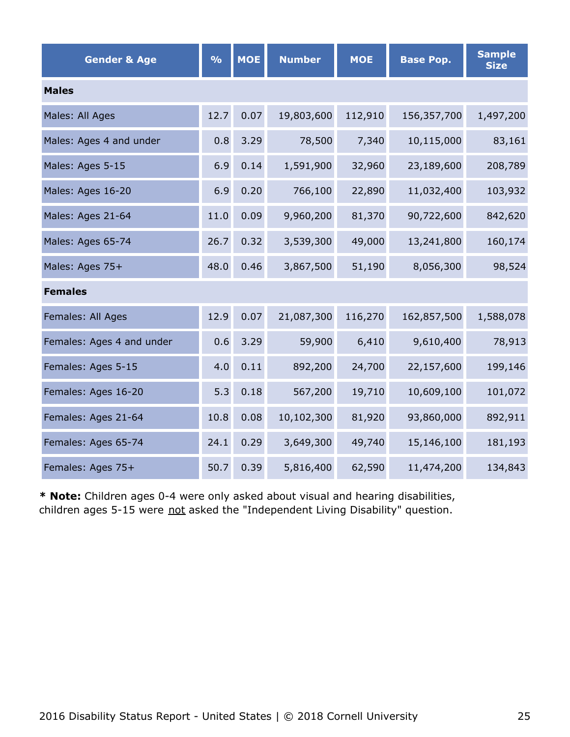| Gender & Age | % | MOE | Number | MOE | Base Pop. | Sample Size |
|---|---|---|---|---|---|---|
| **Males** | | | | | | |
| Males: All Ages | 12.7 | 0.07 | 19,803,600 | 112,910 | 156,357,700 | 1,497,200 |
| Males: Ages 4 and under | 0.8 | 3.29 | 78,500 | 7,340 | 10,115,000 | 83,161 |
| Males: Ages 5-15 | 6.9 | 0.14 | 1,591,900 | 32,960 | 23,189,600 | 208,789 |
| Males: Ages 16-20 | 6.9 | 0.20 | 766,100 | 22,890 | 11,032,400 | 103,932 |
| Males: Ages 21-64 | 11.0 | 0.09 | 9,960,200 | 81,370 | 90,722,600 | 842,620 |
| Males: Ages 65-74 | 26.7 | 0.32 | 3,539,300 | 49,000 | 13,241,800 | 160,174 |
| Males: Ages 75+ | 48.0 | 0.46 | 3,867,500 | 51,190 | 8,056,300 | 98,524 |
| **Females** | | | | | | |
| Females: All Ages | 12.9 | 0.07 | 21,087,300 | 116,270 | 162,857,500 | 1,588,078 |
| Females: Ages 4 and under | 0.6 | 3.29 | 59,900 | 6,410 | 9,610,400 | 78,913 |
| Females: Ages 5-15 | 4.0 | 0.11 | 892,200 | 24,700 | 22,157,600 | 199,146 |
| Females: Ages 16-20 | 5.3 | 0.18 | 567,200 | 19,710 | 10,609,100 | 101,072 |
| Females: Ages 21-64 | 10.8 | 0.08 | 10,102,300 | 81,920 | 93,860,000 | 892,911 |
| Females: Ages 65-74 | 24.1 | 0.29 | 3,649,300 | 49,740 | 15,146,100 | 181,193 |
| Females: Ages 75+ | 50.7 | 0.39 | 5,816,400 | 62,590 | 11,474,200 | 134,843 |

**\* Note:** Children ages 0-4 were only asked about visual and hearing disabilities, children ages 5-15 were not asked the "Independent Living Disability" question.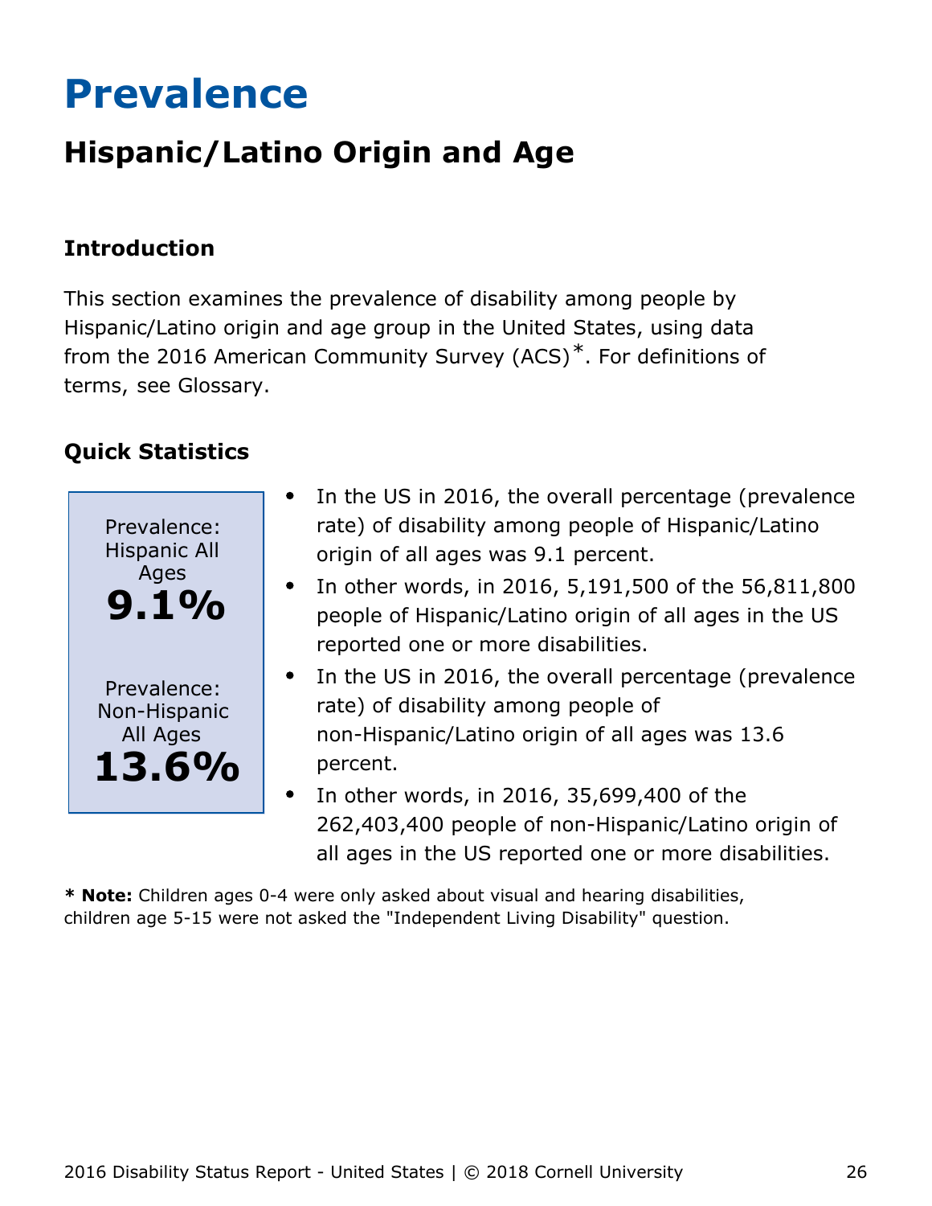# Prevalence

## Hispanic/Latino Origin and Age

### Introduction

This section examines the prevalence of disability among people by Hispanic/Latino origin and age group in the United States, using data from the 2016 American Community Survey (ACS)*. For definitions of terms, see Glossary.

### Quick Statistics

Prevalence: Hispanic All Ages
**9.1%**

Prevalence: Non-Hispanic All Ages
**13.6%**

- In the US in 2016, the overall percentage (prevalence rate) of disability among people of Hispanic/Latino origin of all ages was 9.1 percent.
- In other words, in 2016, 5,191,500 of the 56,811,800 people of Hispanic/Latino origin of all ages in the US reported one or more disabilities.
- In the US in 2016, the overall percentage (prevalence rate) of disability among people of non-Hispanic/Latino origin of all ages was 13.6 percent.
- In other words, in 2016, 35,699,400 of the 262,403,400 people of non-Hispanic/Latino origin of all ages in the US reported one or more disabilities.

**\* Note:** Children ages 0-4 were only asked about visual and hearing disabilities, children age 5-15 were not asked the "Independent Living Disability" question.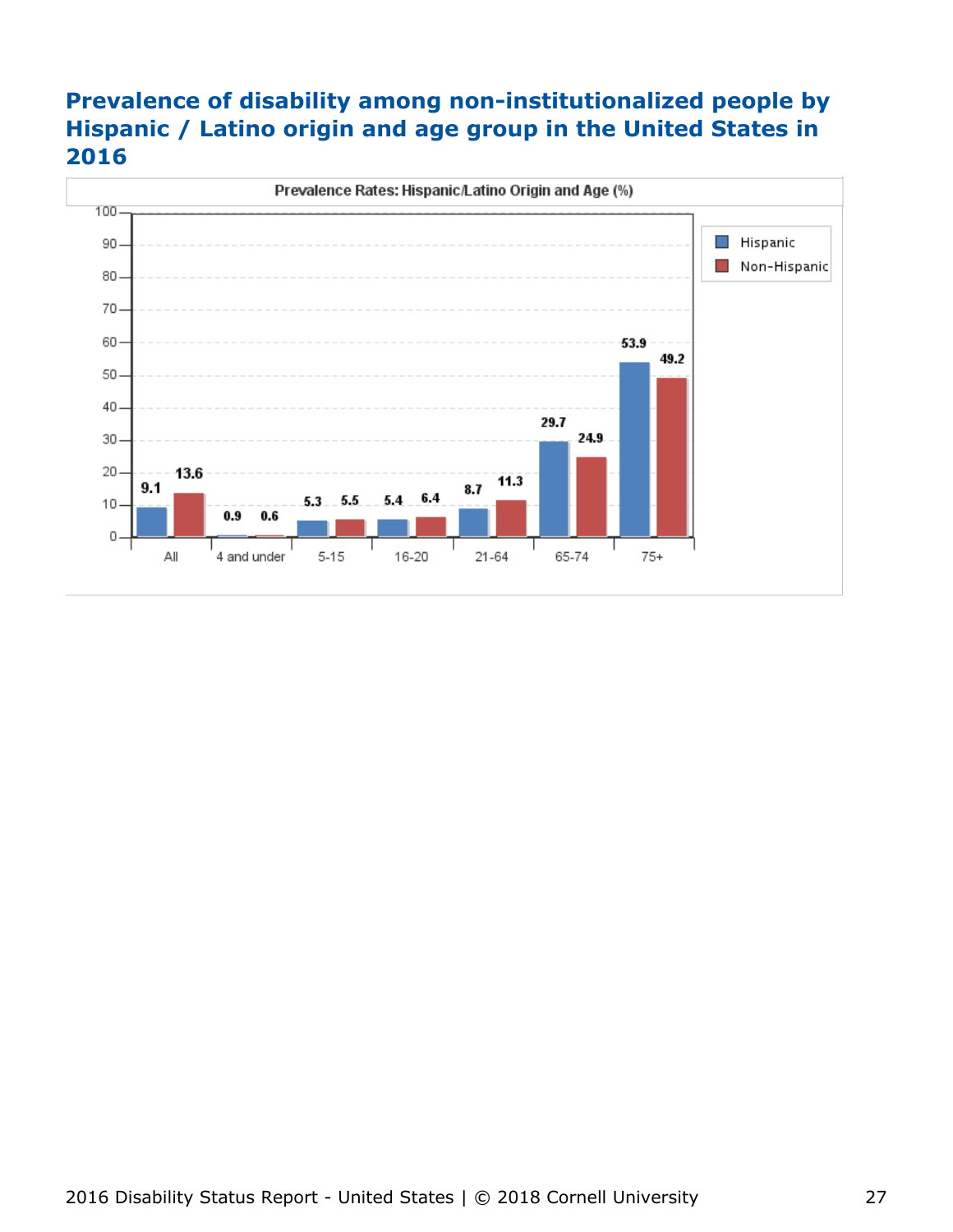# Prevalence of disability among non-institutionalized people by Hispanic / Latino origin and age group in the United States in 2016

Prevalence Rates: Hispanic/Latino Origin and Age (%)

| Age group | Hispanic | Non-Hispanic |
|---|---|---|
| All | 9.1 | 13.6 |
| 4 and under | 0.9 | 0.6 |
| 5-15 | 5.3 | 5.5 |
| 16-20 | 5.4 | 6.4 |
| 21-64 | 8.7 | 11.3 |
| 65-74 | 29.7 | 24.9 |
| 75+ | 53.9 | 49.2 |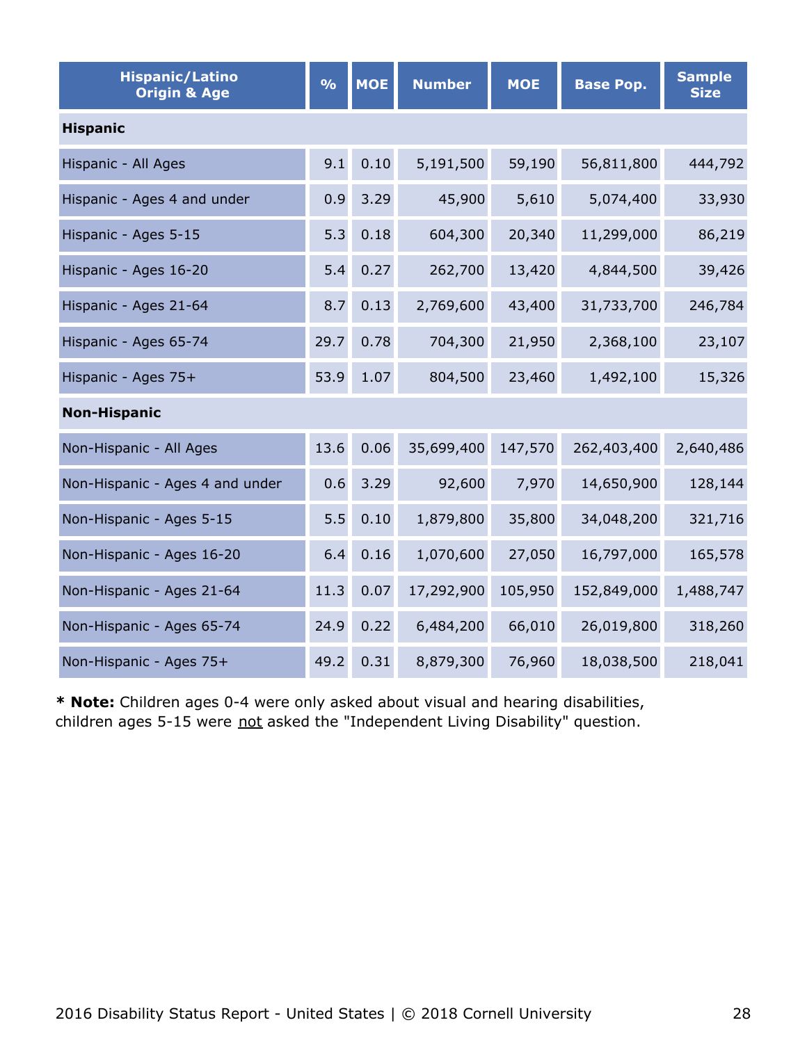| Hispanic/Latino Origin & Age | % | MOE | Number | MOE | Base Pop. | Sample Size |
|---|---|---|---|---|---|---|
| **Hispanic** | | | | | | |
| Hispanic - All Ages | 9.1 | 0.10 | 5,191,500 | 59,190 | 56,811,800 | 444,792 |
| Hispanic - Ages 4 and under | 0.9 | 3.29 | 45,900 | 5,610 | 5,074,400 | 33,930 |
| Hispanic - Ages 5-15 | 5.3 | 0.18 | 604,300 | 20,340 | 11,299,000 | 86,219 |
| Hispanic - Ages 16-20 | 5.4 | 0.27 | 262,700 | 13,420 | 4,844,500 | 39,426 |
| Hispanic - Ages 21-64 | 8.7 | 0.13 | 2,769,600 | 43,400 | 31,733,700 | 246,784 |
| Hispanic - Ages 65-74 | 29.7 | 0.78 | 704,300 | 21,950 | 2,368,100 | 23,107 |
| Hispanic - Ages 75+ | 53.9 | 1.07 | 804,500 | 23,460 | 1,492,100 | 15,326 |
| **Non-Hispanic** | | | | | | |
| Non-Hispanic - All Ages | 13.6 | 0.06 | 35,699,400 | 147,570 | 262,403,400 | 2,640,486 |
| Non-Hispanic - Ages 4 and under | 0.6 | 3.29 | 92,600 | 7,970 | 14,650,900 | 128,144 |
| Non-Hispanic - Ages 5-15 | 5.5 | 0.10 | 1,879,800 | 35,800 | 34,048,200 | 321,716 |
| Non-Hispanic - Ages 16-20 | 6.4 | 0.16 | 1,070,600 | 27,050 | 16,797,000 | 165,578 |
| Non-Hispanic - Ages 21-64 | 11.3 | 0.07 | 17,292,900 | 105,950 | 152,849,000 | 1,488,747 |
| Non-Hispanic - Ages 65-74 | 24.9 | 0.22 | 6,484,200 | 66,010 | 26,019,800 | 318,260 |
| Non-Hispanic - Ages 75+ | 49.2 | 0.31 | 8,879,300 | 76,960 | 18,038,500 | 218,041 |

* **Note:** Children ages 0-4 were only asked about visual and hearing disabilities, children ages 5-15 were not asked the "Independent Living Disability" question.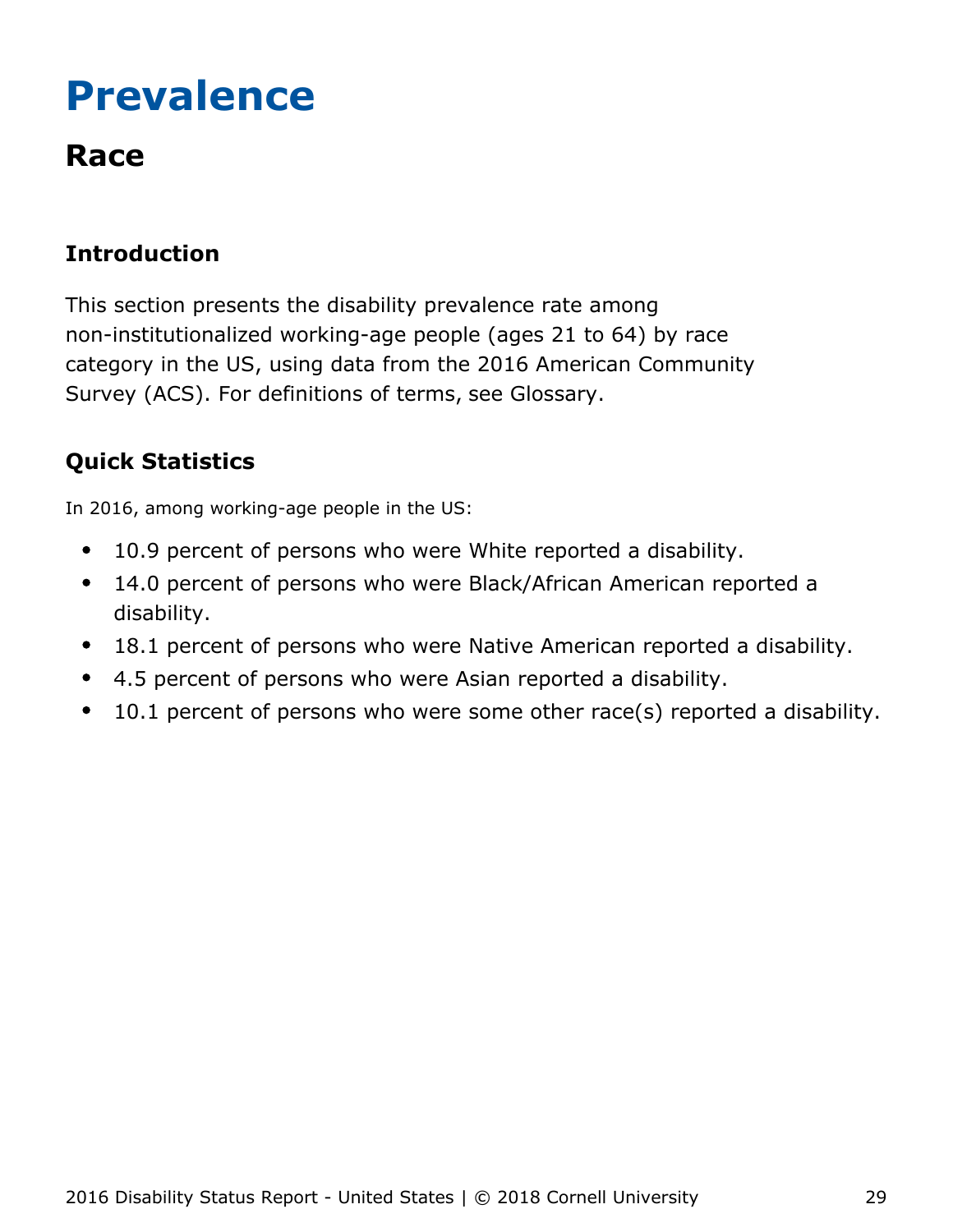# Prevalence

## Race

### Introduction

This section presents the disability prevalence rate among non-institutionalized working-age people (ages 21 to 64) by race category in the US, using data from the 2016 American Community Survey (ACS). For definitions of terms, see Glossary.

### Quick Statistics

In 2016, among working-age people in the US:

- 10.9 percent of persons who were White reported a disability.
- 14.0 percent of persons who were Black/African American reported a disability.
- 18.1 percent of persons who were Native American reported a disability.
- 4.5 percent of persons who were Asian reported a disability.
- 10.1 percent of persons who were some other race(s) reported a disability.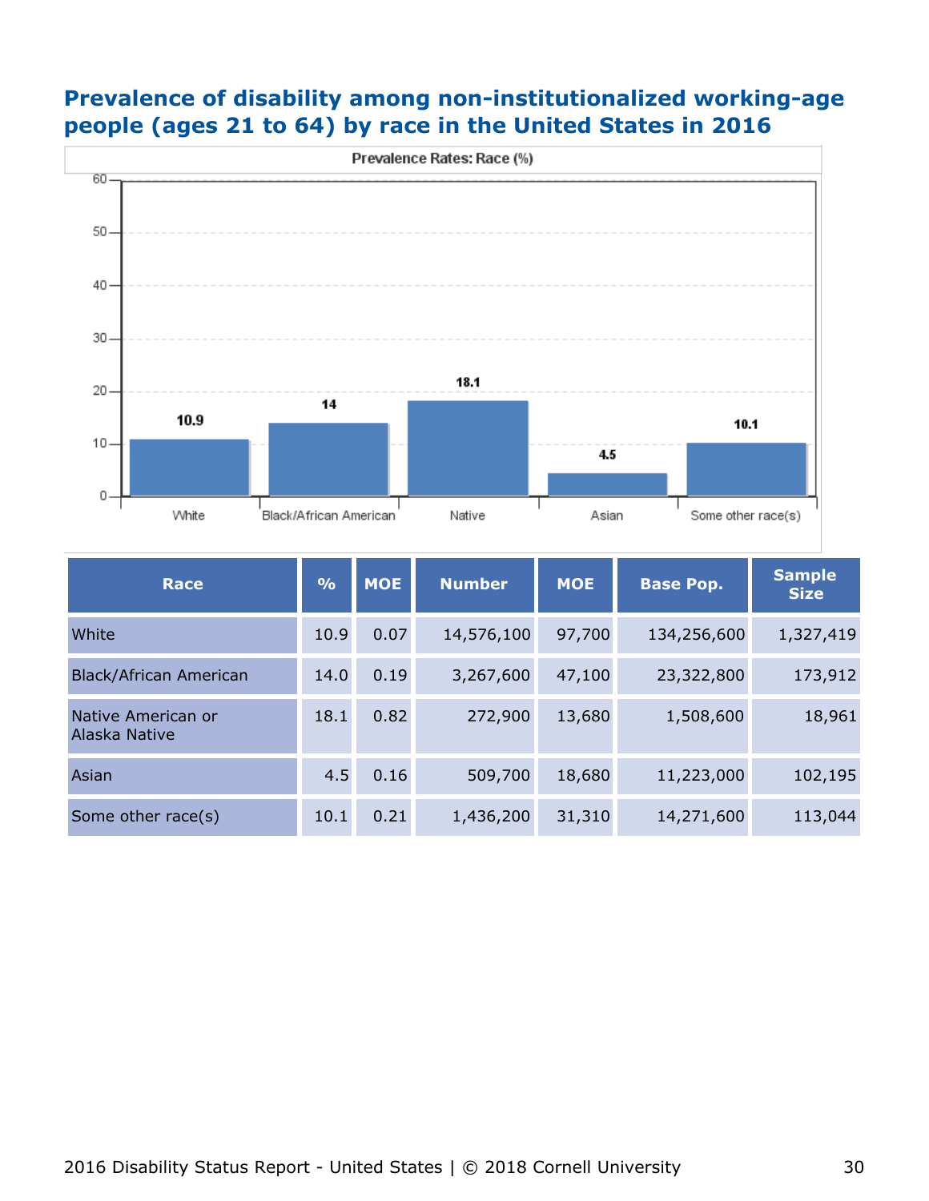## Prevalence of disability among non-institutionalized working-age people (ages 21 to 64) by race in the United States in 2016

| Race | % | MOE | Number | MOE | Base Pop. | Sample Size |
|---|---|---|---|---|---|---|
| White | 10.9 | 0.07 | 14,576,100 | 97,700 | 134,256,600 | 1,327,419 |
| Black/African American | 14.0 | 0.19 | 3,267,600 | 47,100 | 23,322,800 | 173,912 |
| Native American or Alaska Native | 18.1 | 0.82 | 272,900 | 13,680 | 1,508,600 | 18,961 |
| Asian | 4.5 | 0.16 | 509,700 | 18,680 | 11,223,000 | 102,195 |
| Some other race(s) | 10.1 | 0.21 | 1,436,200 | 31,310 | 14,271,600 | 113,044 |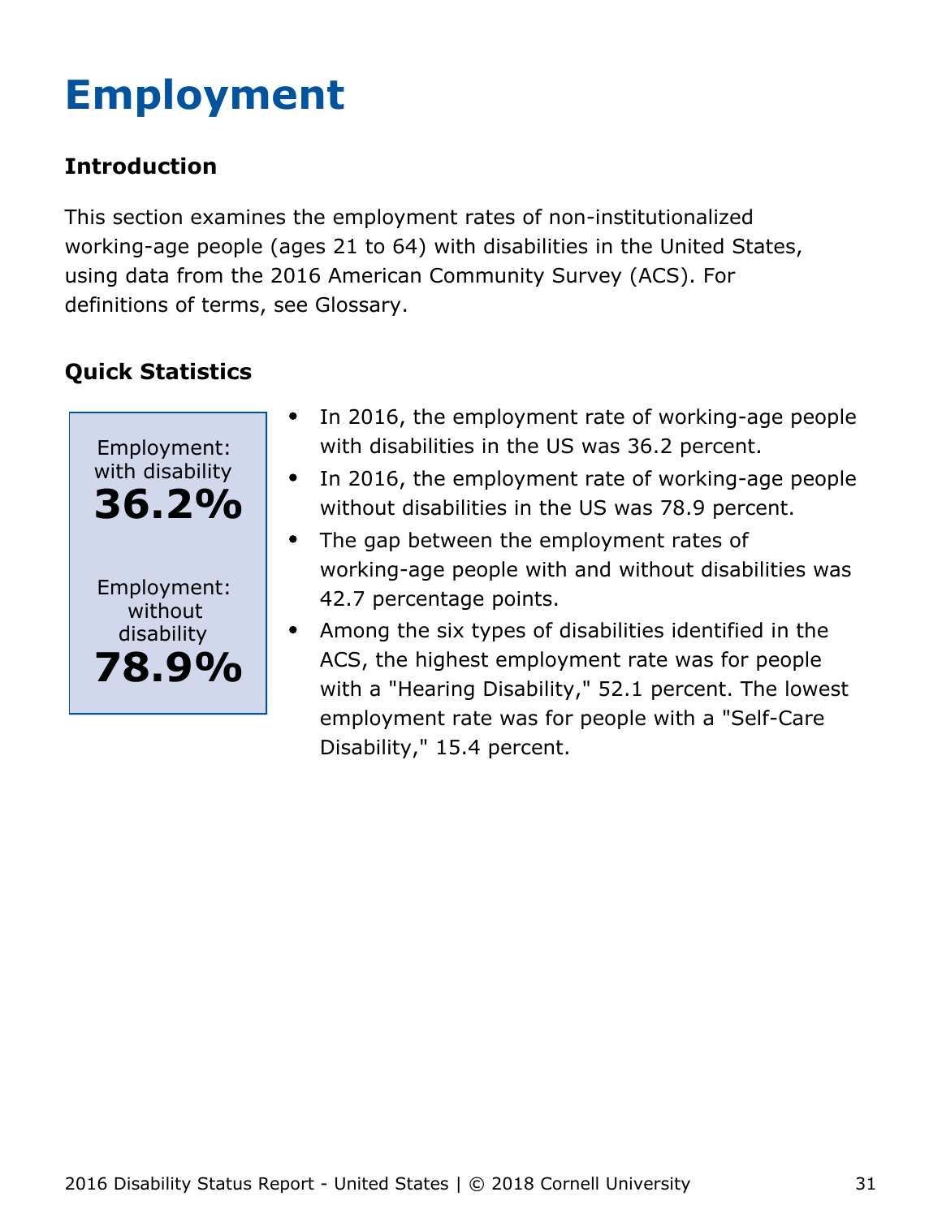# Employment

### Introduction

This section examines the employment rates of non-institutionalized working-age people (ages 21 to 64) with disabilities in the United States, using data from the 2016 American Community Survey (ACS). For definitions of terms, see Glossary.

### Quick Statistics

Employment: with disability
**36.2%**

Employment: without disability
**78.9%**

- In 2016, the employment rate of working-age people with disabilities in the US was 36.2 percent.
- In 2016, the employment rate of working-age people without disabilities in the US was 78.9 percent.
- The gap between the employment rates of working-age people with and without disabilities was 42.7 percentage points.
- Among the six types of disabilities identified in the ACS, the highest employment rate was for people with a "Hearing Disability," 52.1 percent. The lowest employment rate was for people with a "Self-Care Disability," 15.4 percent.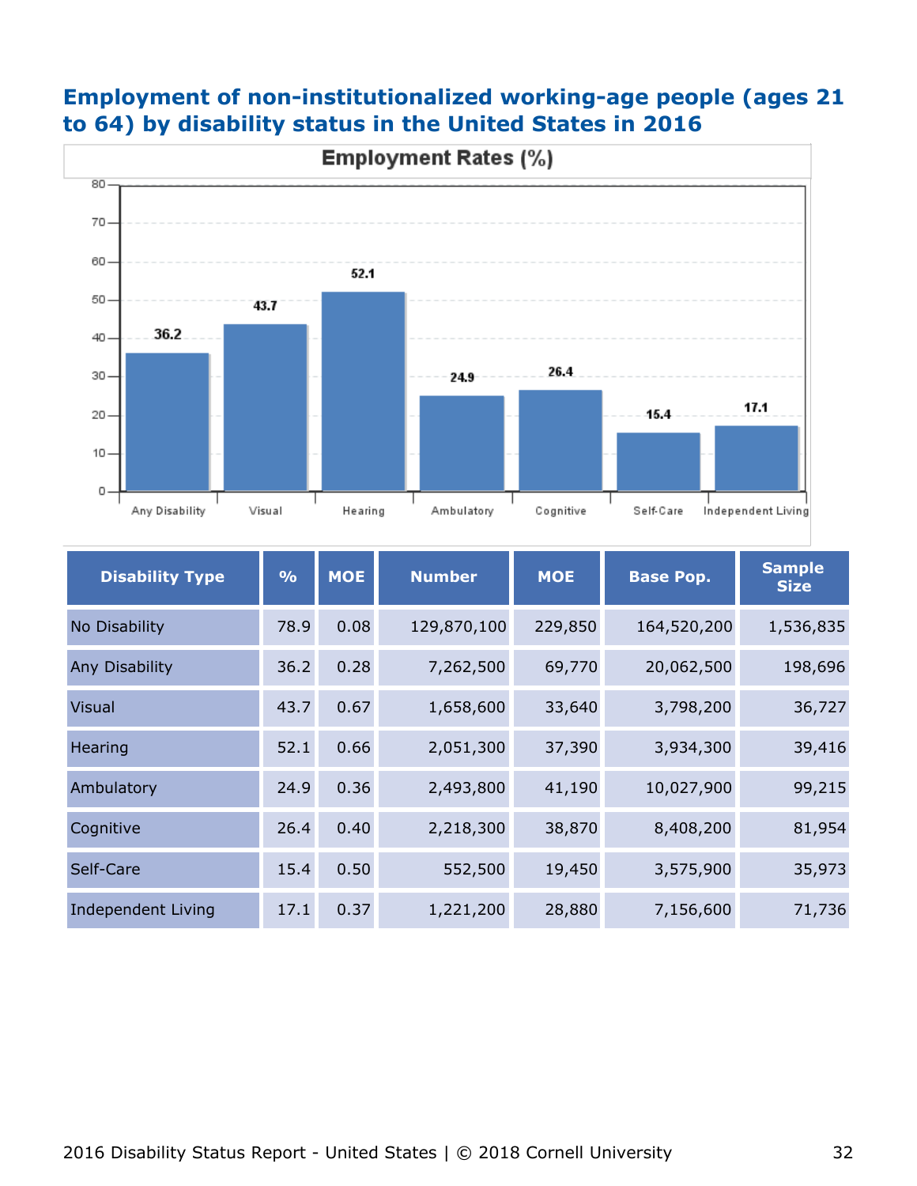## Employment of non-institutionalized working-age people (ages 21 to 64) by disability status in the United States in 2016

**Employment Rates (%)**

| Disability Type | % | MOE | Number | MOE | Base Pop. | Sample Size |
|---|---|---|---|---|---|---|
| No Disability | 78.9 | 0.08 | 129,870,100 | 229,850 | 164,520,200 | 1,536,835 |
| Any Disability | 36.2 | 0.28 | 7,262,500 | 69,770 | 20,062,500 | 198,696 |
| Visual | 43.7 | 0.67 | 1,658,600 | 33,640 | 3,798,200 | 36,727 |
| Hearing | 52.1 | 0.66 | 2,051,300 | 37,390 | 3,934,300 | 39,416 |
| Ambulatory | 24.9 | 0.36 | 2,493,800 | 41,190 | 10,027,900 | 99,215 |
| Cognitive | 26.4 | 0.40 | 2,218,300 | 38,870 | 8,408,200 | 81,954 |
| Self-Care | 15.4 | 0.50 | 552,500 | 19,450 | 3,575,900 | 35,973 |
| Independent Living | 17.1 | 0.37 | 1,221,200 | 28,880 | 7,156,600 | 71,736 |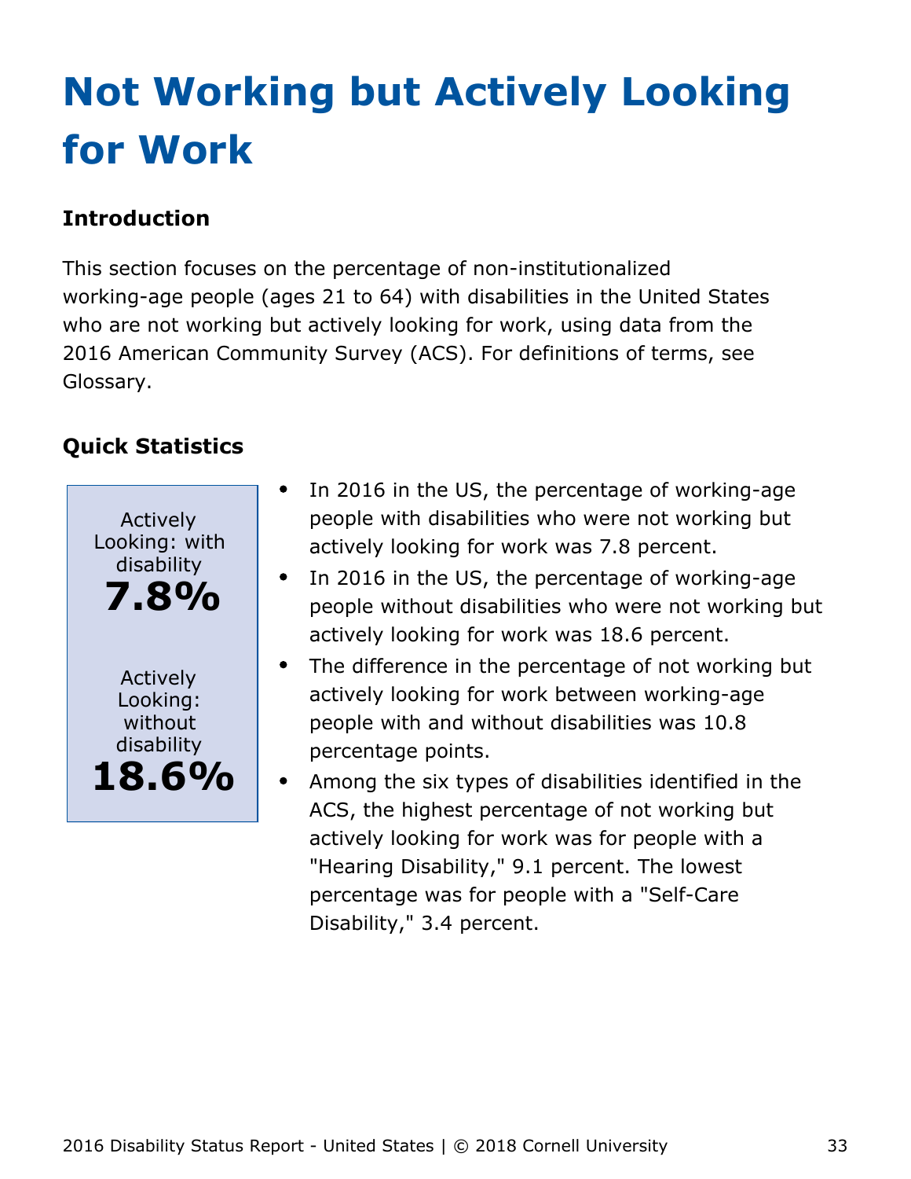# Not Working but Actively Looking for Work

### Introduction

This section focuses on the percentage of non-institutionalized working-age people (ages 21 to 64) with disabilities in the United States who are not working but actively looking for work, using data from the 2016 American Community Survey (ACS). For definitions of terms, see Glossary.

### Quick Statistics

Actively Looking: with disability
**7.8%**

Actively Looking: without disability
**18.6%**

- In 2016 in the US, the percentage of working-age people with disabilities who were not working but actively looking for work was 7.8 percent.
- In 2016 in the US, the percentage of working-age people without disabilities who were not working but actively looking for work was 18.6 percent.
- The difference in the percentage of not working but actively looking for work between working-age people with and without disabilities was 10.8 percentage points.
- Among the six types of disabilities identified in the ACS, the highest percentage of not working but actively looking for work was for people with a "Hearing Disability," 9.1 percent. The lowest percentage was for people with a "Self-Care Disability," 3.4 percent.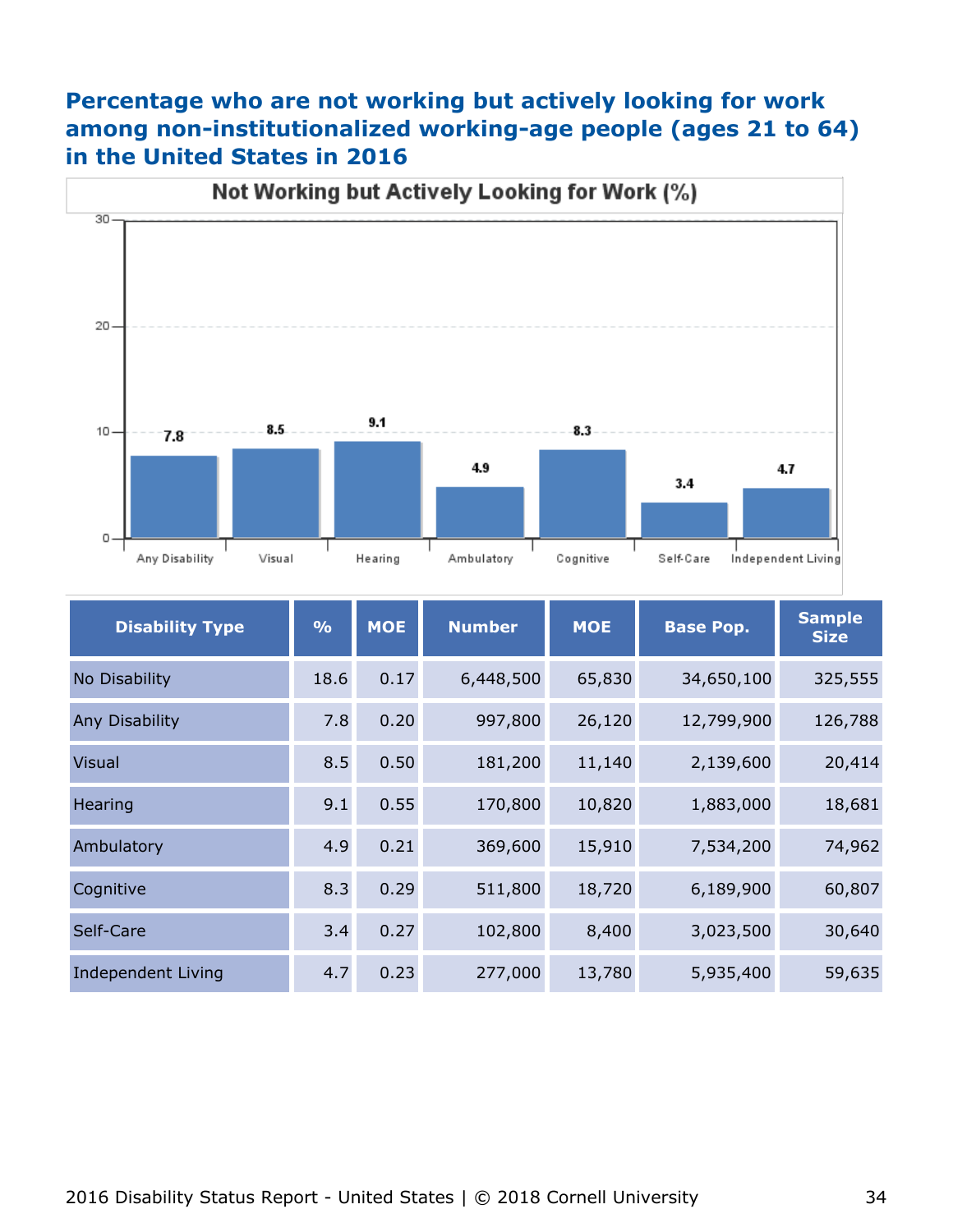## Percentage who are not working but actively looking for work among non-institutionalized working-age people (ages 21 to 64) in the United States in 2016

**Not Working but Actively Looking for Work (%)**

| Disability Type | % | MOE | Number | MOE | Base Pop. | Sample Size |
|---|---|---|---|---|---|---|
| No Disability | 18.6 | 0.17 | 6,448,500 | 65,830 | 34,650,100 | 325,555 |
| Any Disability | 7.8 | 0.20 | 997,800 | 26,120 | 12,799,900 | 126,788 |
| Visual | 8.5 | 0.50 | 181,200 | 11,140 | 2,139,600 | 20,414 |
| Hearing | 9.1 | 0.55 | 170,800 | 10,820 | 1,883,000 | 18,681 |
| Ambulatory | 4.9 | 0.21 | 369,600 | 15,910 | 7,534,200 | 74,962 |
| Cognitive | 8.3 | 0.29 | 511,800 | 18,720 | 6,189,900 | 60,807 |
| Self-Care | 3.4 | 0.27 | 102,800 | 8,400 | 3,023,500 | 30,640 |
| Independent Living | 4.7 | 0.23 | 277,000 | 13,780 | 5,935,400 | 59,635 |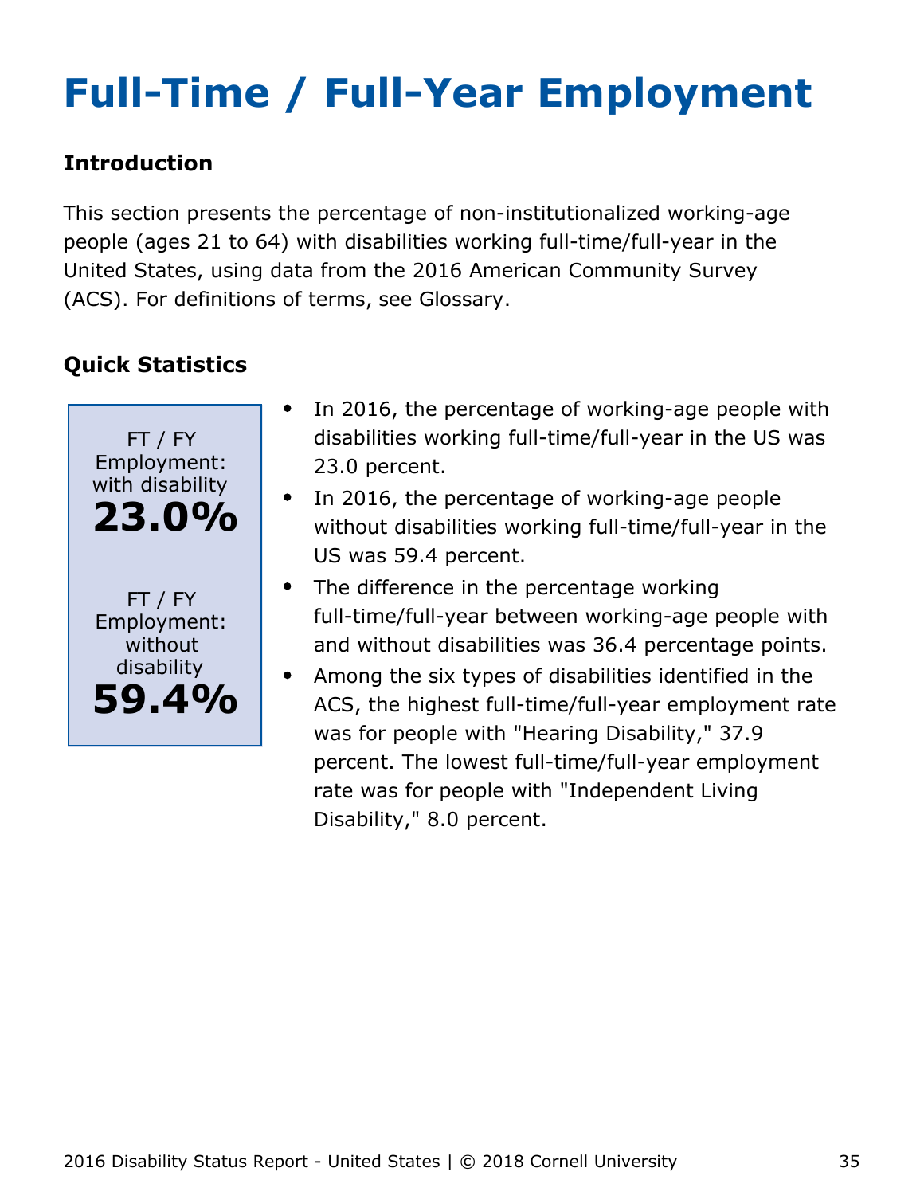# Full-Time / Full-Year Employment

### Introduction

This section presents the percentage of non-institutionalized working-age people (ages 21 to 64) with disabilities working full-time/full-year in the United States, using data from the 2016 American Community Survey (ACS). For definitions of terms, see Glossary.

### Quick Statistics

FT / FY Employment: with disability
**23.0%**

FT / FY Employment: without disability
**59.4%**

- In 2016, the percentage of working-age people with disabilities working full-time/full-year in the US was 23.0 percent.
- In 2016, the percentage of working-age people without disabilities working full-time/full-year in the US was 59.4 percent.
- The difference in the percentage working full-time/full-year between working-age people with and without disabilities was 36.4 percentage points.
- Among the six types of disabilities identified in the ACS, the highest full-time/full-year employment rate was for people with "Hearing Disability," 37.9 percent. The lowest full-time/full-year employment rate was for people with "Independent Living Disability," 8.0 percent.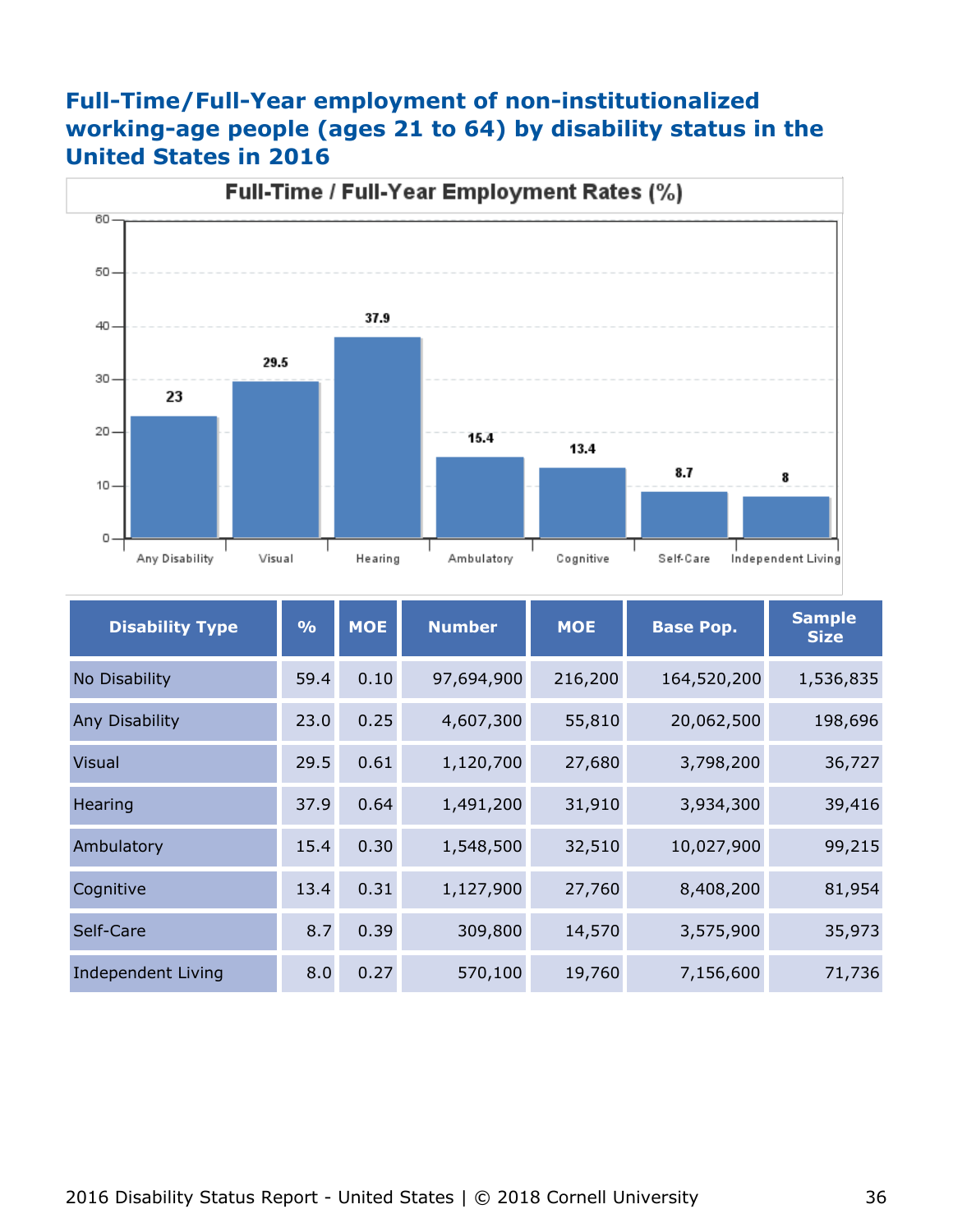## Full-Time/Full-Year employment of non-institutionalized working-age people (ages 21 to 64) by disability status in the United States in 2016

Full-Time / Full-Year Employment Rates (%)

| Disability Type | % | MOE | Number | MOE | Base Pop. | Sample Size |
|---|---|---|---|---|---|---|
| No Disability | 59.4 | 0.10 | 97,694,900 | 216,200 | 164,520,200 | 1,536,835 |
| Any Disability | 23.0 | 0.25 | 4,607,300 | 55,810 | 20,062,500 | 198,696 |
| Visual | 29.5 | 0.61 | 1,120,700 | 27,680 | 3,798,200 | 36,727 |
| Hearing | 37.9 | 0.64 | 1,491,200 | 31,910 | 3,934,300 | 39,416 |
| Ambulatory | 15.4 | 0.30 | 1,548,500 | 32,510 | 10,027,900 | 99,215 |
| Cognitive | 13.4 | 0.31 | 1,127,900 | 27,760 | 8,408,200 | 81,954 |
| Self-Care | 8.7 | 0.39 | 309,800 | 14,570 | 3,575,900 | 35,973 |
| Independent Living | 8.0 | 0.27 | 570,100 | 19,760 | 7,156,600 | 71,736 |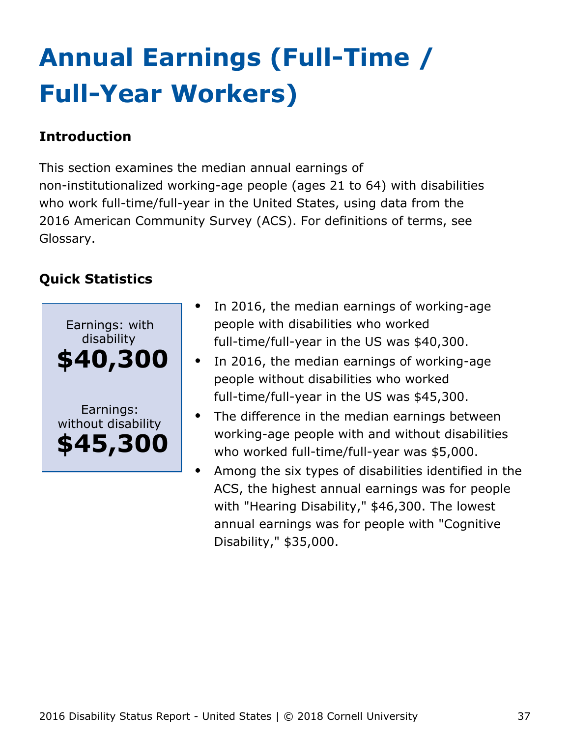# Annual Earnings (Full-Time / Full-Year Workers)

### Introduction

This section examines the median annual earnings of non-institutionalized working-age people (ages 21 to 64) with disabilities who work full-time/full-year in the United States, using data from the 2016 American Community Survey (ACS). For definitions of terms, see Glossary.

### Quick Statistics

Earnings: with disability
**$40,300**

Earnings: without disability
**$45,300**

- In 2016, the median earnings of working-age people with disabilities who worked full-time/full-year in the US was $40,300.
- In 2016, the median earnings of working-age people without disabilities who worked full-time/full-year in the US was $45,300.
- The difference in the median earnings between working-age people with and without disabilities who worked full-time/full-year was $5,000.
- Among the six types of disabilities identified in the ACS, the highest annual earnings was for people with "Hearing Disability," $46,300. The lowest annual earnings was for people with "Cognitive Disability," $35,000.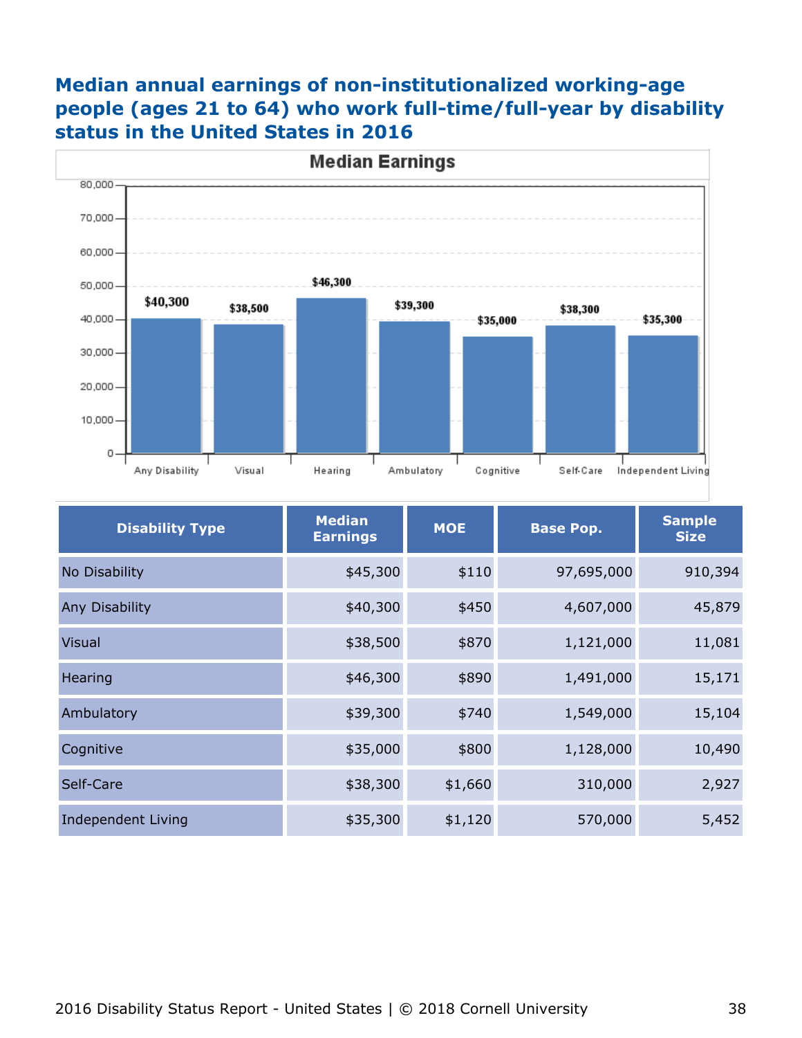## Median annual earnings of non-institutionalized working-age people (ages 21 to 64) who work full-time/full-year by disability status in the United States in 2016

**Median Earnings**

| Disability Type | Median Earnings | MOE | Base Pop. | Sample Size |
|---|---|---|---|---|
| No Disability | $45,300 | $110 | 97,695,000 | 910,394 |
| Any Disability | $40,300 | $450 | 4,607,000 | 45,879 |
| Visual | $38,500 | $870 | 1,121,000 | 11,081 |
| Hearing | $46,300 | $890 | 1,491,000 | 15,171 |
| Ambulatory | $39,300 | $740 | 1,549,000 | 15,104 |
| Cognitive | $35,000 | $800 | 1,128,000 | 10,490 |
| Self-Care | $38,300 | $1,660 | 310,000 | 2,927 |
| Independent Living | $35,300 | $1,120 | 570,000 | 5,452 |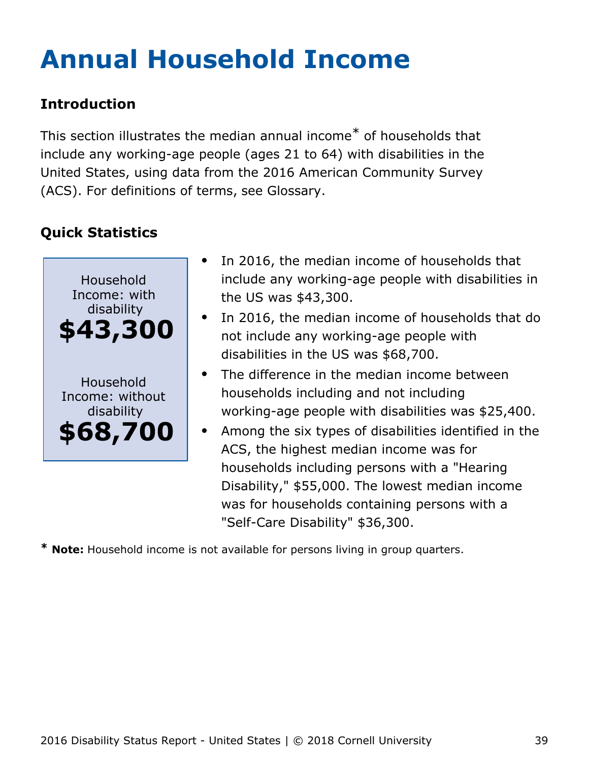# Annual Household Income

## Introduction

This section illustrates the median annual income* of households that include any working-age people (ages 21 to 64) with disabilities in the United States, using data from the 2016 American Community Survey (ACS). For definitions of terms, see Glossary.

## Quick Statistics

Household Income: with disability
**$43,300**

Household Income: without disability
**$68,700**

- In 2016, the median income of households that include any working-age people with disabilities in the US was $43,300.
- In 2016, the median income of households that do not include any working-age people with disabilities in the US was $68,700.
- The difference in the median income between households including and not including working-age people with disabilities was $25,400.
- Among the six types of disabilities identified in the ACS, the highest median income was for households including persons with a "Hearing Disability," $55,000. The lowest median income was for households containing persons with a "Self-Care Disability" $36,300.

* **Note:** Household income is not available for persons living in group quarters.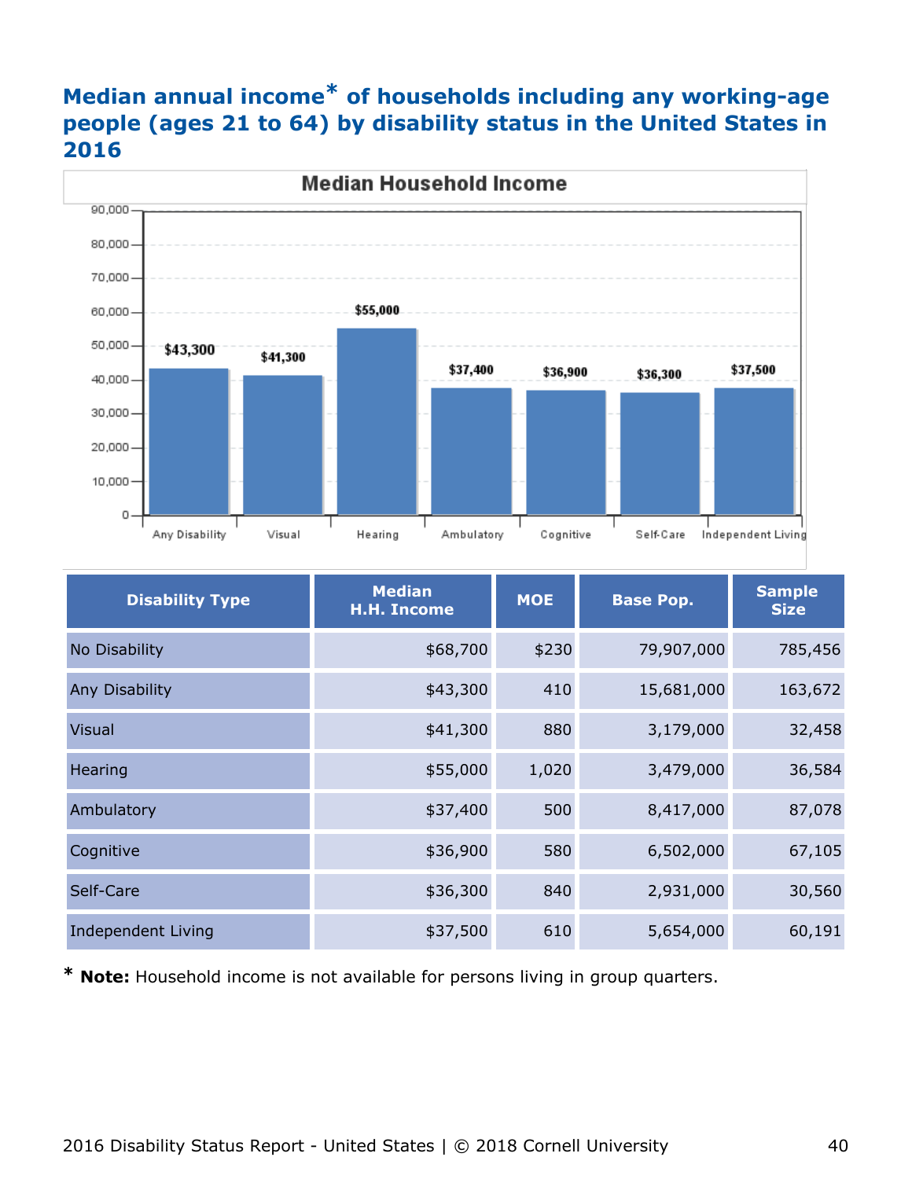## Median annual income* of households including any working-age people (ages 21 to 64) by disability status in the United States in 2016

**Median Household Income**

| Any Disability | Visual | Hearing | Ambulatory | Cognitive | Self-Care | Independent Living |
|---|---|---|---|---|---|---|
| $43,300 | $41,300 | $55,000 | $37,400 | $36,900 | $36,300 | $37,500 |

| Disability Type | Median H.H. Income | MOE | Base Pop. | Sample Size |
|---|---|---|---|---|
| No Disability | $68,700 | $230 | 79,907,000 | 785,456 |
| Any Disability | $43,300 | 410 | 15,681,000 | 163,672 |
| Visual | $41,300 | 880 | 3,179,000 | 32,458 |
| Hearing | $55,000 | 1,020 | 3,479,000 | 36,584 |
| Ambulatory | $37,400 | 500 | 8,417,000 | 87,078 |
| Cognitive | $36,900 | 580 | 6,502,000 | 67,105 |
| Self-Care | $36,300 | 840 | 2,931,000 | 30,560 |
| Independent Living | $37,500 | 610 | 5,654,000 | 60,191 |

* **Note:** Household income is not available for persons living in group quarters.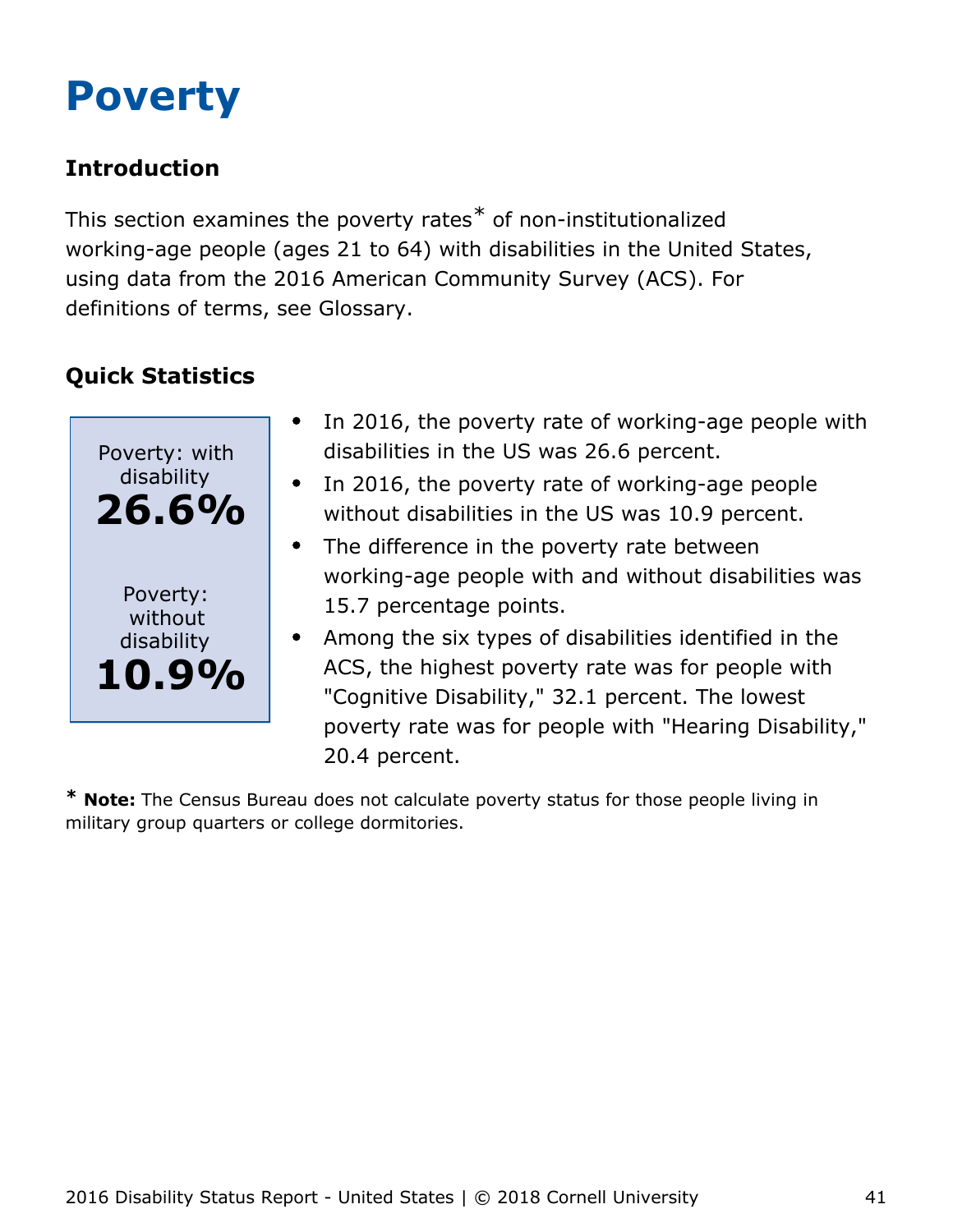# Poverty

### Introduction

This section examines the poverty rates* of non-institutionalized working-age people (ages 21 to 64) with disabilities in the United States, using data from the 2016 American Community Survey (ACS). For definitions of terms, see Glossary.

### Quick Statistics

Poverty: with disability
**26.6%**

Poverty: without disability
**10.9%**

- In 2016, the poverty rate of working-age people with disabilities in the US was 26.6 percent.
- In 2016, the poverty rate of working-age people without disabilities in the US was 10.9 percent.
- The difference in the poverty rate between working-age people with and without disabilities was 15.7 percentage points.
- Among the six types of disabilities identified in the ACS, the highest poverty rate was for people with "Cognitive Disability," 32.1 percent. The lowest poverty rate was for people with "Hearing Disability," 20.4 percent.

\* **Note:** The Census Bureau does not calculate poverty status for those people living in military group quarters or college dormitories.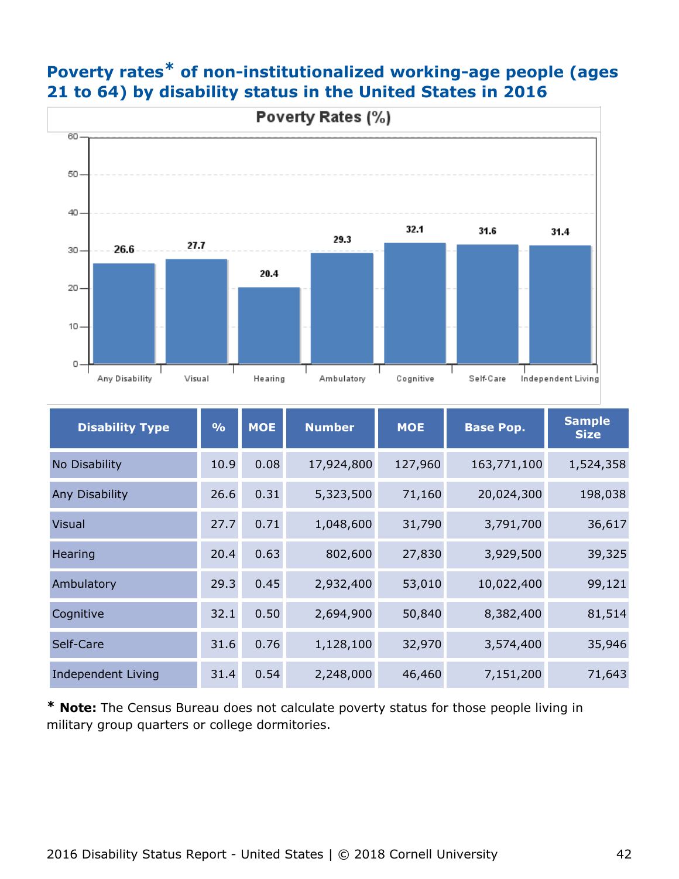## Poverty rates* of non-institutionalized working-age people (ages 21 to 64) by disability status in the United States in 2016

**Poverty Rates (%)**

| Disability Type | % |
|---|---|
| Any Disability | 26.6 |
| Visual | 27.7 |
| Hearing | 20.4 |
| Ambulatory | 29.3 |
| Cognitive | 32.1 |
| Self-Care | 31.6 |
| Independent Living | 31.4 |

| Disability Type | % | MOE | Number | MOE | Base Pop. | Sample Size |
|---|---|---|---|---|---|---|
| No Disability | 10.9 | 0.08 | 17,924,800 | 127,960 | 163,771,100 | 1,524,358 |
| Any Disability | 26.6 | 0.31 | 5,323,500 | 71,160 | 20,024,300 | 198,038 |
| Visual | 27.7 | 0.71 | 1,048,600 | 31,790 | 3,791,700 | 36,617 |
| Hearing | 20.4 | 0.63 | 802,600 | 27,830 | 3,929,500 | 39,325 |
| Ambulatory | 29.3 | 0.45 | 2,932,400 | 53,010 | 10,022,400 | 99,121 |
| Cognitive | 32.1 | 0.50 | 2,694,900 | 50,840 | 8,382,400 | 81,514 |
| Self-Care | 31.6 | 0.76 | 1,128,100 | 32,970 | 3,574,400 | 35,946 |
| Independent Living | 31.4 | 0.54 | 2,248,000 | 46,460 | 7,151,200 | 71,643 |

\* **Note:** The Census Bureau does not calculate poverty status for those people living in military group quarters or college dormitories.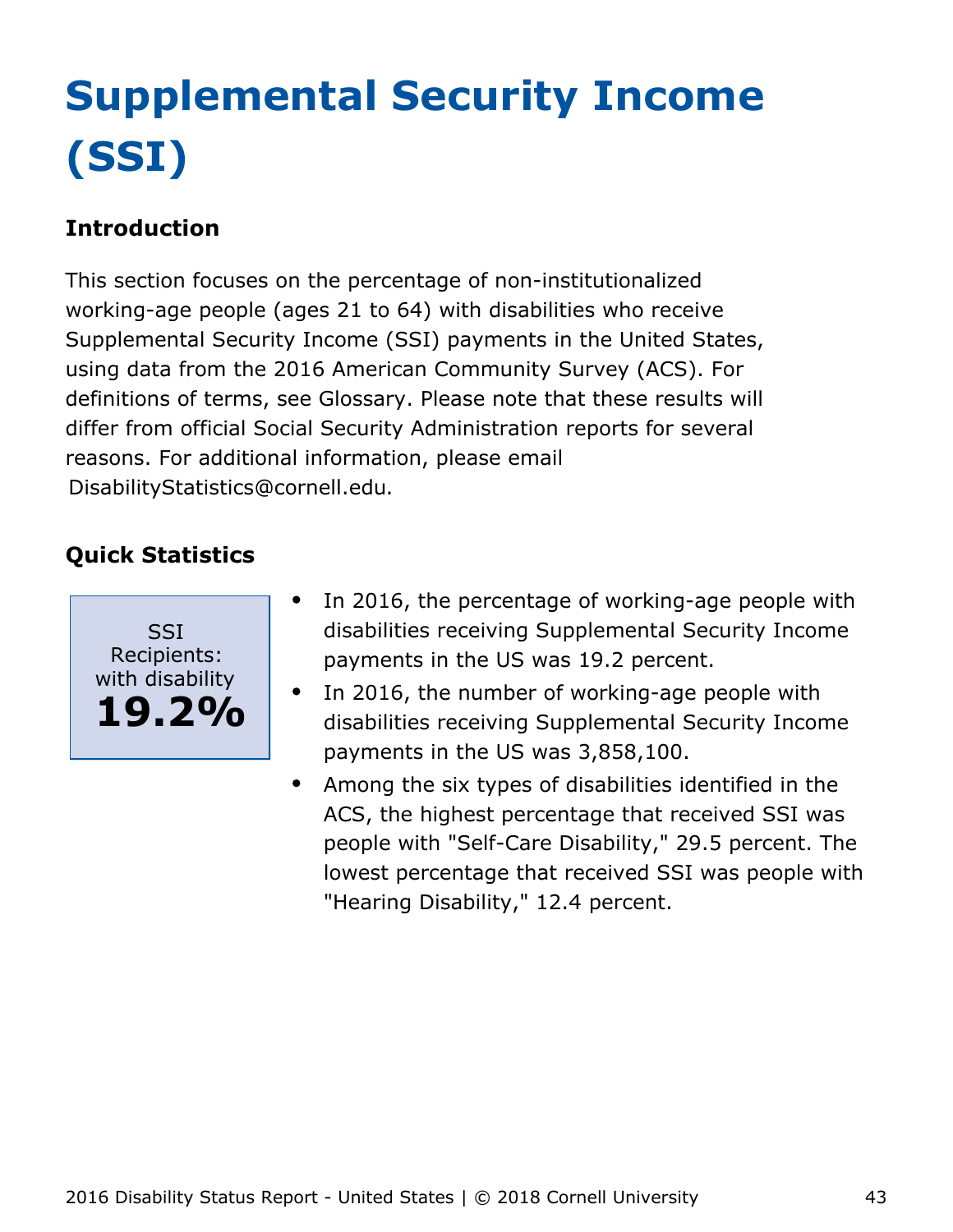# Supplemental Security Income (SSI)

## Introduction

This section focuses on the percentage of non-institutionalized working-age people (ages 21 to 64) with disabilities who receive Supplemental Security Income (SSI) payments in the United States, using data from the 2016 American Community Survey (ACS). For definitions of terms, see Glossary. Please note that these results will differ from official Social Security Administration reports for several reasons. For additional information, please email DisabilityStatistics@cornell.edu.

## Quick Statistics

SSI Recipients: with disability
**19.2%**

- In 2016, the percentage of working-age people with disabilities receiving Supplemental Security Income payments in the US was 19.2 percent.
- In 2016, the number of working-age people with disabilities receiving Supplemental Security Income payments in the US was 3,858,100.
- Among the six types of disabilities identified in the ACS, the highest percentage that received SSI was people with "Self-Care Disability," 29.5 percent. The lowest percentage that received SSI was people with "Hearing Disability," 12.4 percent.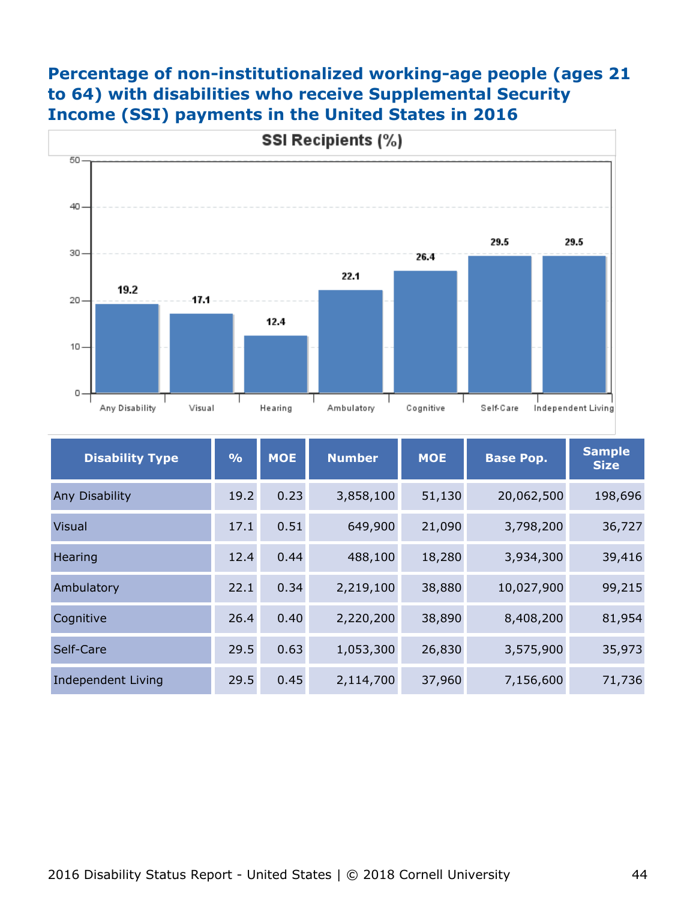## Percentage of non-institutionalized working-age people (ages 21 to 64) with disabilities who receive Supplemental Security Income (SSI) payments in the United States in 2016

| Disability Type | % | MOE | Number | MOE | Base Pop. | Sample Size |
|---|---|---|---|---|---|---|
| Any Disability | 19.2 | 0.23 | 3,858,100 | 51,130 | 20,062,500 | 198,696 |
| Visual | 17.1 | 0.51 | 649,900 | 21,090 | 3,798,200 | 36,727 |
| Hearing | 12.4 | 0.44 | 488,100 | 18,280 | 3,934,300 | 39,416 |
| Ambulatory | 22.1 | 0.34 | 2,219,100 | 38,880 | 10,027,900 | 99,215 |
| Cognitive | 26.4 | 0.40 | 2,220,200 | 38,890 | 8,408,200 | 81,954 |
| Self-Care | 29.5 | 0.63 | 1,053,300 | 26,830 | 3,575,900 | 35,973 |
| Independent Living | 29.5 | 0.45 | 2,114,700 | 37,960 | 7,156,600 | 71,736 |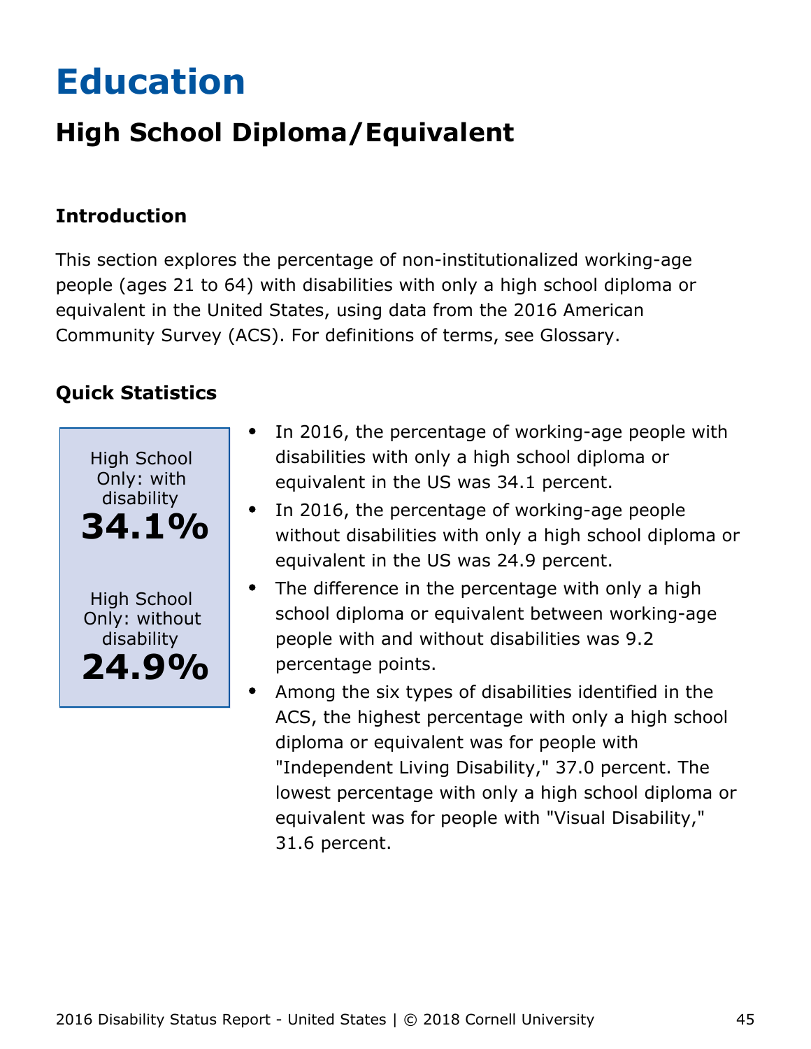# Education

## High School Diploma/Equivalent

### Introduction

This section explores the percentage of non-institutionalized working-age people (ages 21 to 64) with disabilities with only a high school diploma or equivalent in the United States, using data from the 2016 American Community Survey (ACS). For definitions of terms, see Glossary.

### Quick Statistics

High School Only: with disability
**34.1%**

High School Only: without disability
**24.9%**

- In 2016, the percentage of working-age people with disabilities with only a high school diploma or equivalent in the US was 34.1 percent.
- In 2016, the percentage of working-age people without disabilities with only a high school diploma or equivalent in the US was 24.9 percent.
- The difference in the percentage with only a high school diploma or equivalent between working-age people with and without disabilities was 9.2 percentage points.
- Among the six types of disabilities identified in the ACS, the highest percentage with only a high school diploma or equivalent was for people with "Independent Living Disability," 37.0 percent. The lowest percentage with only a high school diploma or equivalent was for people with "Visual Disability," 31.6 percent.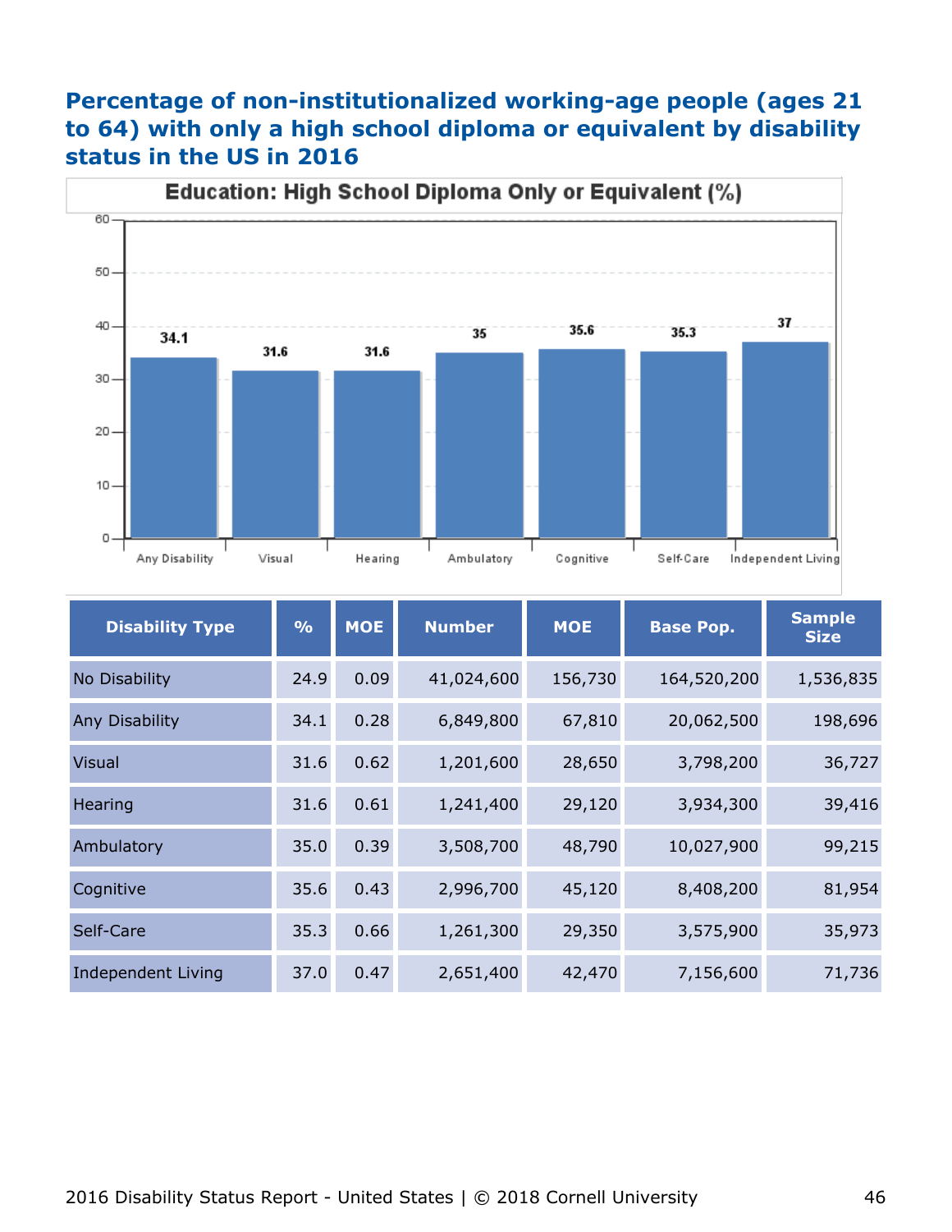## Percentage of non-institutionalized working-age people (ages 21 to 64) with only a high school diploma or equivalent by disability status in the US in 2016

**Education: High School Diploma Only or Equivalent (%)**

| Any Disability | Visual | Hearing | Ambulatory | Cognitive | Self-Care | Independent Living |
|---|---|---|---|---|---|---|
| 34.1 | 31.6 | 31.6 | 35 | 35.6 | 35.3 | 37 |

| Disability Type | % | MOE | Number | MOE | Base Pop. | Sample Size |
|---|---|---|---|---|---|---|
| No Disability | 24.9 | 0.09 | 41,024,600 | 156,730 | 164,520,200 | 1,536,835 |
| Any Disability | 34.1 | 0.28 | 6,849,800 | 67,810 | 20,062,500 | 198,696 |
| Visual | 31.6 | 0.62 | 1,201,600 | 28,650 | 3,798,200 | 36,727 |
| Hearing | 31.6 | 0.61 | 1,241,400 | 29,120 | 3,934,300 | 39,416 |
| Ambulatory | 35.0 | 0.39 | 3,508,700 | 48,790 | 10,027,900 | 99,215 |
| Cognitive | 35.6 | 0.43 | 2,996,700 | 45,120 | 8,408,200 | 81,954 |
| Self-Care | 35.3 | 0.66 | 1,261,300 | 29,350 | 3,575,900 | 35,973 |
| Independent Living | 37.0 | 0.47 | 2,651,400 | 42,470 | 7,156,600 | 71,736 |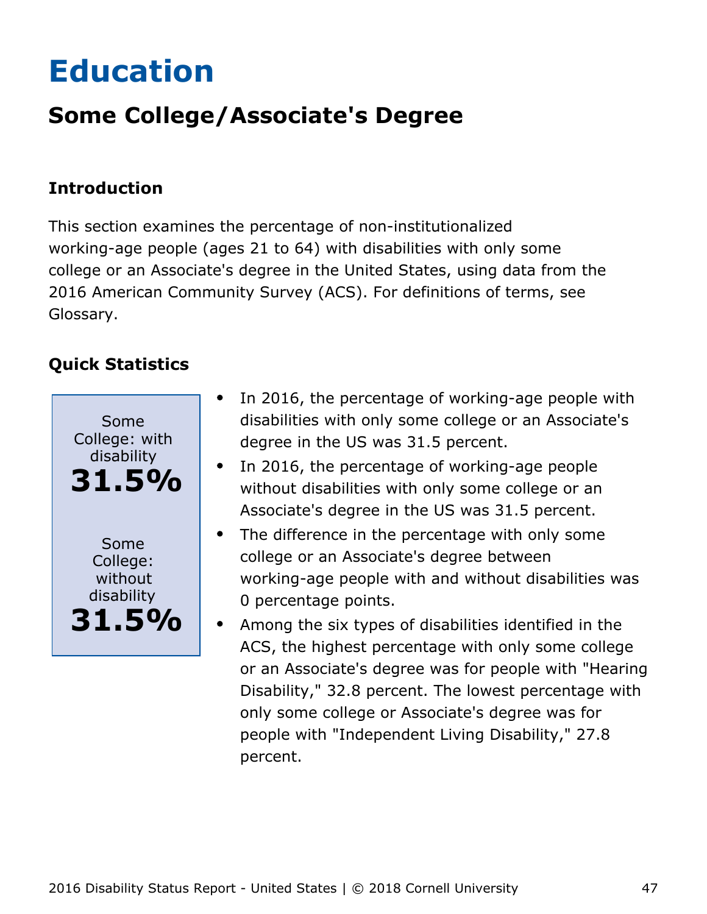# Education

## Some College/Associate's Degree

### Introduction

This section examines the percentage of non-institutionalized working-age people (ages 21 to 64) with disabilities with only some college or an Associate's degree in the United States, using data from the 2016 American Community Survey (ACS). For definitions of terms, see Glossary.

### Quick Statistics

Some College: with disability
**31.5%**

Some College: without disability
**31.5%**

- In 2016, the percentage of working-age people with disabilities with only some college or an Associate's degree in the US was 31.5 percent.
- In 2016, the percentage of working-age people without disabilities with only some college or an Associate's degree in the US was 31.5 percent.
- The difference in the percentage with only some college or an Associate's degree between working-age people with and without disabilities was 0 percentage points.
- Among the six types of disabilities identified in the ACS, the highest percentage with only some college or an Associate's degree was for people with "Hearing Disability," 32.8 percent. The lowest percentage with only some college or Associate's degree was for people with "Independent Living Disability," 27.8 percent.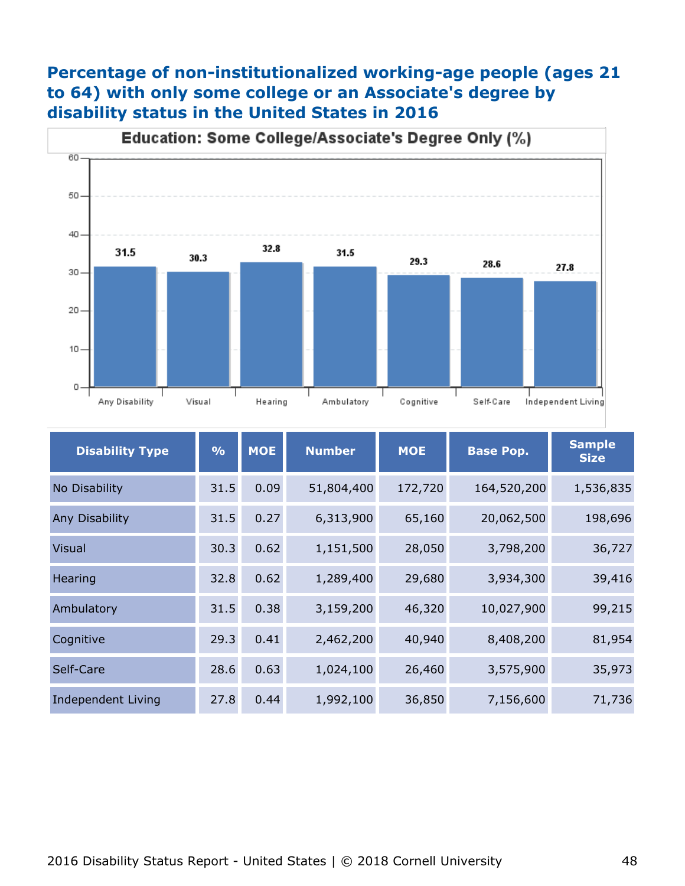## Percentage of non-institutionalized working-age people (ages 21 to 64) with only some college or an Associate's degree by disability status in the United States in 2016

**Education: Some College/Associate's Degree Only (%)**

| Disability Type | % | MOE | Number | MOE | Base Pop. | Sample Size |
|---|---|---|---|---|---|---|
| No Disability | 31.5 | 0.09 | 51,804,400 | 172,720 | 164,520,200 | 1,536,835 |
| Any Disability | 31.5 | 0.27 | 6,313,900 | 65,160 | 20,062,500 | 198,696 |
| Visual | 30.3 | 0.62 | 1,151,500 | 28,050 | 3,798,200 | 36,727 |
| Hearing | 32.8 | 0.62 | 1,289,400 | 29,680 | 3,934,300 | 39,416 |
| Ambulatory | 31.5 | 0.38 | 3,159,200 | 46,320 | 10,027,900 | 99,215 |
| Cognitive | 29.3 | 0.41 | 2,462,200 | 40,940 | 8,408,200 | 81,954 |
| Self-Care | 28.6 | 0.63 | 1,024,100 | 26,460 | 3,575,900 | 35,973 |
| Independent Living | 27.8 | 0.44 | 1,992,100 | 36,850 | 7,156,600 | 71,736 |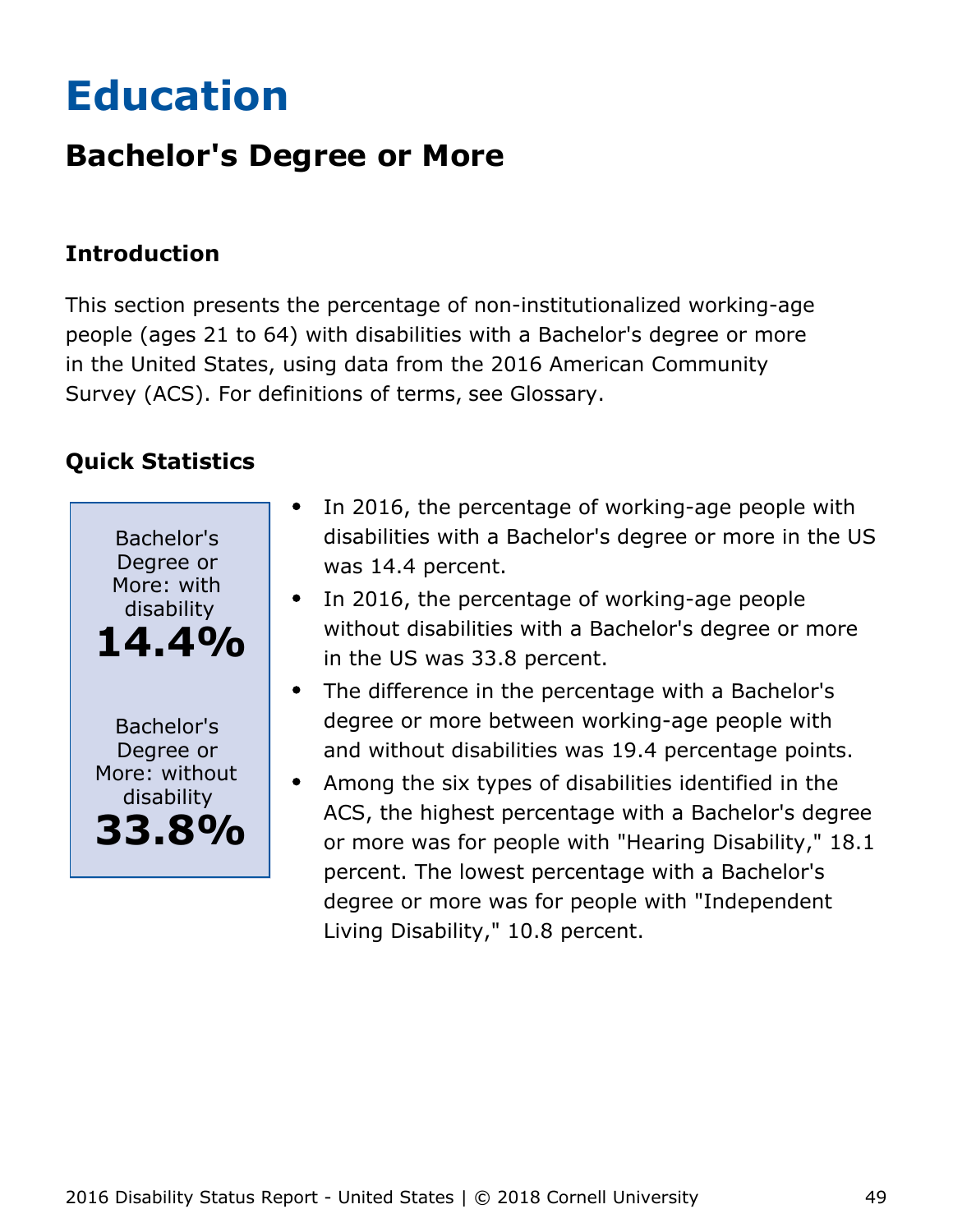# Education

## Bachelor's Degree or More

### Introduction

This section presents the percentage of non-institutionalized working-age people (ages 21 to 64) with disabilities with a Bachelor's degree or more in the United States, using data from the 2016 American Community Survey (ACS). For definitions of terms, see Glossary.

### Quick Statistics

Bachelor's Degree or More: with disability
**14.4%**

Bachelor's Degree or More: without disability
**33.8%**

- In 2016, the percentage of working-age people with disabilities with a Bachelor's degree or more in the US was 14.4 percent.
- In 2016, the percentage of working-age people without disabilities with a Bachelor's degree or more in the US was 33.8 percent.
- The difference in the percentage with a Bachelor's degree or more between working-age people with and without disabilities was 19.4 percentage points.
- Among the six types of disabilities identified in the ACS, the highest percentage with a Bachelor's degree or more was for people with "Hearing Disability," 18.1 percent. The lowest percentage with a Bachelor's degree or more was for people with "Independent Living Disability," 10.8 percent.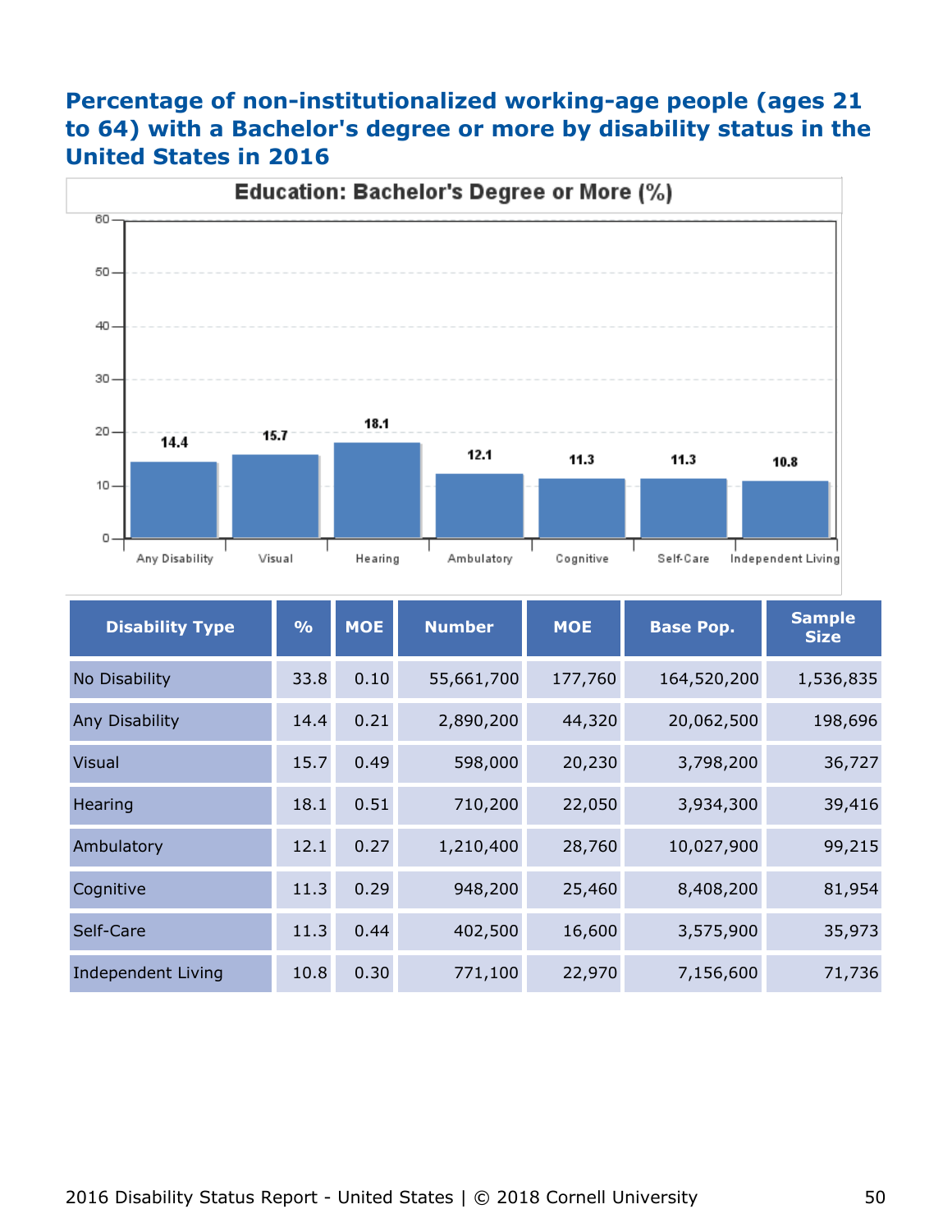## Percentage of non-institutionalized working-age people (ages 21 to 64) with a Bachelor's degree or more by disability status in the United States in 2016

**Education: Bachelor's Degree or More (%)**

| Disability Type | % |
|---|---|
| Any Disability | 14.4 |
| Visual | 15.7 |
| Hearing | 18.1 |
| Ambulatory | 12.1 |
| Cognitive | 11.3 |
| Self-Care | 11.3 |
| Independent Living | 10.8 |

| Disability Type | % | MOE | Number | MOE | Base Pop. | Sample Size |
|---|---|---|---|---|---|---|
| No Disability | 33.8 | 0.10 | 55,661,700 | 177,760 | 164,520,200 | 1,536,835 |
| Any Disability | 14.4 | 0.21 | 2,890,200 | 44,320 | 20,062,500 | 198,696 |
| Visual | 15.7 | 0.49 | 598,000 | 20,230 | 3,798,200 | 36,727 |
| Hearing | 18.1 | 0.51 | 710,200 | 22,050 | 3,934,300 | 39,416 |
| Ambulatory | 12.1 | 0.27 | 1,210,400 | 28,760 | 10,027,900 | 99,215 |
| Cognitive | 11.3 | 0.29 | 948,200 | 25,460 | 8,408,200 | 81,954 |
| Self-Care | 11.3 | 0.44 | 402,500 | 16,600 | 3,575,900 | 35,973 |
| Independent Living | 10.8 | 0.30 | 771,100 | 22,970 | 7,156,600 | 71,736 |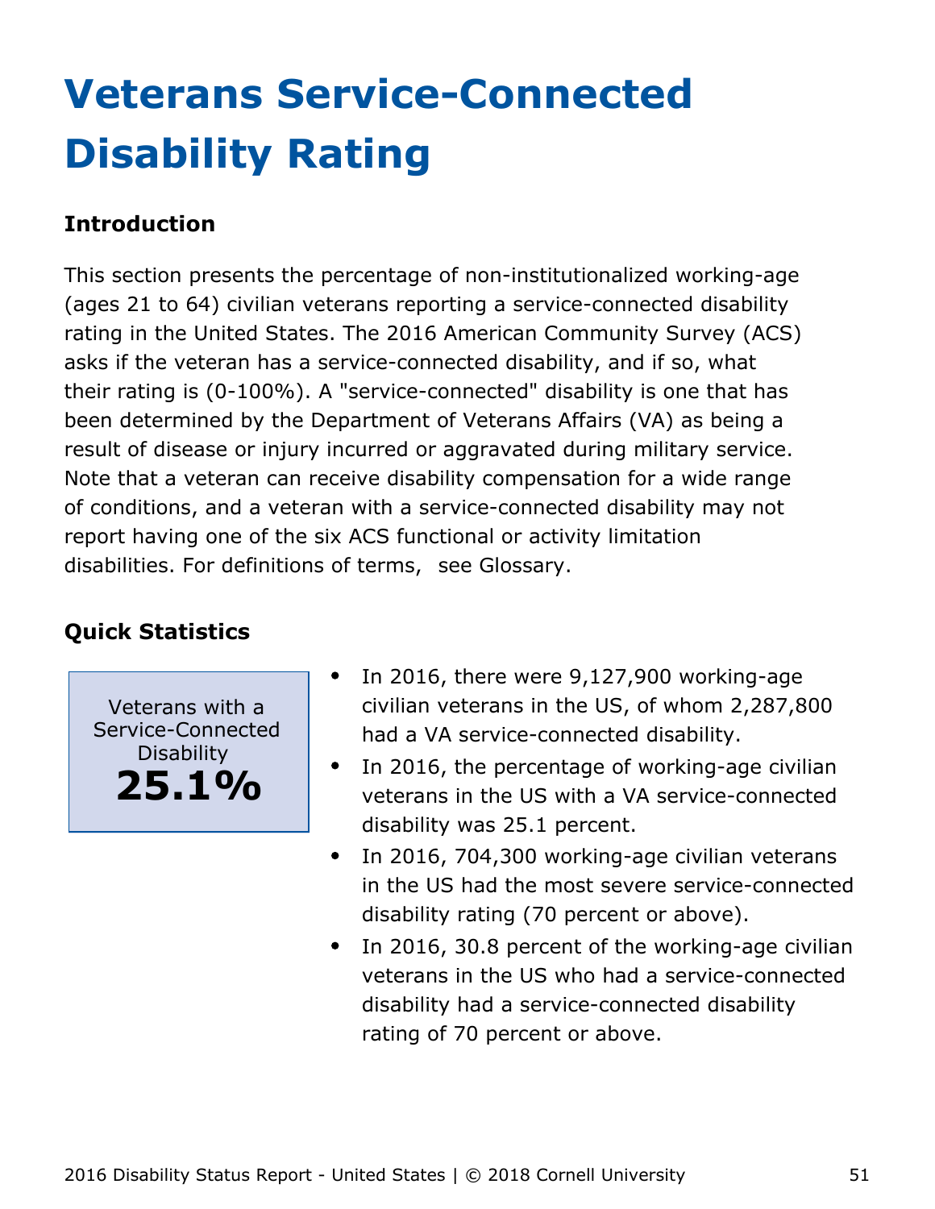# Veterans Service-Connected Disability Rating

## Introduction

This section presents the percentage of non-institutionalized working-age (ages 21 to 64) civilian veterans reporting a service-connected disability rating in the United States. The 2016 American Community Survey (ACS) asks if the veteran has a service-connected disability, and if so, what their rating is (0-100%). A "service-connected" disability is one that has been determined by the Department of Veterans Affairs (VA) as being a result of disease or injury incurred or aggravated during military service. Note that a veteran can receive disability compensation for a wide range of conditions, and a veteran with a service-connected disability may not report having one of the six ACS functional or activity limitation disabilities. For definitions of terms, see Glossary.

## Quick Statistics

Veterans with a Service-Connected Disability

**25.1%**

- In 2016, there were 9,127,900 working-age civilian veterans in the US, of whom 2,287,800 had a VA service-connected disability.
- In 2016, the percentage of working-age civilian veterans in the US with a VA service-connected disability was 25.1 percent.
- In 2016, 704,300 working-age civilian veterans in the US had the most severe service-connected disability rating (70 percent or above).
- In 2016, 30.8 percent of the working-age civilian veterans in the US who had a service-connected disability had a service-connected disability rating of 70 percent or above.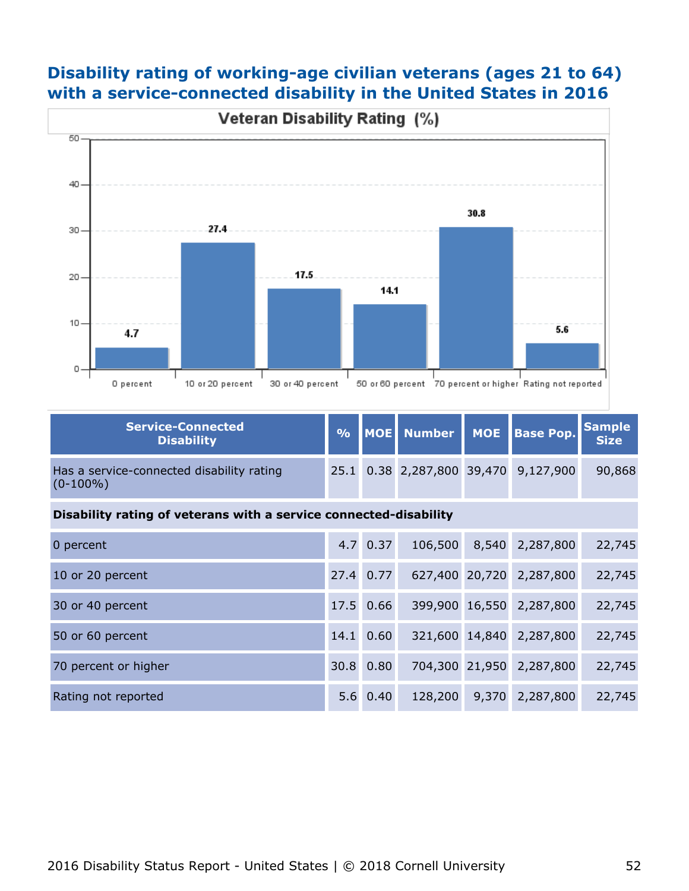## Disability rating of working-age civilian veterans (ages 21 to 64) with a service-connected disability in the United States in 2016

**Veteran Disability Rating (%)**

| Rating | % |
|---|---|
| 0 percent | 4.7 |
| 10 or 20 percent | 27.4 |
| 30 or 40 percent | 17.5 |
| 50 or 60 percent | 14.1 |
| 70 percent or higher | 30.8 |
| Rating not reported | 5.6 |

| Service-Connected Disability | % | MOE | Number | MOE | Base Pop. | Sample Size |
|---|---|---|---|---|---|---|
| Has a service-connected disability rating (0-100%) | 25.1 | 0.38 | 2,287,800 | 39,470 | 9,127,900 | 90,868 |
| **Disability rating of veterans with a service connected-disability** | | | | | | |
| 0 percent | 4.7 | 0.37 | 106,500 | 8,540 | 2,287,800 | 22,745 |
| 10 or 20 percent | 27.4 | 0.77 | 627,400 | 20,720 | 2,287,800 | 22,745 |
| 30 or 40 percent | 17.5 | 0.66 | 399,900 | 16,550 | 2,287,800 | 22,745 |
| 50 or 60 percent | 14.1 | 0.60 | 321,600 | 14,840 | 2,287,800 | 22,745 |
| 70 percent or higher | 30.8 | 0.80 | 704,300 | 21,950 | 2,287,800 | 22,745 |
| Rating not reported | 5.6 | 0.40 | 128,200 | 9,370 | 2,287,800 | 22,745 |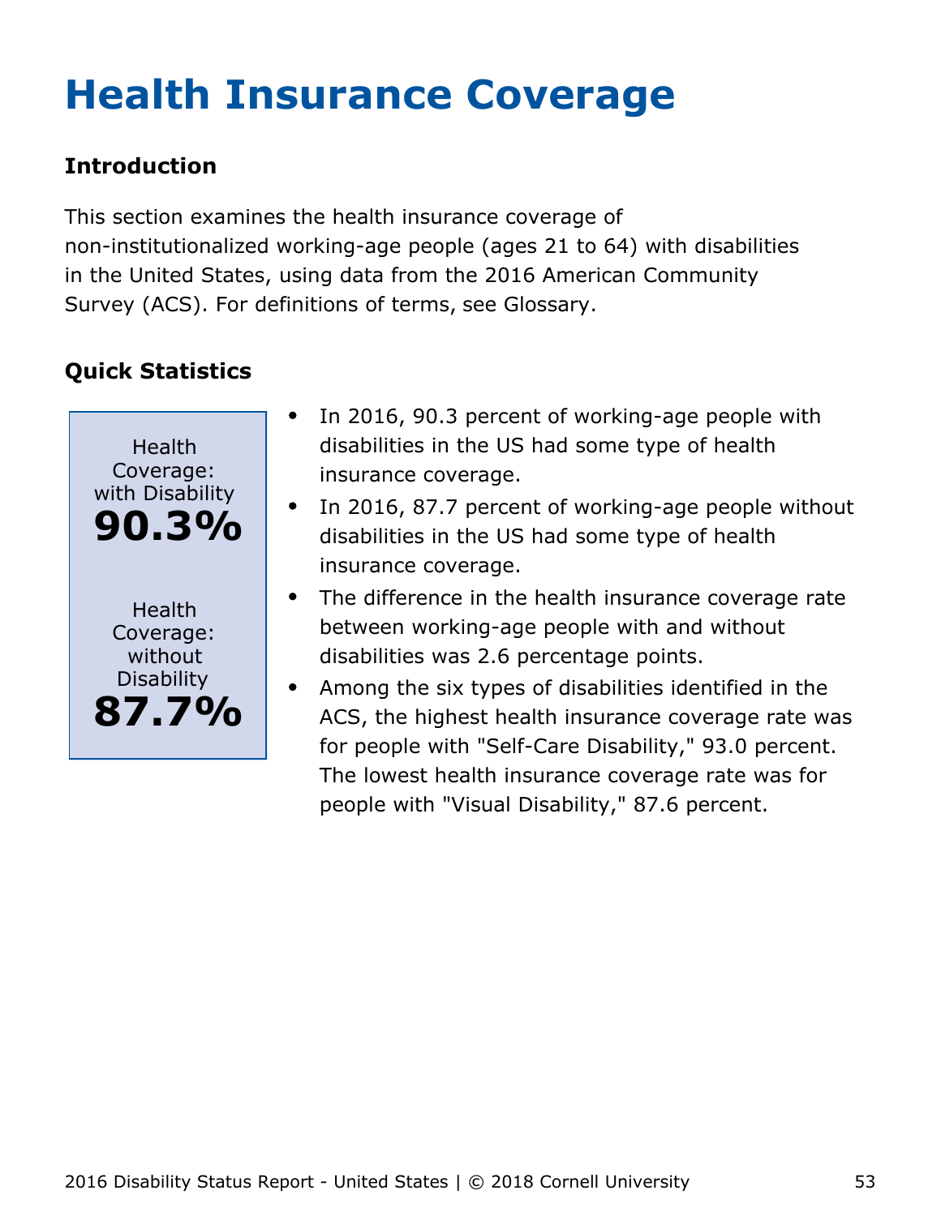# Health Insurance Coverage

### Introduction

This section examines the health insurance coverage of non-institutionalized working-age people (ages 21 to 64) with disabilities in the United States, using data from the 2016 American Community Survey (ACS). For definitions of terms, see Glossary.

### Quick Statistics

Health Coverage: with Disability
**90.3%**

Health Coverage: without Disability
**87.7%**

- In 2016, 90.3 percent of working-age people with disabilities in the US had some type of health insurance coverage.
- In 2016, 87.7 percent of working-age people without disabilities in the US had some type of health insurance coverage.
- The difference in the health insurance coverage rate between working-age people with and without disabilities was 2.6 percentage points.
- Among the six types of disabilities identified in the ACS, the highest health insurance coverage rate was for people with "Self-Care Disability," 93.0 percent. The lowest health insurance coverage rate was for people with "Visual Disability," 87.6 percent.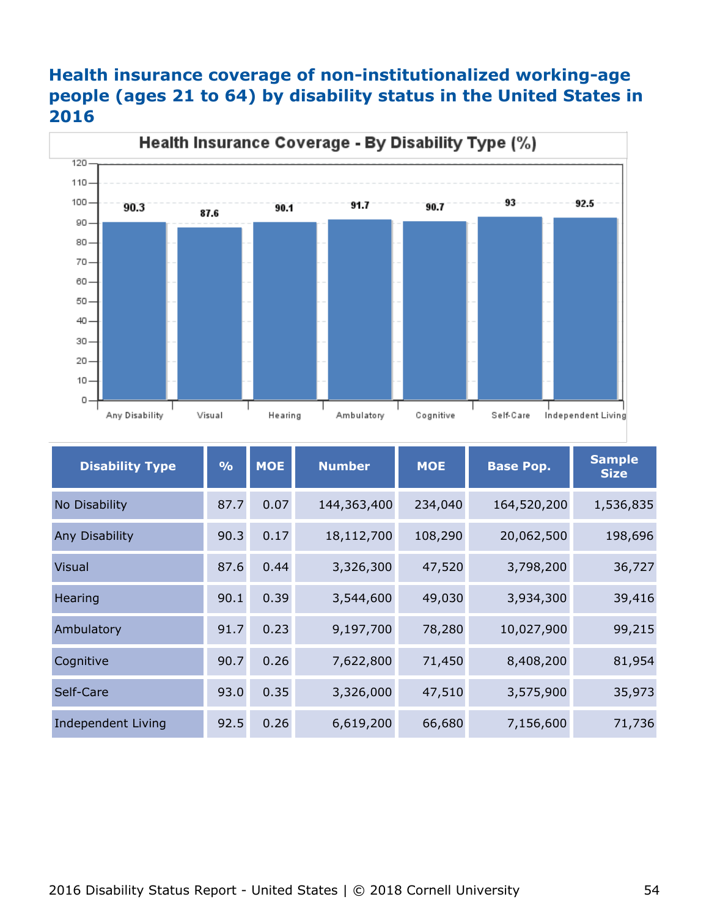## Health insurance coverage of non-institutionalized working-age people (ages 21 to 64) by disability status in the United States in 2016

| Disability Type | % | MOE | Number | MOE | Base Pop. | Sample Size |
|---|---|---|---|---|---|---|
| No Disability | 87.7 | 0.07 | 144,363,400 | 234,040 | 164,520,200 | 1,536,835 |
| Any Disability | 90.3 | 0.17 | 18,112,700 | 108,290 | 20,062,500 | 198,696 |
| Visual | 87.6 | 0.44 | 3,326,300 | 47,520 | 3,798,200 | 36,727 |
| Hearing | 90.1 | 0.39 | 3,544,600 | 49,030 | 3,934,300 | 39,416 |
| Ambulatory | 91.7 | 0.23 | 9,197,700 | 78,280 | 10,027,900 | 99,215 |
| Cognitive | 90.7 | 0.26 | 7,622,800 | 71,450 | 8,408,200 | 81,954 |
| Self-Care | 93.0 | 0.35 | 3,326,000 | 47,510 | 3,575,900 | 35,973 |
| Independent Living | 92.5 | 0.26 | 6,619,200 | 66,680 | 7,156,600 | 71,736 |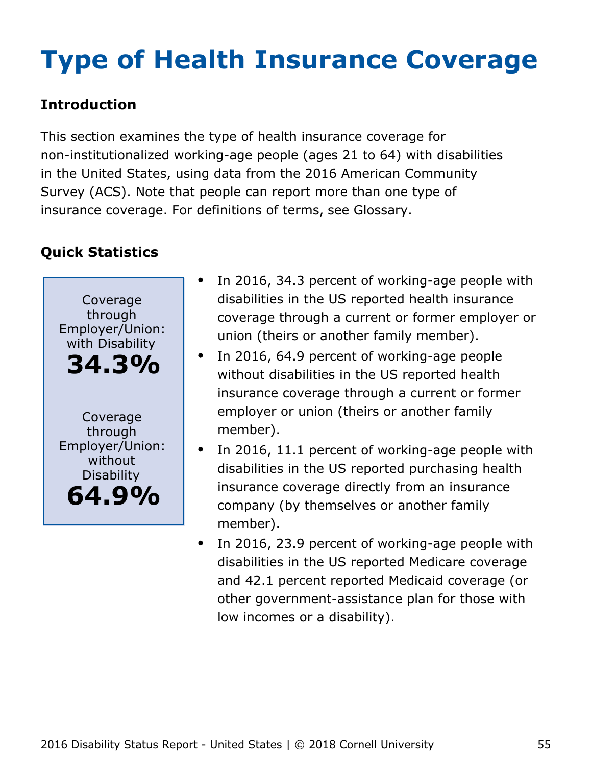# Type of Health Insurance Coverage

## Introduction

This section examines the type of health insurance coverage for non-institutionalized working-age people (ages 21 to 64) with disabilities in the United States, using data from the 2016 American Community Survey (ACS). Note that people can report more than one type of insurance coverage. For definitions of terms, see Glossary.

## Quick Statistics

Coverage through Employer/Union: with Disability
**34.3%**

Coverage through Employer/Union: without Disability
**64.9%**

- In 2016, 34.3 percent of working-age people with disabilities in the US reported health insurance coverage through a current or former employer or union (theirs or another family member).
- In 2016, 64.9 percent of working-age people without disabilities in the US reported health insurance coverage through a current or former employer or union (theirs or another family member).
- In 2016, 11.1 percent of working-age people with disabilities in the US reported purchasing health insurance coverage directly from an insurance company (by themselves or another family member).
- In 2016, 23.9 percent of working-age people with disabilities in the US reported Medicare coverage and 42.1 percent reported Medicaid coverage (or other government-assistance plan for those with low incomes or a disability).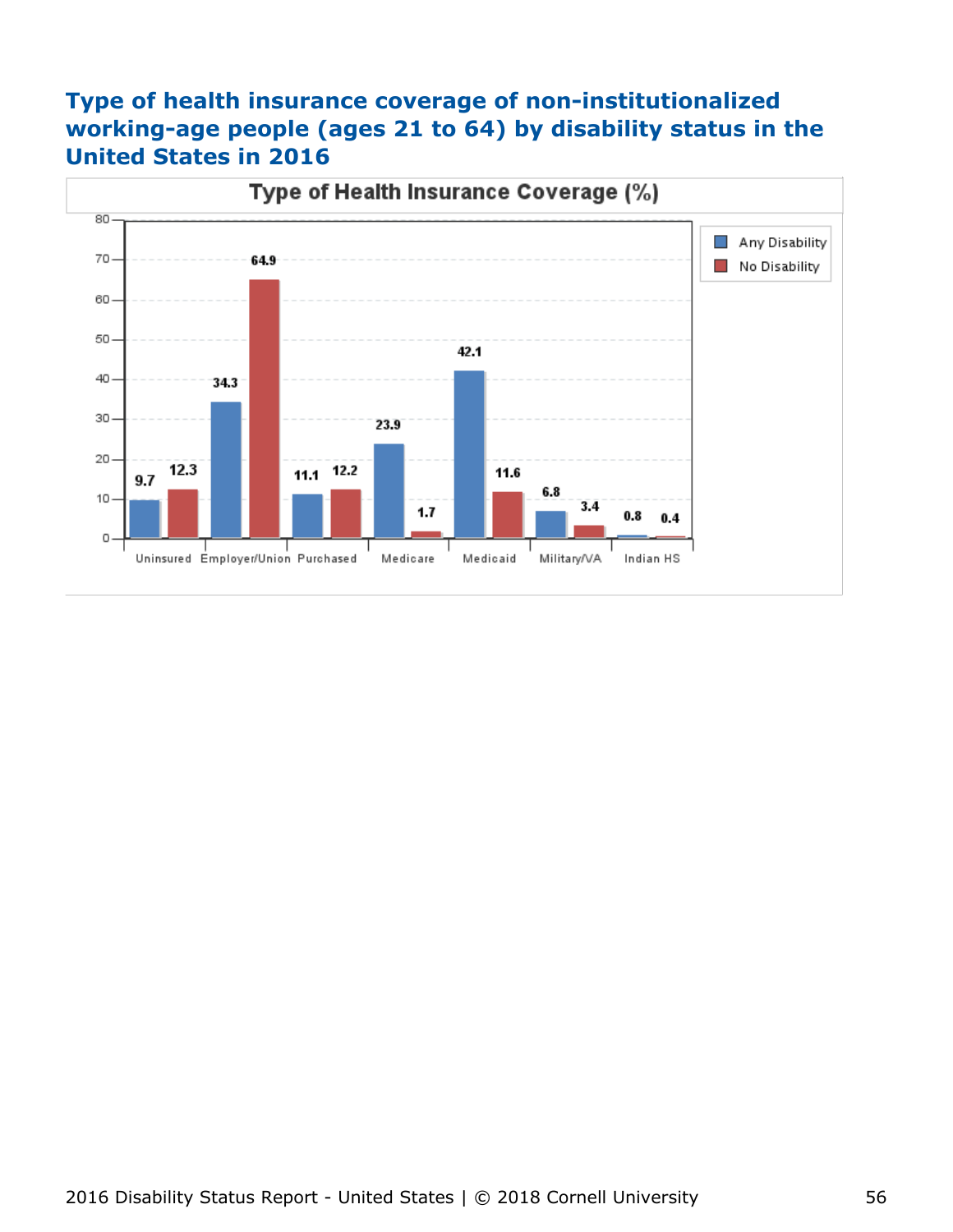## Type of health insurance coverage of non-institutionalized working-age people (ages 21 to 64) by disability status in the United States in 2016

**Type of Health Insurance Coverage (%)**

| Coverage Type | Any Disability | No Disability |
|---|---|---|
| Uninsured | 9.7 | 12.3 |
| Employer/Union | 34.3 | 64.9 |
| Purchased | 11.1 | 12.2 |
| Medicare | 23.9 | 1.7 |
| Medicaid | 42.1 | 11.6 |
| Military/VA | 6.8 | 3.4 |
| Indian HS | 0.8 | 0.4 |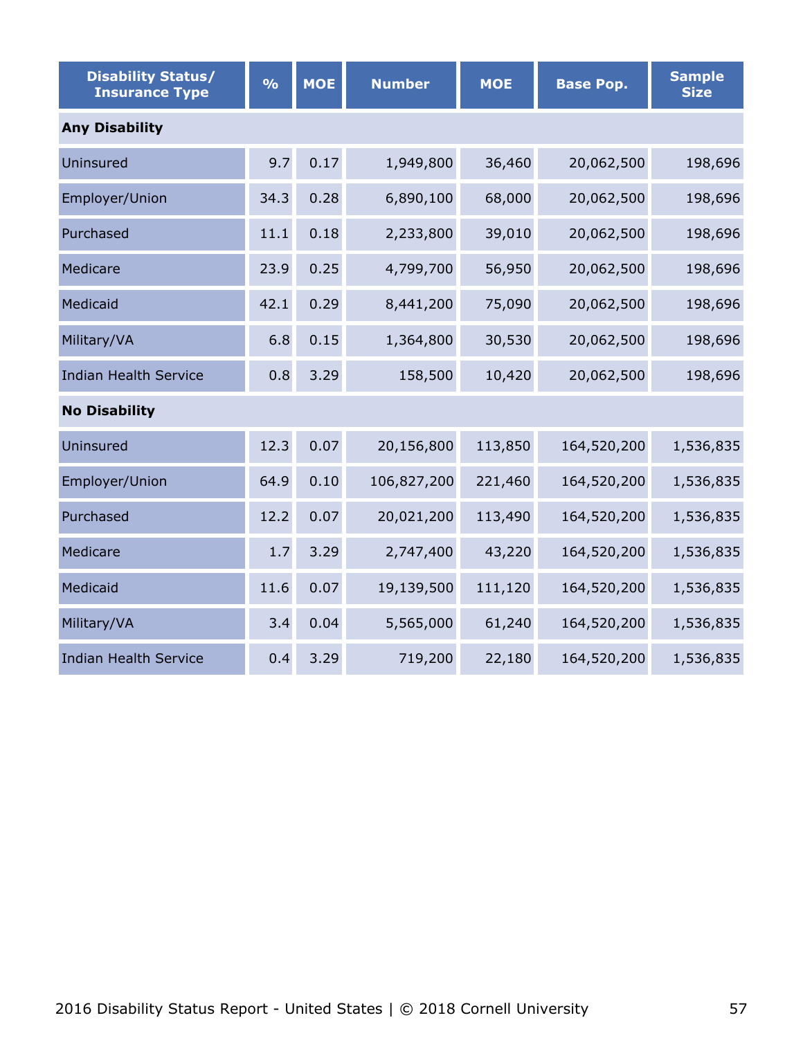| Disability Status/ Insurance Type | % | MOE | Number | MOE | Base Pop. | Sample Size |
|---|---|---|---|---|---|---|
| **Any Disability** | | | | | | |
| Uninsured | 9.7 | 0.17 | 1,949,800 | 36,460 | 20,062,500 | 198,696 |
| Employer/Union | 34.3 | 0.28 | 6,890,100 | 68,000 | 20,062,500 | 198,696 |
| Purchased | 11.1 | 0.18 | 2,233,800 | 39,010 | 20,062,500 | 198,696 |
| Medicare | 23.9 | 0.25 | 4,799,700 | 56,950 | 20,062,500 | 198,696 |
| Medicaid | 42.1 | 0.29 | 8,441,200 | 75,090 | 20,062,500 | 198,696 |
| Military/VA | 6.8 | 0.15 | 1,364,800 | 30,530 | 20,062,500 | 198,696 |
| Indian Health Service | 0.8 | 3.29 | 158,500 | 10,420 | 20,062,500 | 198,696 |
| **No Disability** | | | | | | |
| Uninsured | 12.3 | 0.07 | 20,156,800 | 113,850 | 164,520,200 | 1,536,835 |
| Employer/Union | 64.9 | 0.10 | 106,827,200 | 221,460 | 164,520,200 | 1,536,835 |
| Purchased | 12.2 | 0.07 | 20,021,200 | 113,490 | 164,520,200 | 1,536,835 |
| Medicare | 1.7 | 3.29 | 2,747,400 | 43,220 | 164,520,200 | 1,536,835 |
| Medicaid | 11.6 | 0.07 | 19,139,500 | 111,120 | 164,520,200 | 1,536,835 |
| Military/VA | 3.4 | 0.04 | 5,565,000 | 61,240 | 164,520,200 | 1,536,835 |
| Indian Health Service | 0.4 | 3.29 | 719,200 | 22,180 | 164,520,200 | 1,536,835 |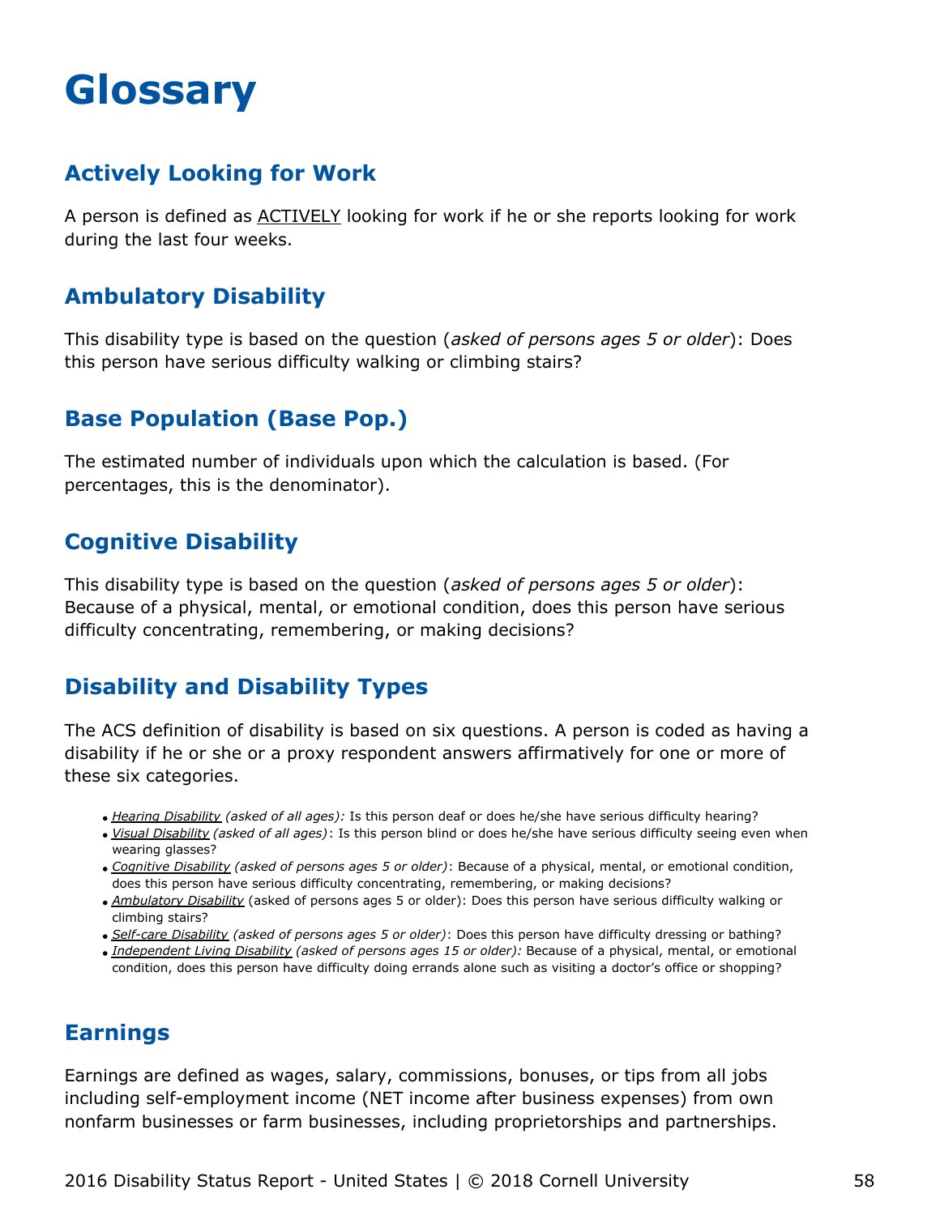# Glossary

## Actively Looking for Work

A person is defined as ACTIVELY looking for work if he or she reports looking for work during the last four weeks.

## Ambulatory Disability

This disability type is based on the question (*asked of persons ages 5 or older*): Does this person have serious difficulty walking or climbing stairs?

## Base Population (Base Pop.)

The estimated number of individuals upon which the calculation is based. (For percentages, this is the denominator).

## Cognitive Disability

This disability type is based on the question (*asked of persons ages 5 or older*): Because of a physical, mental, or emotional condition, does this person have serious difficulty concentrating, remembering, or making decisions?

## Disability and Disability Types

The ACS definition of disability is based on six questions. A person is coded as having a disability if he or she or a proxy respondent answers affirmatively for one or more of these six categories.

- *Hearing Disability (asked of all ages):* Is this person deaf or does he/she have serious difficulty hearing?
- *Visual Disability (asked of all ages)*: Is this person blind or does he/she have serious difficulty seeing even when wearing glasses?
- *Cognitive Disability (asked of persons ages 5 or older)*: Because of a physical, mental, or emotional condition, does this person have serious difficulty concentrating, remembering, or making decisions?
- *Ambulatory Disability* (asked of persons ages 5 or older): Does this person have serious difficulty walking or climbing stairs?
- *Self-care Disability (asked of persons ages 5 or older)*: Does this person have difficulty dressing or bathing?
- *Independent Living Disability (asked of persons ages 15 or older):* Because of a physical, mental, or emotional condition, does this person have difficulty doing errands alone such as visiting a doctor's office or shopping?

## Earnings

Earnings are defined as wages, salary, commissions, bonuses, or tips from all jobs including self-employment income (NET income after business expenses) from own nonfarm businesses or farm businesses, including proprietorships and partnerships.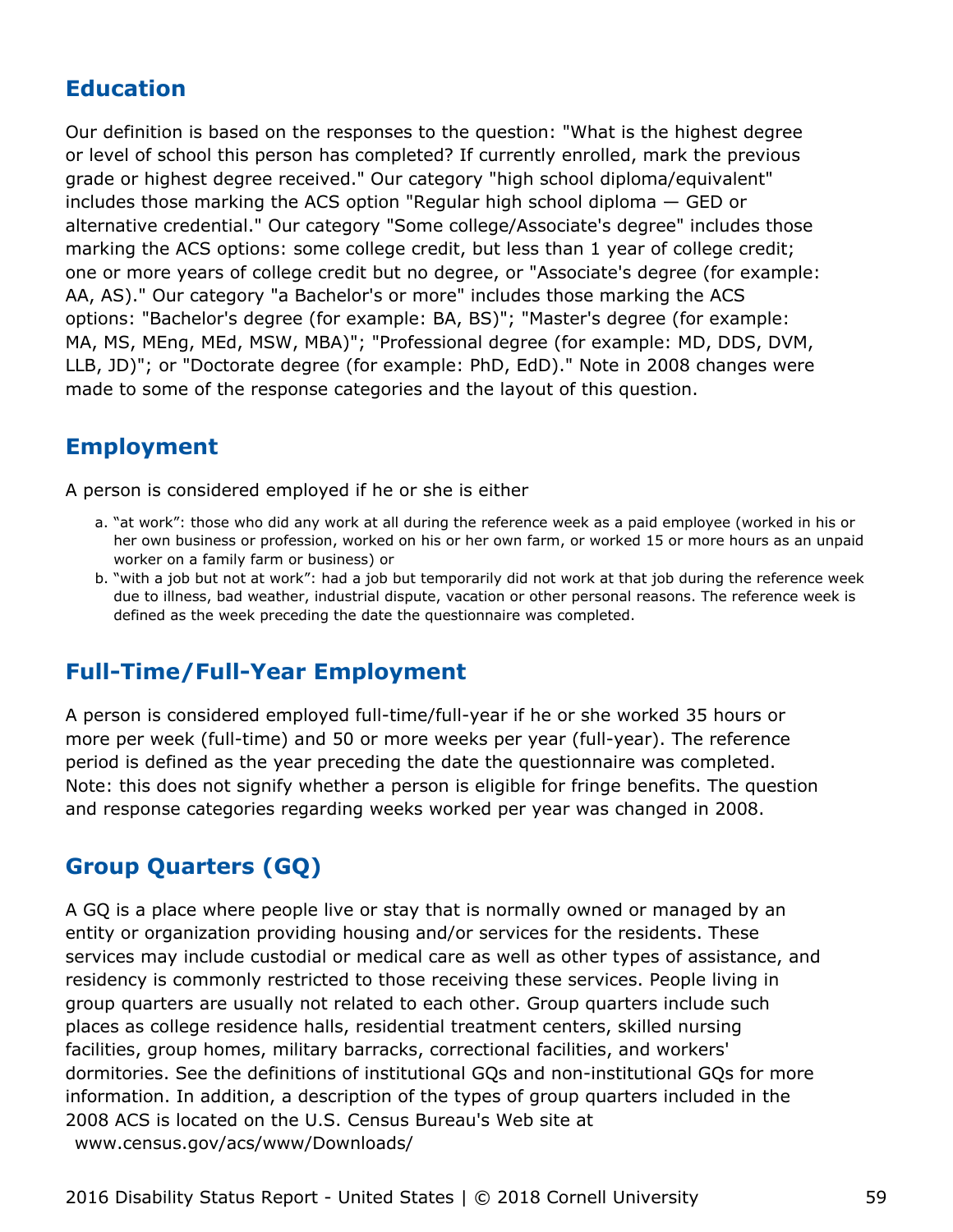## Education

Our definition is based on the responses to the question: "What is the highest degree or level of school this person has completed? If currently enrolled, mark the previous grade or highest degree received." Our category "high school diploma/equivalent" includes those marking the ACS option "Regular high school diploma — GED or alternative credential." Our category "Some college/Associate's degree" includes those marking the ACS options: some college credit, but less than 1 year of college credit; one or more years of college credit but no degree, or "Associate's degree (for example: AA, AS)." Our category "a Bachelor's or more" includes those marking the ACS options: "Bachelor's degree (for example: BA, BS)"; "Master's degree (for example: MA, MS, MEng, MEd, MSW, MBA)"; "Professional degree (for example: MD, DDS, DVM, LLB, JD)"; or "Doctorate degree (for example: PhD, EdD)." Note in 2008 changes were made to some of the response categories and the layout of this question.

## Employment

A person is considered employed if he or she is either

a. "at work": those who did any work at all during the reference week as a paid employee (worked in his or her own business or profession, worked on his or her own farm, or worked 15 or more hours as an unpaid worker on a family farm or business) or
b. "with a job but not at work": had a job but temporarily did not work at that job during the reference week due to illness, bad weather, industrial dispute, vacation or other personal reasons. The reference week is defined as the week preceding the date the questionnaire was completed.

## Full-Time/Full-Year Employment

A person is considered employed full-time/full-year if he or she worked 35 hours or more per week (full-time) and 50 or more weeks per year (full-year). The reference period is defined as the year preceding the date the questionnaire was completed. Note: this does not signify whether a person is eligible for fringe benefits. The question and response categories regarding weeks worked per year was changed in 2008.

## Group Quarters (GQ)

A GQ is a place where people live or stay that is normally owned or managed by an entity or organization providing housing and/or services for the residents. These services may include custodial or medical care as well as other types of assistance, and residency is commonly restricted to those receiving these services. People living in group quarters are usually not related to each other. Group quarters include such places as college residence halls, residential treatment centers, skilled nursing facilities, group homes, military barracks, correctional facilities, and workers' dormitories. See the definitions of institutional GQs and non-institutional GQs for more information. In addition, a description of the types of group quarters included in the 2008 ACS is located on the U.S. Census Bureau's Web site at www.census.gov/acs/www/Downloads/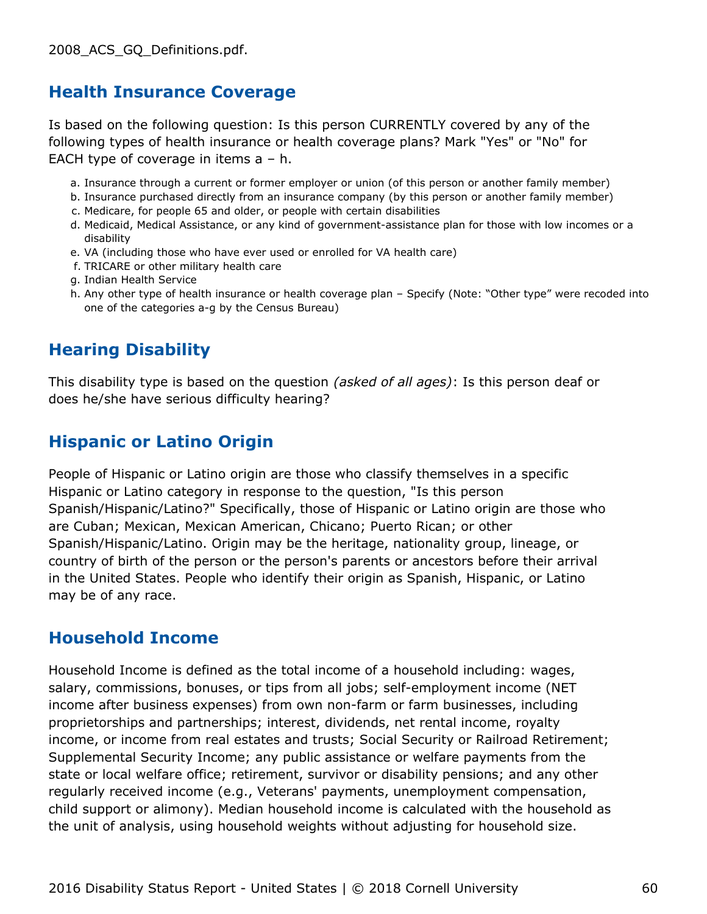2008_ACS_GQ_Definitions.pdf.

## Health Insurance Coverage

Is based on the following question: Is this person CURRENTLY covered by any of the following types of health insurance or health coverage plans? Mark "Yes" or "No" for EACH type of coverage in items a – h.

a. Insurance through a current or former employer or union (of this person or another family member)
b. Insurance purchased directly from an insurance company (by this person or another family member)
c. Medicare, for people 65 and older, or people with certain disabilities
d. Medicaid, Medical Assistance, or any kind of government-assistance plan for those with low incomes or a disability
e. VA (including those who have ever used or enrolled for VA health care)
f. TRICARE or other military health care
g. Indian Health Service
h. Any other type of health insurance or health coverage plan – Specify (Note: "Other type" were recoded into one of the categories a-g by the Census Bureau)

## Hearing Disability

This disability type is based on the question *(asked of all ages)*: Is this person deaf or does he/she have serious difficulty hearing?

## Hispanic or Latino Origin

People of Hispanic or Latino origin are those who classify themselves in a specific Hispanic or Latino category in response to the question, "Is this person Spanish/Hispanic/Latino?" Specifically, those of Hispanic or Latino origin are those who are Cuban; Mexican, Mexican American, Chicano; Puerto Rican; or other Spanish/Hispanic/Latino. Origin may be the heritage, nationality group, lineage, or country of birth of the person or the person's parents or ancestors before their arrival in the United States. People who identify their origin as Spanish, Hispanic, or Latino may be of any race.

## Household Income

Household Income is defined as the total income of a household including: wages, salary, commissions, bonuses, or tips from all jobs; self-employment income (NET income after business expenses) from own non-farm or farm businesses, including proprietorships and partnerships; interest, dividends, net rental income, royalty income, or income from real estates and trusts; Social Security or Railroad Retirement; Supplemental Security Income; any public assistance or welfare payments from the state or local welfare office; retirement, survivor or disability pensions; and any other regularly received income (e.g., Veterans' payments, unemployment compensation, child support or alimony). Median household income is calculated with the household as the unit of analysis, using household weights without adjusting for household size.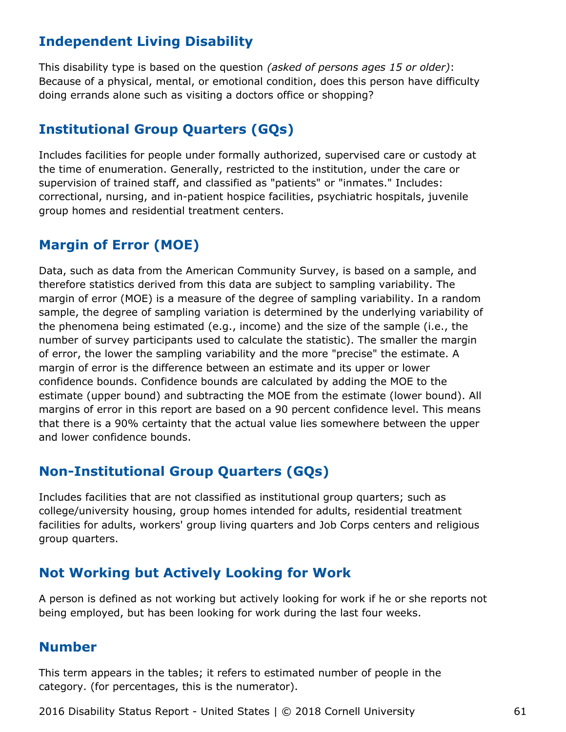## Independent Living Disability

This disability type is based on the question *(asked of persons ages 15 or older)*: Because of a physical, mental, or emotional condition, does this person have difficulty doing errands alone such as visiting a doctors office or shopping?

## Institutional Group Quarters (GQs)

Includes facilities for people under formally authorized, supervised care or custody at the time of enumeration. Generally, restricted to the institution, under the care or supervision of trained staff, and classified as "patients" or "inmates." Includes: correctional, nursing, and in-patient hospice facilities, psychiatric hospitals, juvenile group homes and residential treatment centers.

## Margin of Error (MOE)

Data, such as data from the American Community Survey, is based on a sample, and therefore statistics derived from this data are subject to sampling variability. The margin of error (MOE) is a measure of the degree of sampling variability. In a random sample, the degree of sampling variation is determined by the underlying variability of the phenomena being estimated (e.g., income) and the size of the sample (i.e., the number of survey participants used to calculate the statistic). The smaller the margin of error, the lower the sampling variability and the more "precise" the estimate. A margin of error is the difference between an estimate and its upper or lower confidence bounds. Confidence bounds are calculated by adding the MOE to the estimate (upper bound) and subtracting the MOE from the estimate (lower bound). All margins of error in this report are based on a 90 percent confidence level. This means that there is a 90% certainty that the actual value lies somewhere between the upper and lower confidence bounds.

## Non-Institutional Group Quarters (GQs)

Includes facilities that are not classified as institutional group quarters; such as college/university housing, group homes intended for adults, residential treatment facilities for adults, workers' group living quarters and Job Corps centers and religious group quarters.

## Not Working but Actively Looking for Work

A person is defined as not working but actively looking for work if he or she reports not being employed, but has been looking for work during the last four weeks.

## Number

This term appears in the tables; it refers to estimated number of people in the category. (for percentages, this is the numerator).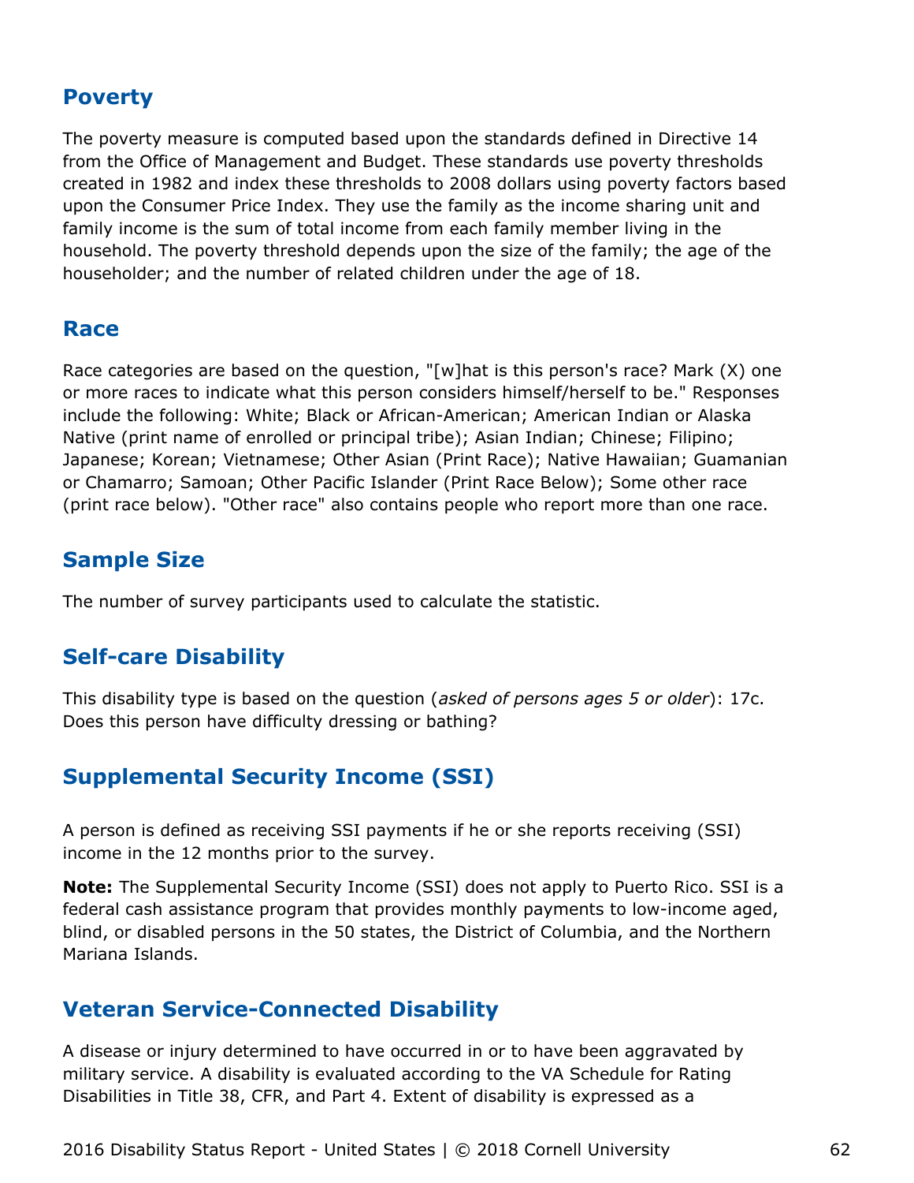## Poverty

The poverty measure is computed based upon the standards defined in Directive 14 from the Office of Management and Budget. These standards use poverty thresholds created in 1982 and index these thresholds to 2008 dollars using poverty factors based upon the Consumer Price Index. They use the family as the income sharing unit and family income is the sum of total income from each family member living in the household. The poverty threshold depends upon the size of the family; the age of the householder; and the number of related children under the age of 18.

## Race

Race categories are based on the question, "[w]hat is this person's race? Mark (X) one or more races to indicate what this person considers himself/herself to be." Responses include the following: White; Black or African-American; American Indian or Alaska Native (print name of enrolled or principal tribe); Asian Indian; Chinese; Filipino; Japanese; Korean; Vietnamese; Other Asian (Print Race); Native Hawaiian; Guamanian or Chamarro; Samoan; Other Pacific Islander (Print Race Below); Some other race (print race below). "Other race" also contains people who report more than one race.

## Sample Size

The number of survey participants used to calculate the statistic.

## Self-care Disability

This disability type is based on the question (*asked of persons ages 5 or older*): 17c. Does this person have difficulty dressing or bathing?

## Supplemental Security Income (SSI)

A person is defined as receiving SSI payments if he or she reports receiving (SSI) income in the 12 months prior to the survey.

**Note:** The Supplemental Security Income (SSI) does not apply to Puerto Rico. SSI is a federal cash assistance program that provides monthly payments to low-income aged, blind, or disabled persons in the 50 states, the District of Columbia, and the Northern Mariana Islands.

## Veteran Service-Connected Disability

A disease or injury determined to have occurred in or to have been aggravated by military service. A disability is evaluated according to the VA Schedule for Rating Disabilities in Title 38, CFR, and Part 4. Extent of disability is expressed as a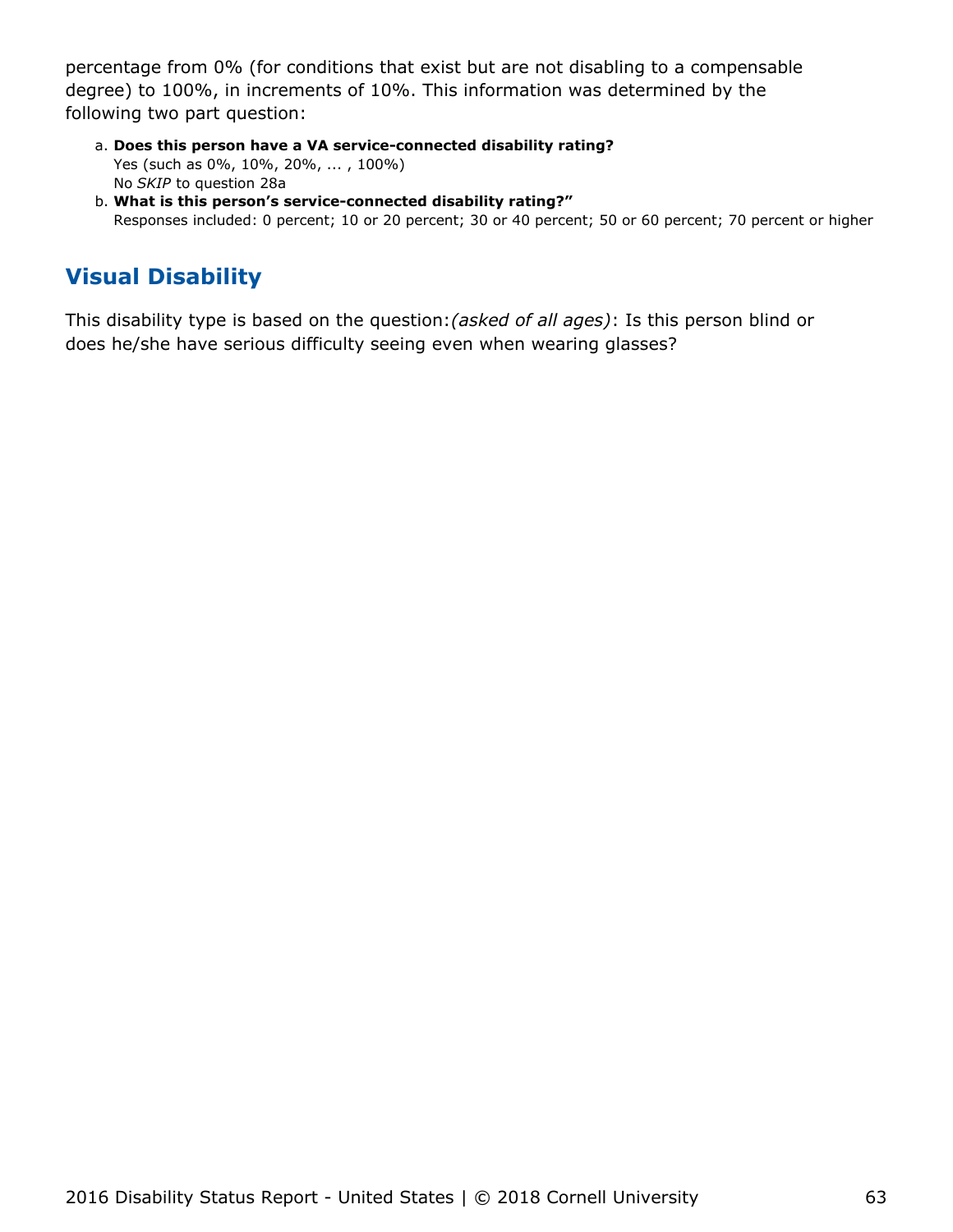percentage from 0% (for conditions that exist but are not disabling to a compensable degree) to 100%, in increments of 10%. This information was determined by the following two part question:

a. **Does this person have a VA service-connected disability rating?**
   Yes (such as 0%, 10%, 20%, ... , 100%)
   No *SKIP* to question 28a
b. **What is this person's service-connected disability rating?"**
   Responses included: 0 percent; 10 or 20 percent; 30 or 40 percent; 50 or 60 percent; 70 percent or higher

## Visual Disability

This disability type is based on the question:*(asked of all ages)*: Is this person blind or does he/she have serious difficulty seeing even when wearing glasses?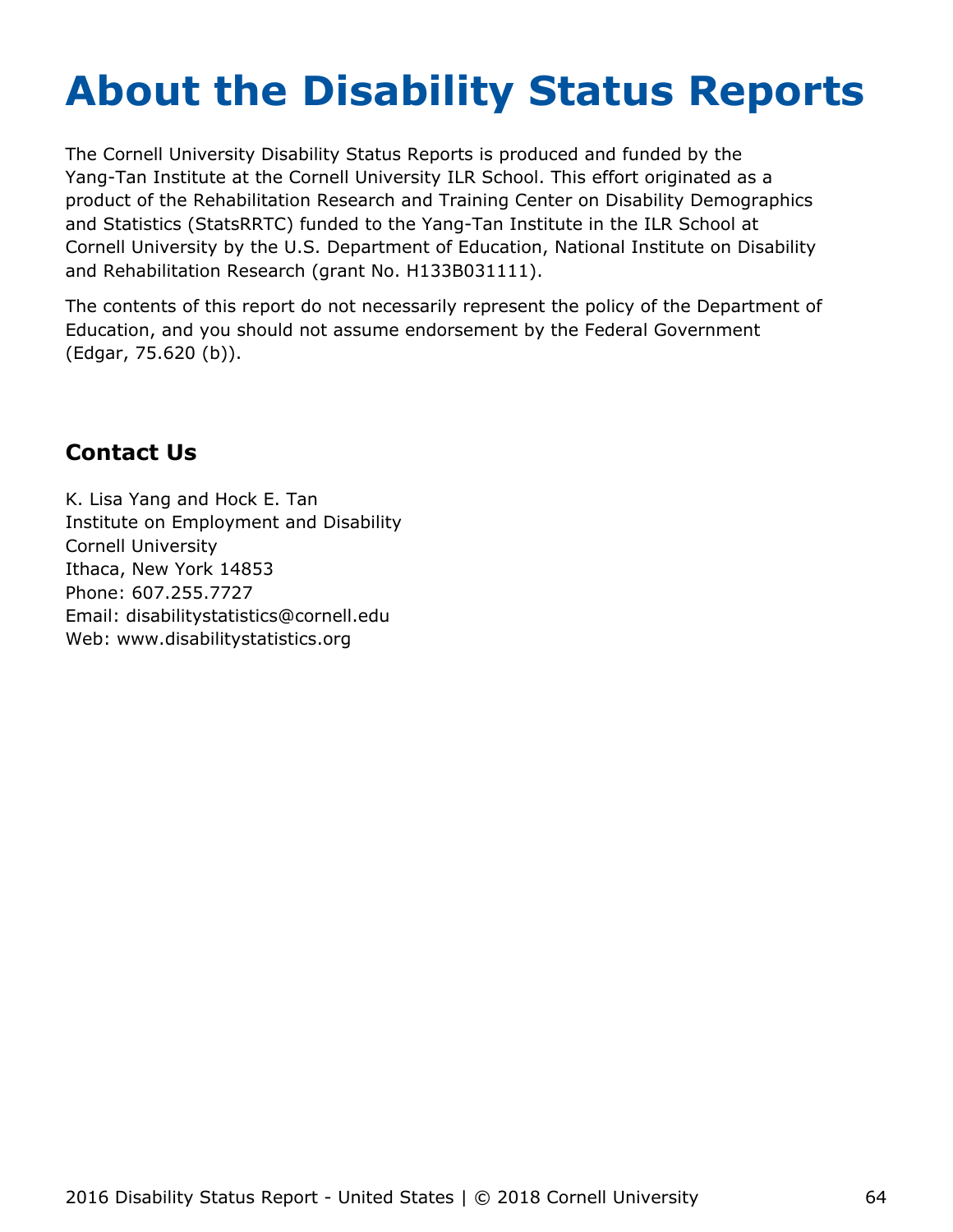# About the Disability Status Reports

The Cornell University Disability Status Reports is produced and funded by the Yang-Tan Institute at the Cornell University ILR School. This effort originated as a product of the Rehabilitation Research and Training Center on Disability Demographics and Statistics (StatsRRTC) funded to the Yang-Tan Institute in the ILR School at Cornell University by the U.S. Department of Education, National Institute on Disability and Rehabilitation Research (grant No. H133B031111).

The contents of this report do not necessarily represent the policy of the Department of Education, and you should not assume endorsement by the Federal Government (Edgar, 75.620 (b)).

## Contact Us

K. Lisa Yang and Hock E. Tan
Institute on Employment and Disability
Cornell University
Ithaca, New York 14853
Phone: 607.255.7727
Email: disabilitystatistics@cornell.edu
Web: www.disabilitystatistics.org